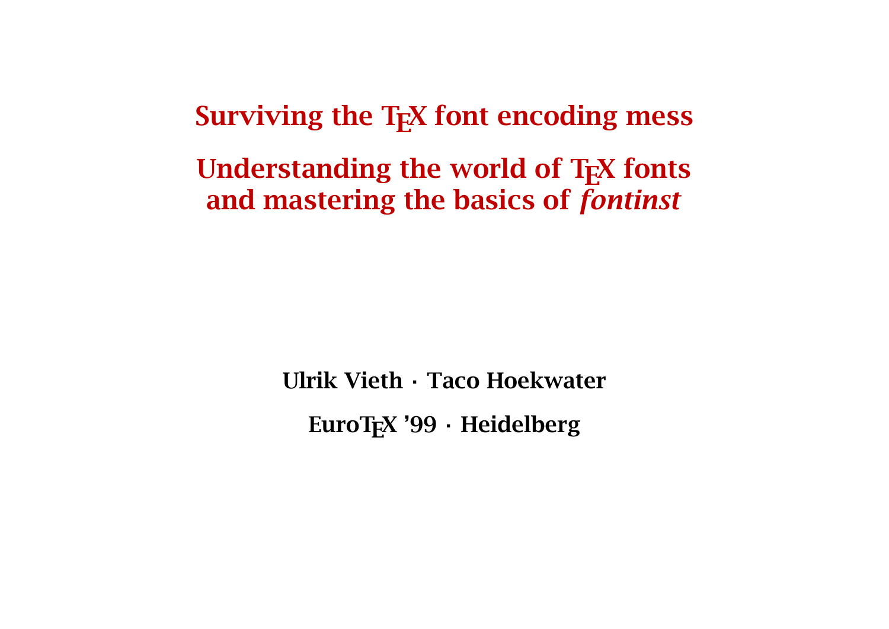# Surviving the TEX font encoding mess

## Understanding the world of TEX fonts and mastering the basics of *fontinst*

**Ulrik Vieth · Taco Hoekwater**

**EuroTEX '99 · Heidelberg**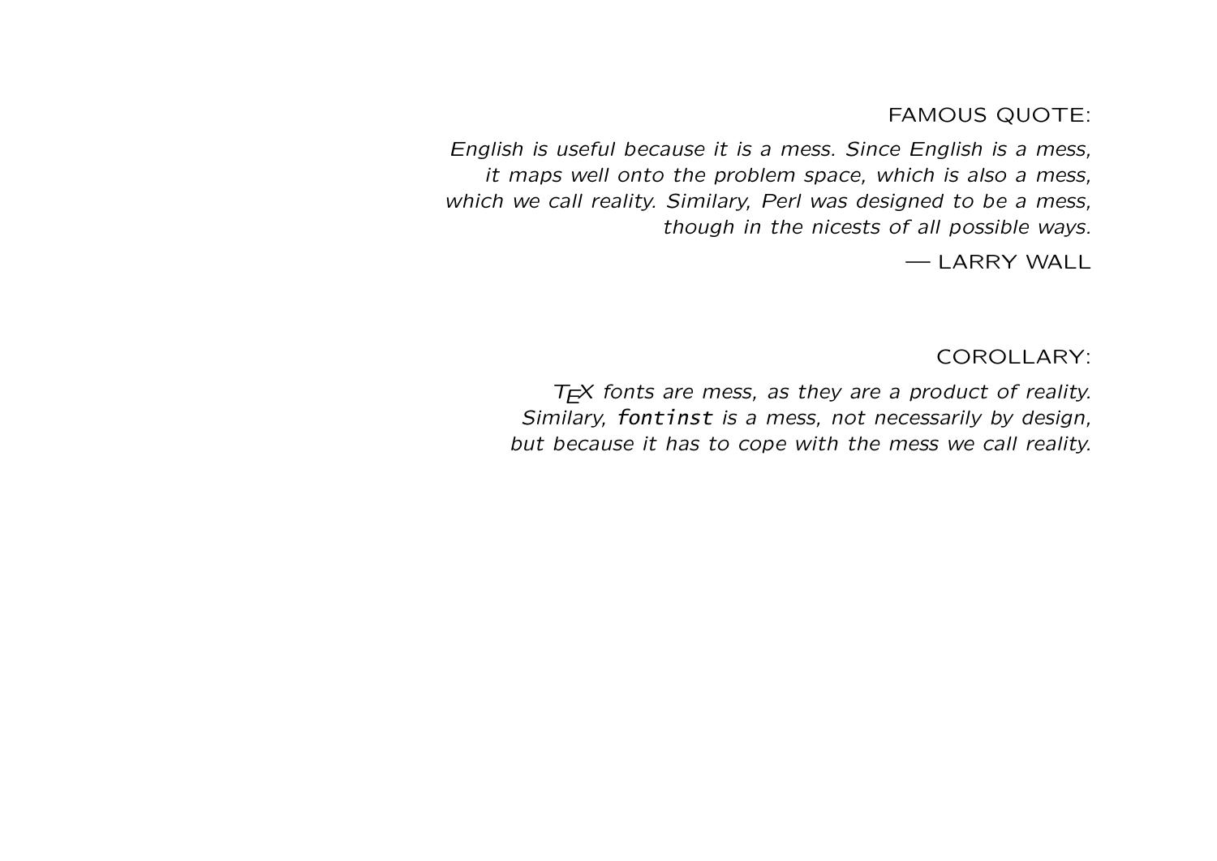FAMOUS QUOTE:

*English is useful because it is a mess. Since English is a mess,*
*it maps well onto the problem space, which is also a mess,*
*which we call reality. Similary, Perl was designed to be a mess,*
*though in the nicests of all possible ways.*

— LARRY WALL

COROLLARY:

*TEX fonts are mess, as they are a product of reality.*
*Similary, `fontinst` is a mess, not necessarily by design,*
*but because it has to cope with the mess we call reality.*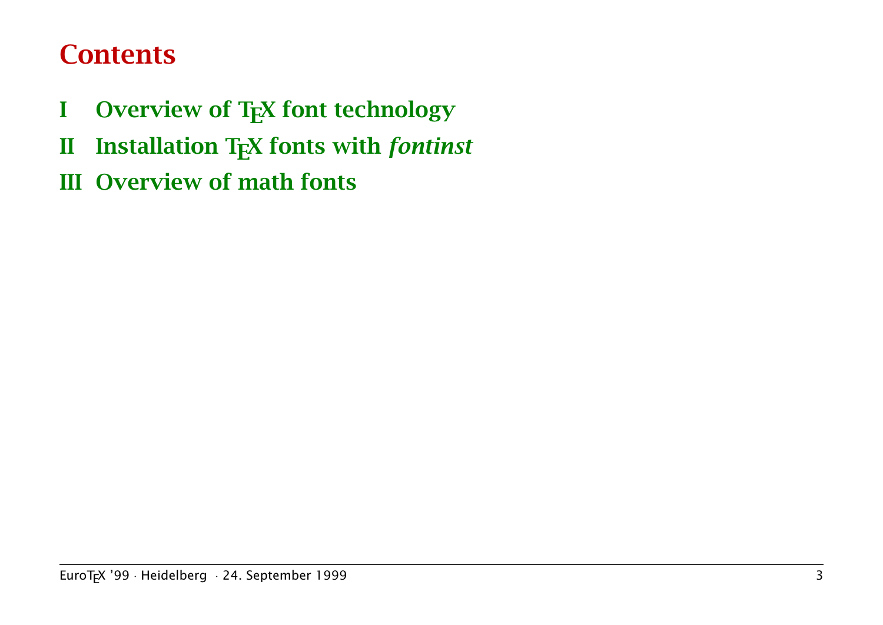# Contents

- **I Overview of TEX font technology**
- **II Installation TEX fonts with *fontinst***
- **III Overview of math fonts**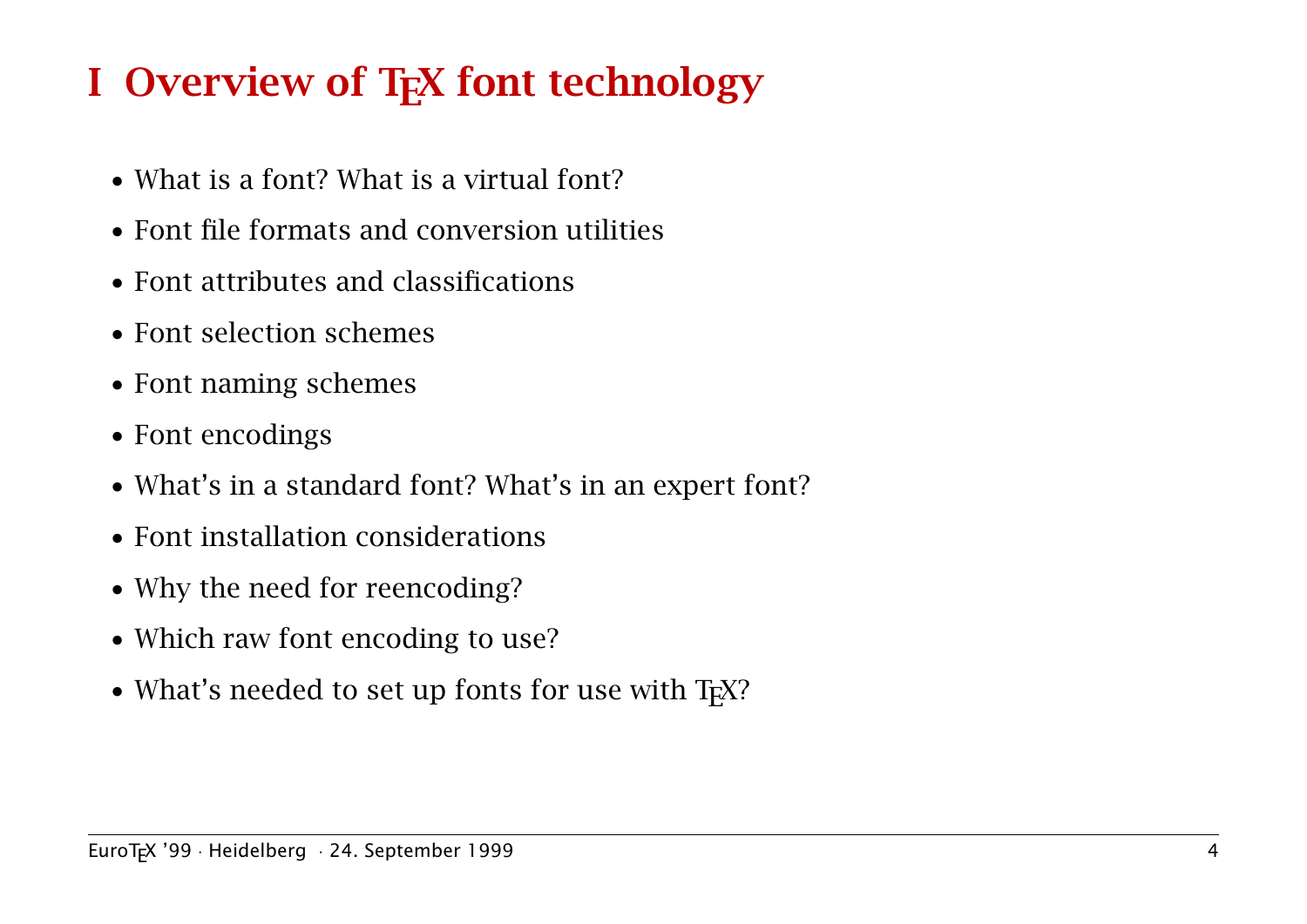# I Overview of TEX font technology

- What is a font? What is a virtual font?
- Font file formats and conversion utilities
- Font attributes and classifications
- Font selection schemes
- Font naming schemes
- Font encodings
- What's in a standard font? What's in an expert font?
- Font installation considerations
- Why the need for reencoding?
- Which raw font encoding to use?
- What's needed to set up fonts for use with TEX?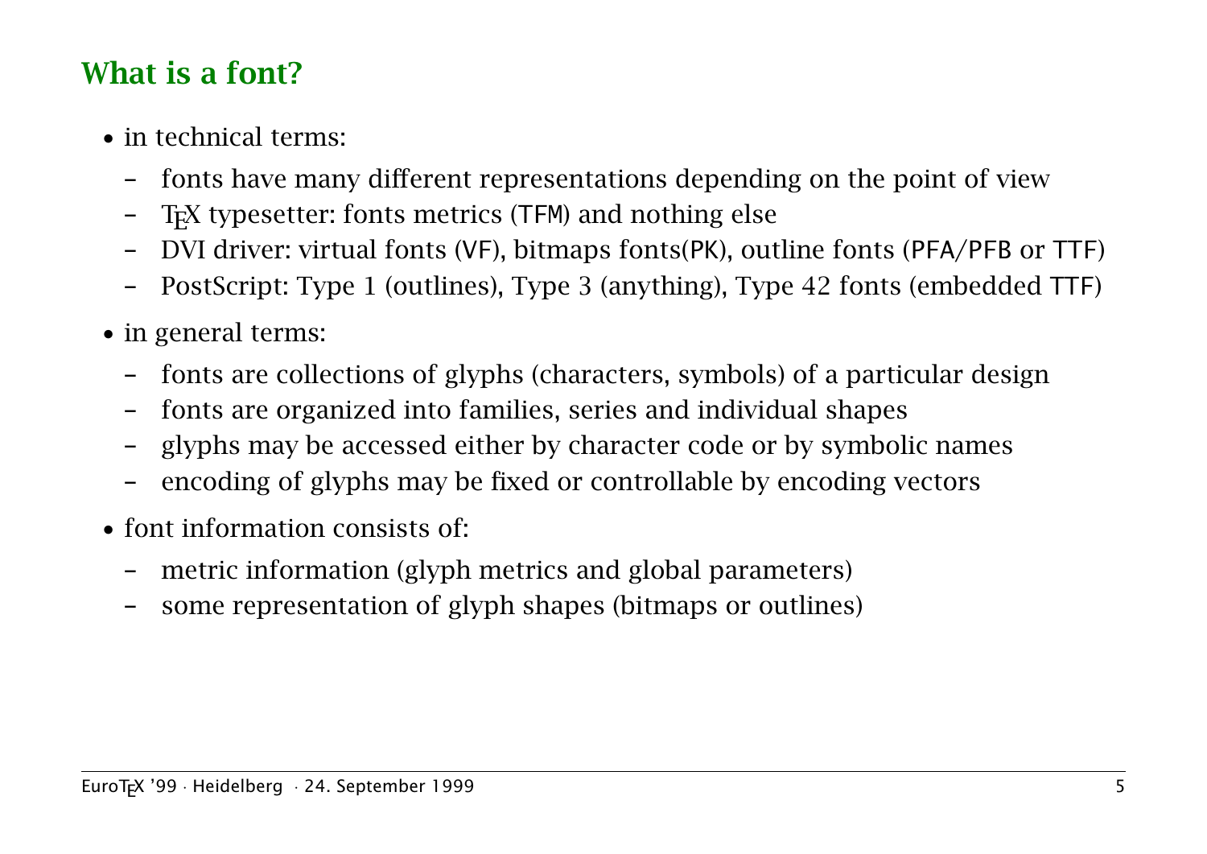## What is a font?

- in technical terms:
  - fonts have many different representations depending on the point of view
  - TeX typesetter: fonts metrics (TFM) and nothing else
  - DVI driver: virtual fonts (VF), bitmaps fonts(PK), outline fonts (PFA/PFB or TTF)
  - PostScript: Type 1 (outlines), Type 3 (anything), Type 42 fonts (embedded TTF)
- in general terms:
  - fonts are collections of glyphs (characters, symbols) of a particular design
  - fonts are organized into families, series and individual shapes
  - glyphs may be accessed either by character code or by symbolic names
  - encoding of glyphs may be fixed or controllable by encoding vectors
- font information consists of:
  - metric information (glyph metrics and global parameters)
  - some representation of glyph shapes (bitmaps or outlines)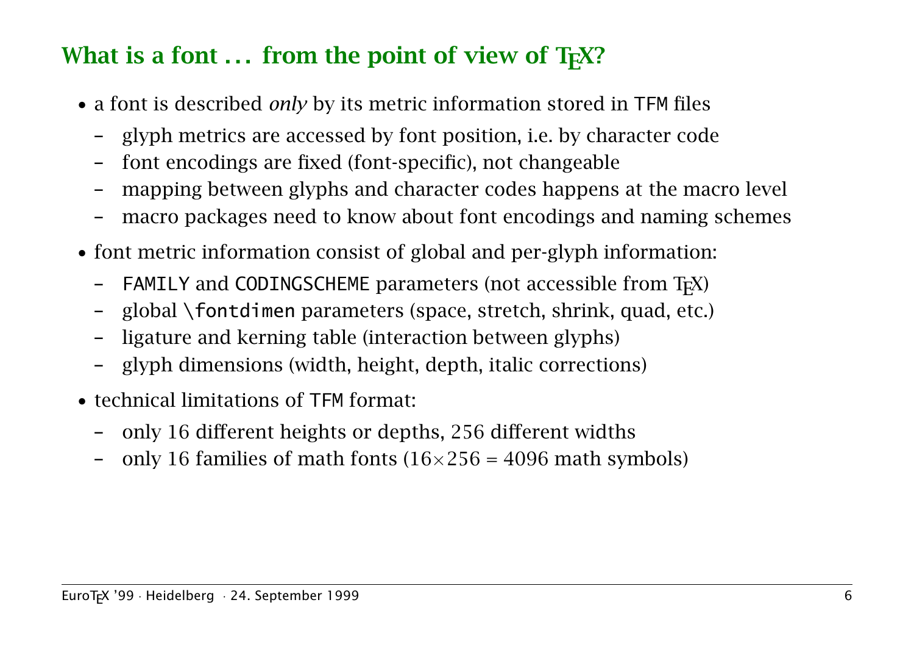## What is a font ... from the point of view of TeX?

- a font is described *only* by its metric information stored in `TFM` files
  - glyph metrics are accessed by font position, i.e. by character code
  - font encodings are fixed (font-specific), not changeable
  - mapping between glyphs and character codes happens at the macro level
  - macro packages need to know about font encodings and naming schemes
- font metric information consist of global and per-glyph information:
  - `FAMILY` and `CODINGSCHEME` parameters (not accessible from TeX)
  - global `\fontdimen` parameters (space, stretch, shrink, quad, etc.)
  - ligature and kerning table (interaction between glyphs)
  - glyph dimensions (width, height, depth, italic corrections)
- technical limitations of `TFM` format:
  - only 16 different heights or depths, 256 different widths
  - only 16 families of math fonts ($16 \times 256 = 4096$ math symbols)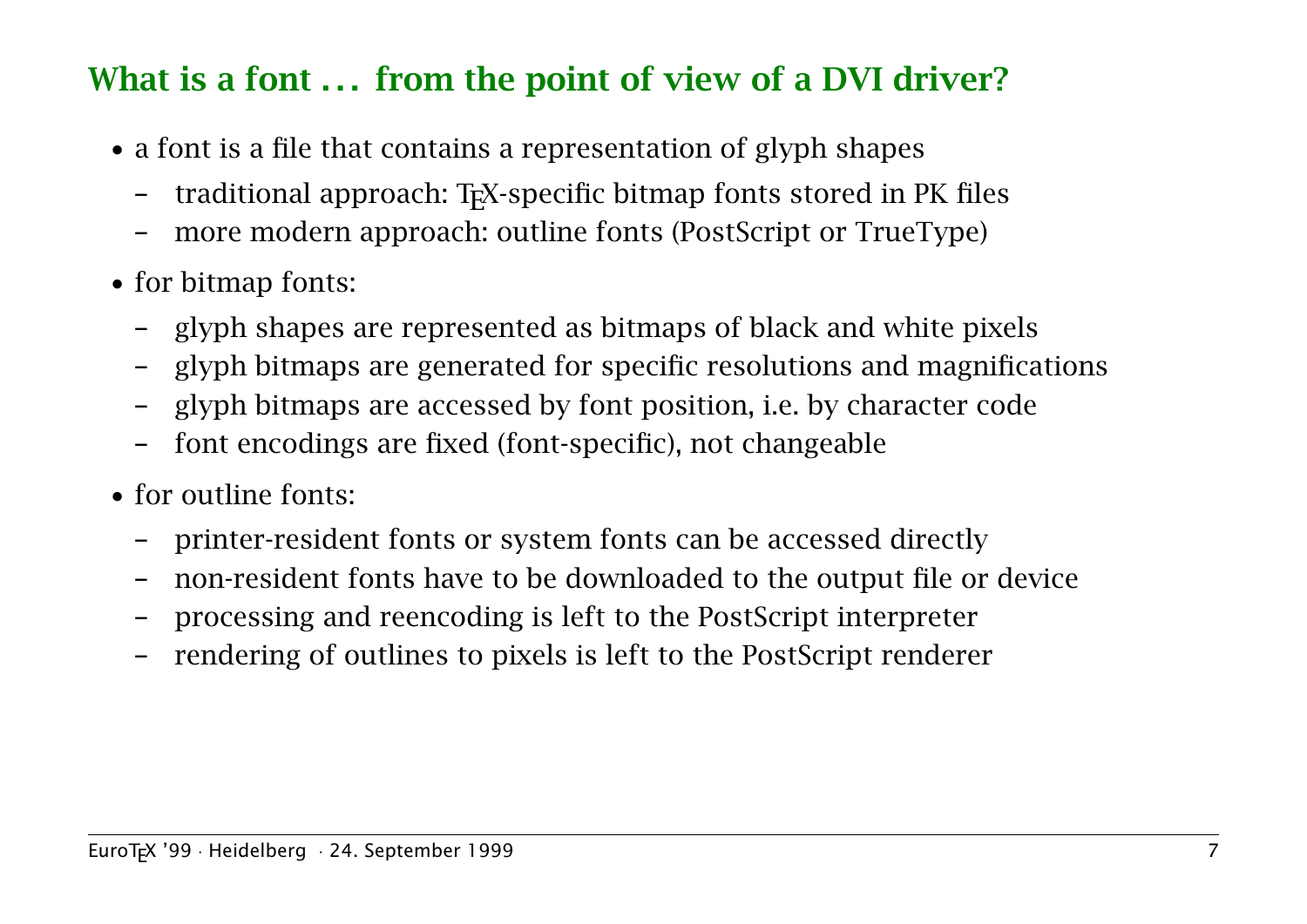## What is a font … from the point of view of a DVI driver?

- a font is a file that contains a representation of glyph shapes
  - traditional approach: TEX-specific bitmap fonts stored in PK files
  - more modern approach: outline fonts (PostScript or TrueType)
- for bitmap fonts:
  - glyph shapes are represented as bitmaps of black and white pixels
  - glyph bitmaps are generated for specific resolutions and magnifications
  - glyph bitmaps are accessed by font position, i.e. by character code
  - font encodings are fixed (font-specific), not changeable
- for outline fonts:
  - printer-resident fonts or system fonts can be accessed directly
  - non-resident fonts have to be downloaded to the output file or device
  - processing and reencoding is left to the PostScript interpreter
  - rendering of outlines to pixels is left to the PostScript renderer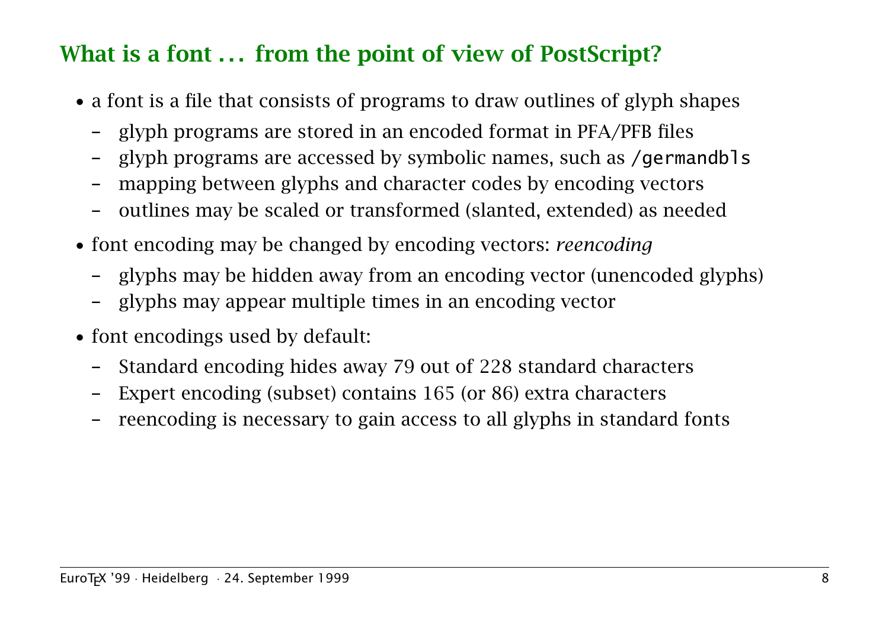## What is a font … from the point of view of PostScript?

- a font is a file that consists of programs to draw outlines of glyph shapes
  - glyph programs are stored in an encoded format in PFA/PFB files
  - glyph programs are accessed by symbolic names, such as `/germandbls`
  - mapping between glyphs and character codes by encoding vectors
  - outlines may be scaled or transformed (slanted, extended) as needed
- font encoding may be changed by encoding vectors: *reencoding*
  - glyphs may be hidden away from an encoding vector (unencoded glyphs)
  - glyphs may appear multiple times in an encoding vector
- font encodings used by default:
  - Standard encoding hides away 79 out of 228 standard characters
  - Expert encoding (subset) contains 165 (or 86) extra characters
  - reencoding is necessary to gain access to all glyphs in standard fonts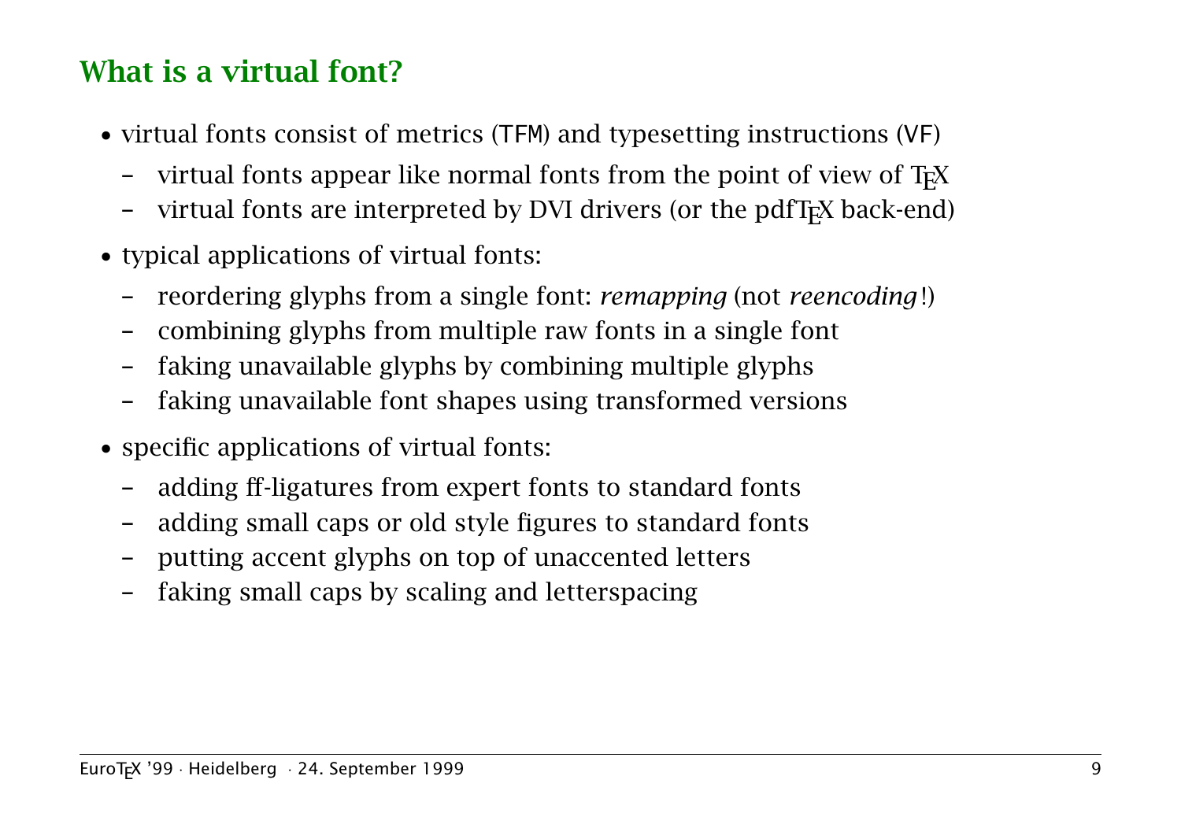## What is a virtual font?

- virtual fonts consist of metrics (TFM) and typesetting instructions (VF)
  - virtual fonts appear like normal fonts from the point of view of TeX
  - virtual fonts are interpreted by DVI drivers (or the pdfTeX back-end)
- typical applications of virtual fonts:
  - reordering glyphs from a single font: *remapping* (not *reencoding*!)
  - combining glyphs from multiple raw fonts in a single font
  - faking unavailable glyphs by combining multiple glyphs
  - faking unavailable font shapes using transformed versions
- specific applications of virtual fonts:
  - adding ff-ligatures from expert fonts to standard fonts
  - adding small caps or old style figures to standard fonts
  - putting accent glyphs on top of unaccented letters
  - faking small caps by scaling and letterspacing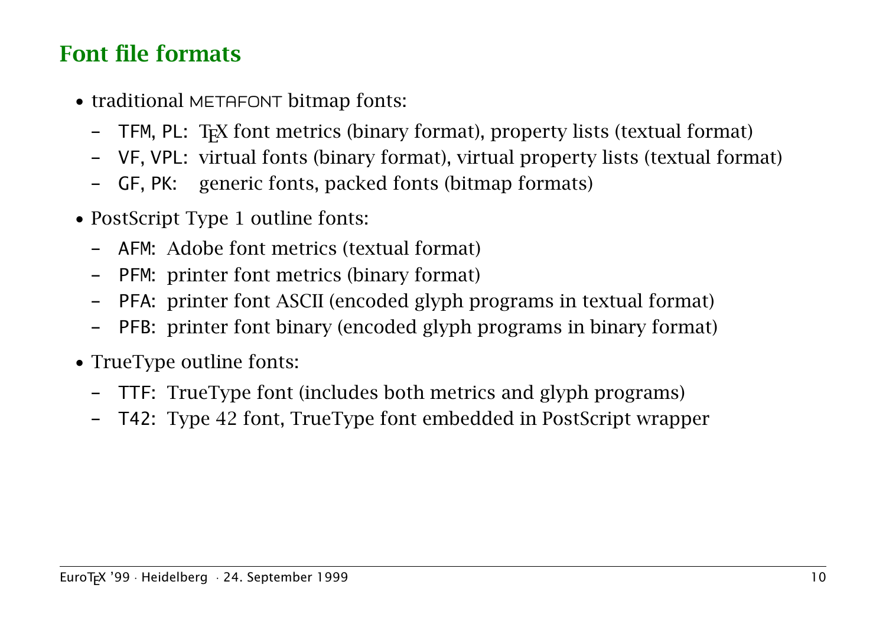## Font file formats

- traditional METAFONT bitmap fonts:
  - TFM, PL: TeX font metrics (binary format), property lists (textual format)
  - VF, VPL: virtual fonts (binary format), virtual property lists (textual format)
  - GF, PK: generic fonts, packed fonts (bitmap formats)
- PostScript Type 1 outline fonts:
  - AFM: Adobe font metrics (textual format)
  - PFM: printer font metrics (binary format)
  - PFA: printer font ASCII (encoded glyph programs in textual format)
  - PFB: printer font binary (encoded glyph programs in binary format)
- TrueType outline fonts:
  - TTF: TrueType font (includes both metrics and glyph programs)
  - T42: Type 42 font, TrueType font embedded in PostScript wrapper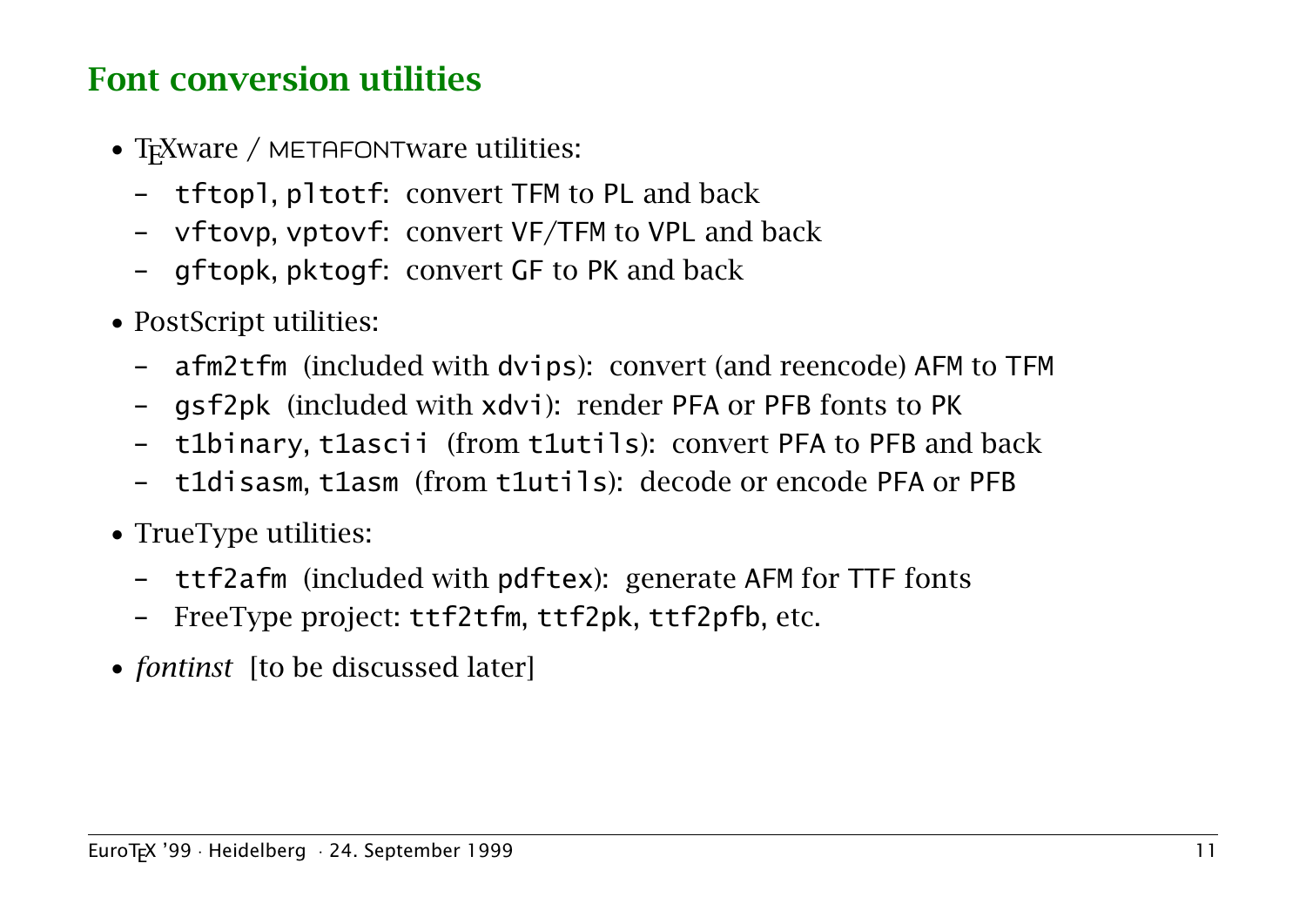## Font conversion utilities

- TEXware / METAFONTware utilities:
  - `tftopl`, `pltotf`: convert TFM to PL and back
  - `vftovp`, `vptovf`: convert VF/TFM to VPL and back
  - `gftopk`, `pktogf`: convert GF to PK and back
- PostScript utilities:
  - `afm2tfm` (included with `dvips`): convert (and reencode) AFM to TFM
  - `gsf2pk` (included with `xdvi`): render PFA or PFB fonts to PK
  - `t1binary`, `t1ascii` (from `t1utils`): convert PFA to PFB and back
  - `t1disasm`, `t1asm` (from `t1utils`): decode or encode PFA or PFB
- TrueType utilities:
  - `ttf2afm` (included with `pdftex`): generate AFM for TTF fonts
  - FreeType project: `ttf2tfm`, `ttf2pk`, `ttf2pfb`, etc.
- *fontinst* [to be discussed later]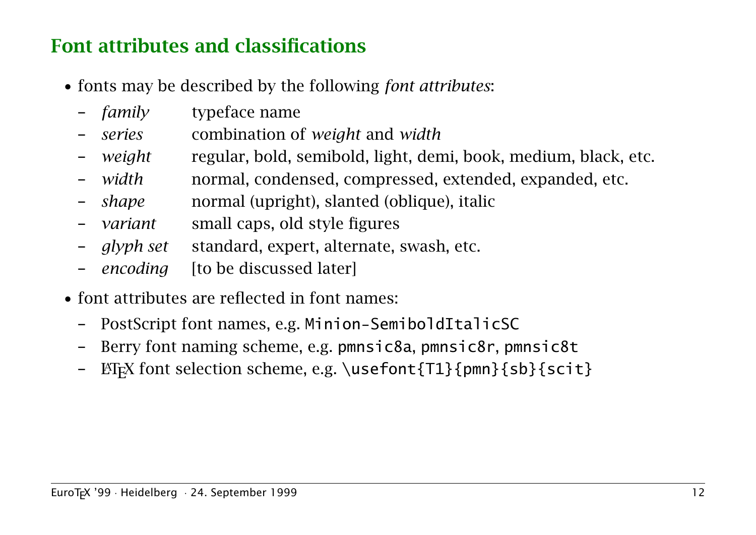## Font attributes and classifications

- fonts may be described by the following *font attributes*:
  - *family* typeface name
  - *series* combination of *weight* and *width*
  - *weight* regular, bold, semibold, light, demi, book, medium, black, etc.
  - *width* normal, condensed, compressed, extended, expanded, etc.
  - *shape* normal (upright), slanted (oblique), italic
  - *variant* small caps, old style figures
  - *glyph set* standard, expert, alternate, swash, etc.
  - *encoding* [to be discussed later]
- font attributes are reflected in font names:
  - PostScript font names, e.g. `Minion-SemiboldItalicSC`
  - Berry font naming scheme, e.g. `pmnsic8a`, `pmnsic8r`, `pmnsic8t`
  - LaTeX font selection scheme, e.g. `\usefont{T1}{pmn}{sb}{scit}`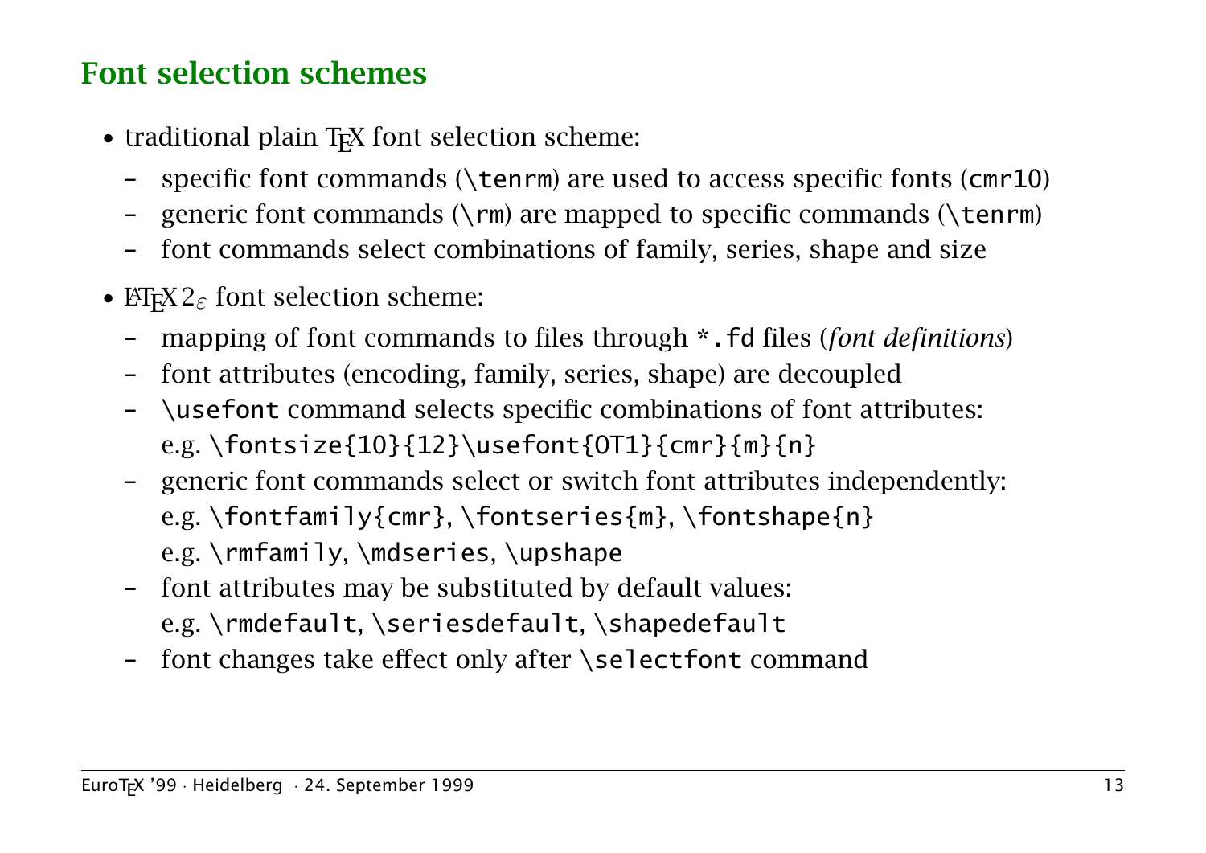## Font selection schemes

- traditional plain TeX font selection scheme:
  - specific font commands (`\tenrm`) are used to access specific fonts (`cmr10`)
  - generic font commands (`\rm`) are mapped to specific commands (`\tenrm`)
  - font commands select combinations of family, series, shape and size
- LaTeX $2_\varepsilon$ font selection scheme:
  - mapping of font commands to files through `*.fd` files (*font definitions*)
  - font attributes (encoding, family, series, shape) are decoupled
  - `\usefont` command selects specific combinations of font attributes:
    e.g. `\fontsize{10}{12}\usefont{OT1}{cmr}{m}{n}`
  - generic font commands select or switch font attributes independently:
    e.g. `\fontfamily{cmr}`, `\fontseries{m}`, `\fontshape{n}`
    e.g. `\rmfamily`, `\mdseries`, `\upshape`
  - font attributes may be substituted by default values:
    e.g. `\rmdefault`, `\seriesdefault`, `\shapedefault`
  - font changes take effect only after `\selectfont` command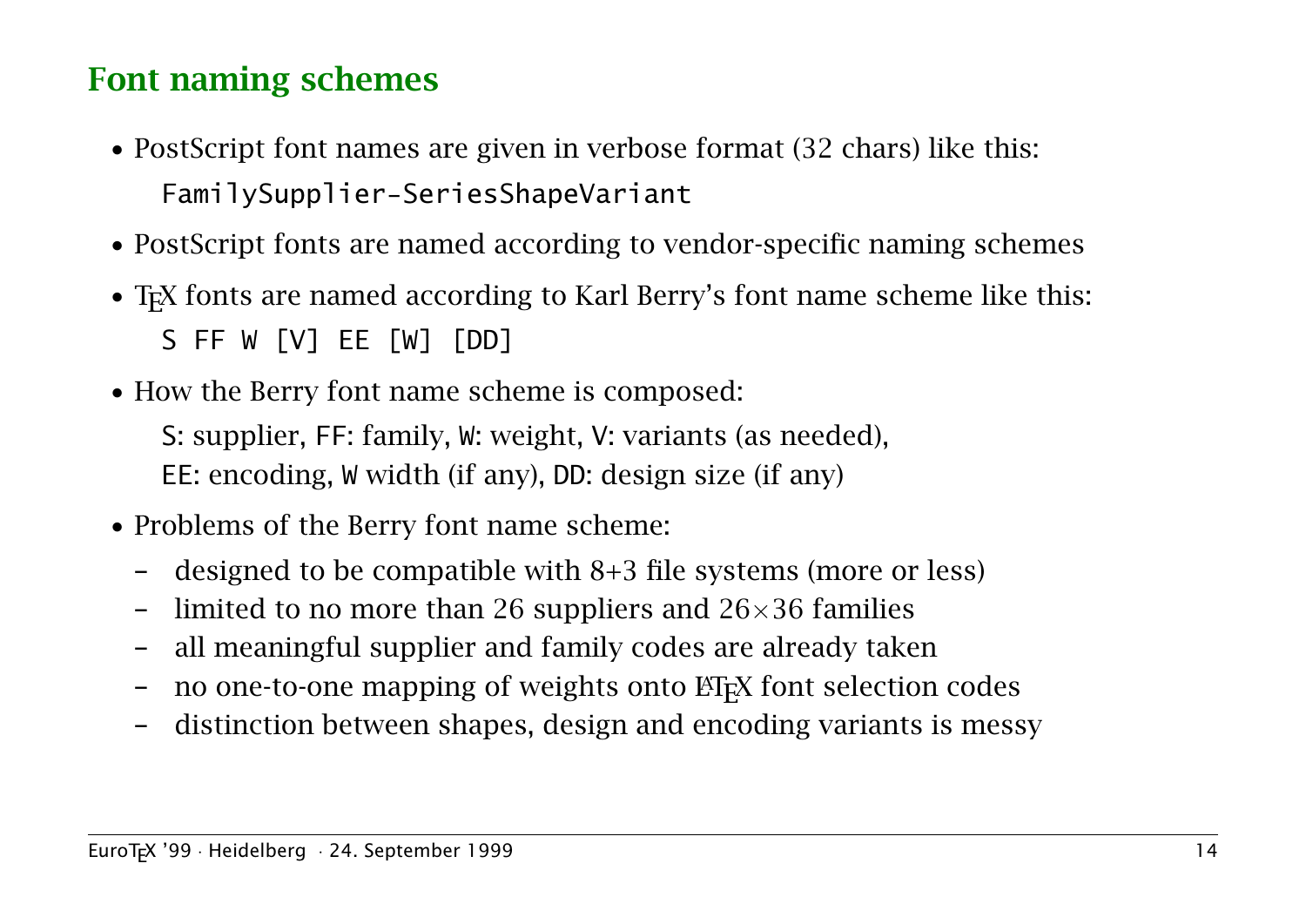## Font naming schemes

- PostScript font names are given in verbose format (32 chars) like this:

  `FamilySupplier-SeriesShapeVariant`

- PostScript fonts are named according to vendor-specific naming schemes
- TeX fonts are named according to Karl Berry's font name scheme like this:

  `S FF W [V] EE [W] [DD]`

- How the Berry font name scheme is composed:

  `S`: supplier, `FF`: family, `W`: weight, `V`: variants (as needed),
  `EE`: encoding, `W` width (if any), `DD`: design size (if any)

- Problems of the Berry font name scheme:
  - designed to be compatible with 8+3 file systems (more or less)
  - limited to no more than 26 suppliers and $26 \times 36$ families
  - all meaningful supplier and family codes are already taken
  - no one-to-one mapping of weights onto LaTeX font selection codes
  - distinction between shapes, design and encoding variants is messy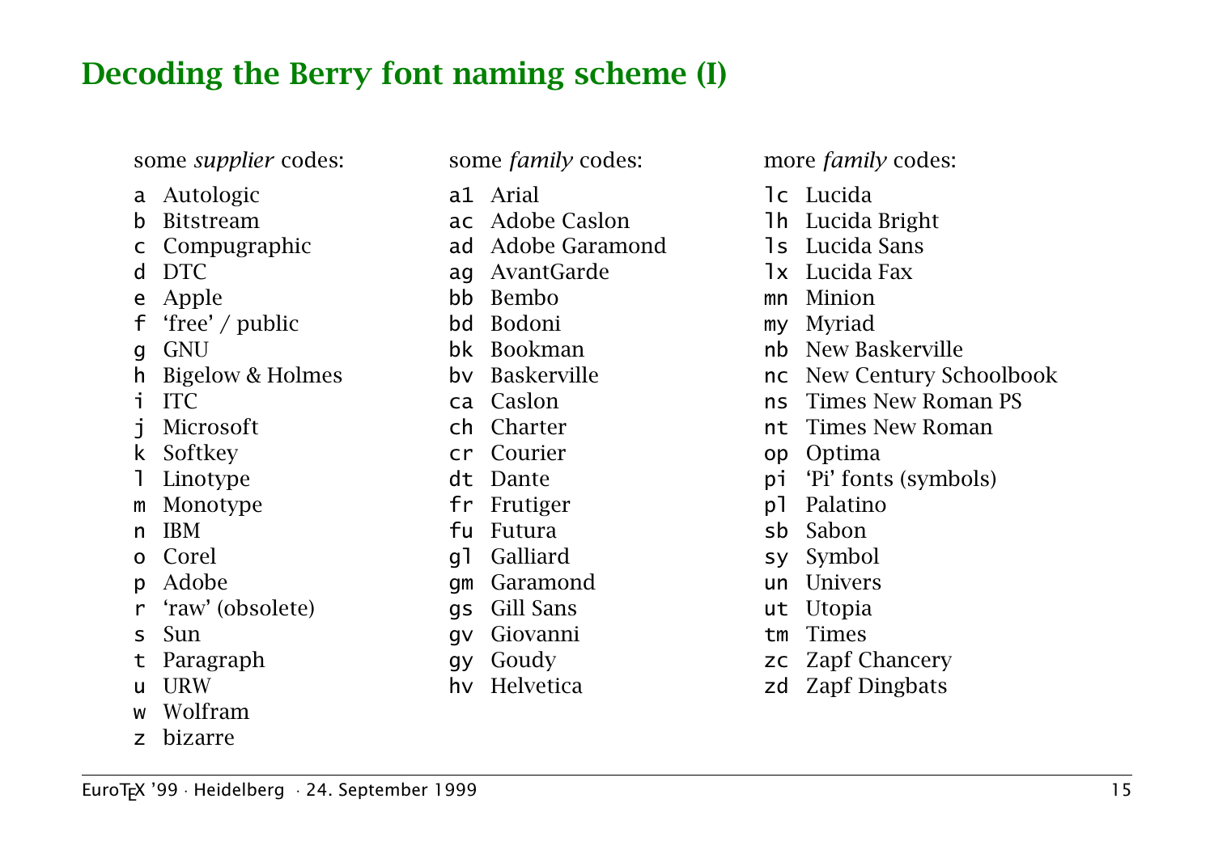# Decoding the Berry font naming scheme (I)

some *supplier* codes:

| | |
|---|---|
| `a` | Autologic |
| `b` | Bitstream |
| `c` | Compugraphic |
| `d` | DTC |
| `e` | Apple |
| `f` | 'free' / public |
| `g` | GNU |
| `h` | Bigelow & Holmes |
| `i` | ITC |
| `j` | Microsoft |
| `k` | Softkey |
| `l` | Linotype |
| `m` | Monotype |
| `n` | IBM |
| `o` | Corel |
| `p` | Adobe |
| `r` | 'raw' (obsolete) |
| `s` | Sun |
| `t` | Paragraph |
| `u` | URW |
| `w` | Wolfram |
| `z` | bizarre |

some *family* codes:

| | |
|---|---|
| `a1` | Arial |
| `ac` | Adobe Caslon |
| `ad` | Adobe Garamond |
| `ag` | AvantGarde |
| `bb` | Bembo |
| `bd` | Bodoni |
| `bk` | Bookman |
| `bv` | Baskerville |
| `ca` | Caslon |
| `ch` | Charter |
| `cr` | Courier |
| `dt` | Dante |
| `fr` | Frutiger |
| `fu` | Futura |
| `gl` | Galliard |
| `gm` | Garamond |
| `gs` | Gill Sans |
| `gv` | Giovanni |
| `gy` | Goudy |
| `hv` | Helvetica |

more *family* codes:

| | |
|---|---|
| `lc` | Lucida |
| `lh` | Lucida Bright |
| `ls` | Lucida Sans |
| `lx` | Lucida Fax |
| `mn` | Minion |
| `my` | Myriad |
| `nb` | New Baskerville |
| `nc` | New Century Schoolbook |
| `ns` | Times New Roman PS |
| `nt` | Times New Roman |
| `op` | Optima |
| `pi` | 'Pi' fonts (symbols) |
| `pl` | Palatino |
| `sb` | Sabon |
| `sy` | Symbol |
| `un` | Univers |
| `ut` | Utopia |
| `tm` | Times |
| `zc` | Zapf Chancery |
| `zd` | Zapf Dingbats |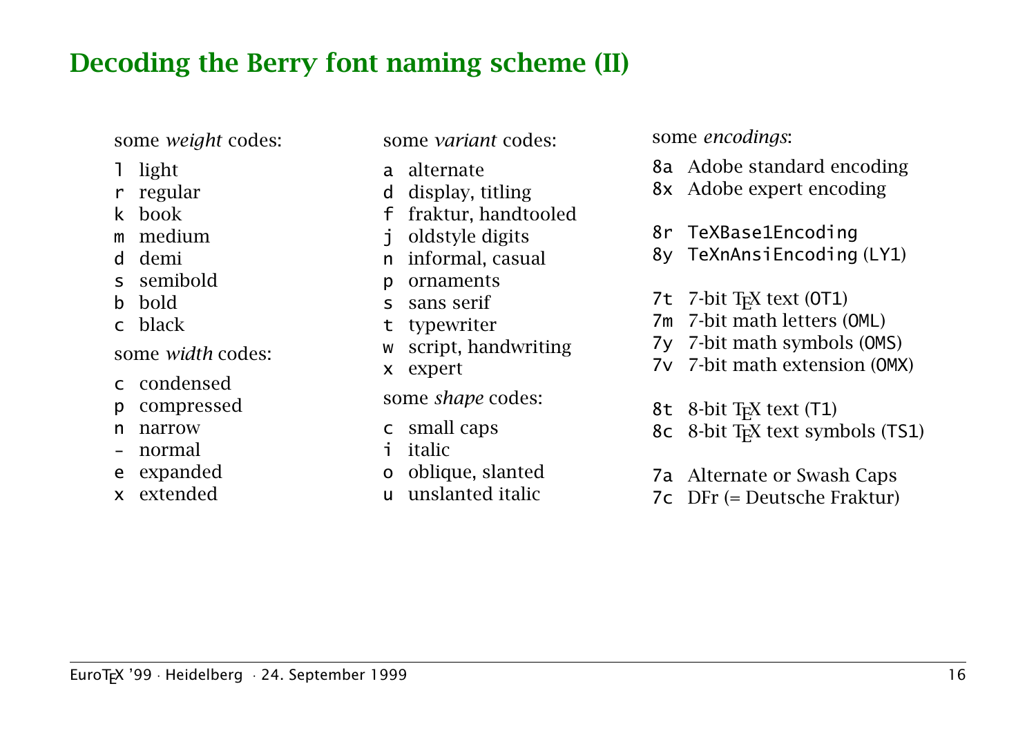# Decoding the Berry font naming scheme (II)

some *weight* codes:

- `l` light
- `r` regular
- `k` book
- `m` medium
- `d` demi
- `s` semibold
- `b` bold
- `c` black

some *width* codes:

- `c` condensed
- `p` compressed
- `n` narrow
- `-` normal
- `e` expanded
- `x` extended

some *variant* codes:

- `a` alternate
- `d` display, titling
- `f` fraktur, handtooled
- `j` oldstyle digits
- `n` informal, casual
- `p` ornaments
- `s` sans serif
- `t` typewriter
- `w` script, handwriting
- `x` expert

some *shape* codes:

- `c` small caps
- `i` italic
- `o` oblique, slanted
- `u` unslanted italic

some *encodings*:

- `8a` Adobe standard encoding
- `8x` Adobe expert encoding

- `8r` `TeXBase1Encoding`
- `8y` `TeXnAnsiEncoding` (`LY1`)

- `7t` 7-bit TEX text (`OT1`)
- `7m` 7-bit math letters (`OML`)
- `7y` 7-bit math symbols (`OMS`)
- `7v` 7-bit math extension (`OMX`)

- `8t` 8-bit TEX text (`T1`)
- `8c` 8-bit TEX text symbols (`TS1`)

- `7a` Alternate or Swash Caps
- `7c` DFr (= Deutsche Fraktur)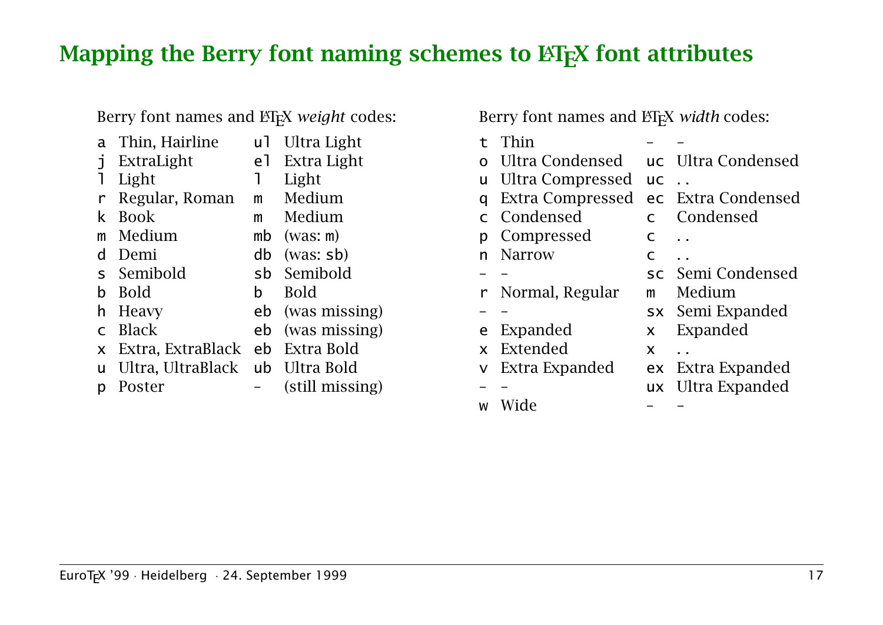## Mapping the Berry font naming schemes to LaTeX font attributes

Berry font names and LaTeX *weight* codes:

| | | | |
|---|---|---|---|
| a | Thin, Hairline | ul | Ultra Light |
| j | ExtraLight | el | Extra Light |
| l | Light | l | Light |
| r | Regular, Roman | m | Medium |
| k | Book | m | Medium |
| m | Medium | mb | (was: m) |
| d | Demi | db | (was: sb) |
| s | Semibold | sb | Semibold |
| b | Bold | b | Bold |
| h | Heavy | eb | (was missing) |
| c | Black | eb | (was missing) |
| x | Extra, ExtraBlack | eb | Extra Bold |
| u | Ultra, UltraBlack | ub | Ultra Bold |
| p | Poster | – | (still missing) |

Berry font names and LaTeX *width* codes:

| | | | |
|---|---|---|---|
| t | Thin | – | – |
| o | Ultra Condensed | uc | Ultra Condensed |
| u | Ultra Compressed | uc | .. |
| q | Extra Compressed | ec | Extra Condensed |
| c | Condensed | c | Condensed |
| p | Compressed | c | .. |
| n | Narrow | c | .. |
| – | – | sc | Semi Condensed |
| r | Normal, Regular | m | Medium |
| – | – | sx | Semi Expanded |
| e | Expanded | x | Expanded |
| x | Extended | x | .. |
| v | Extra Expanded | ex | Extra Expanded |
| – | – | ux | Ultra Expanded |
| w | Wide | – | – |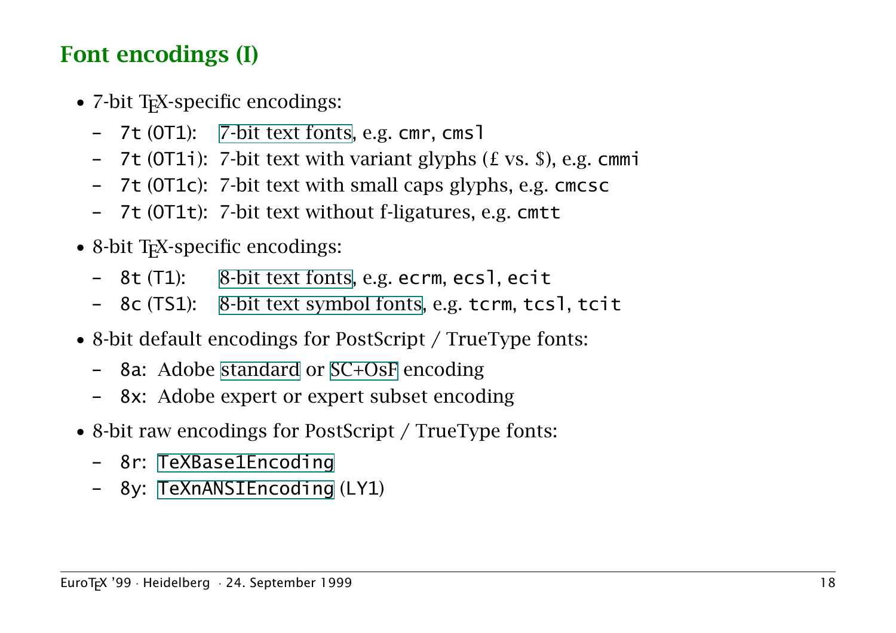## Font encodings (I)

- 7-bit TEX-specific encodings:
  - `7t` (`OT1`): 7-bit text fonts, e.g. `cmr`, `cmsl`
  - `7t` (`OT1i`): 7-bit text with variant glyphs (£ vs. $), e.g. `cmmi`
  - `7t` (`OT1c`): 7-bit text with small caps glyphs, e.g. `cmcsc`
  - `7t` (`OT1t`): 7-bit text without f-ligatures, e.g. `cmtt`
- 8-bit TEX-specific encodings:
  - `8t` (`T1`): 8-bit text fonts, e.g. `ecrm`, `ecsl`, `ecit`
  - `8c` (`TS1`): 8-bit text symbol fonts, e.g. `tcrm`, `tcsl`, `tcit`
- 8-bit default encodings for PostScript / TrueType fonts:
  - `8a`: Adobe standard or SC+OsF encoding
  - `8x`: Adobe expert or expert subset encoding
- 8-bit raw encodings for PostScript / TrueType fonts:
  - `8r`: `TeXBase1Encoding`
  - `8y`: `TeXnANSIEncoding` (`LY1`)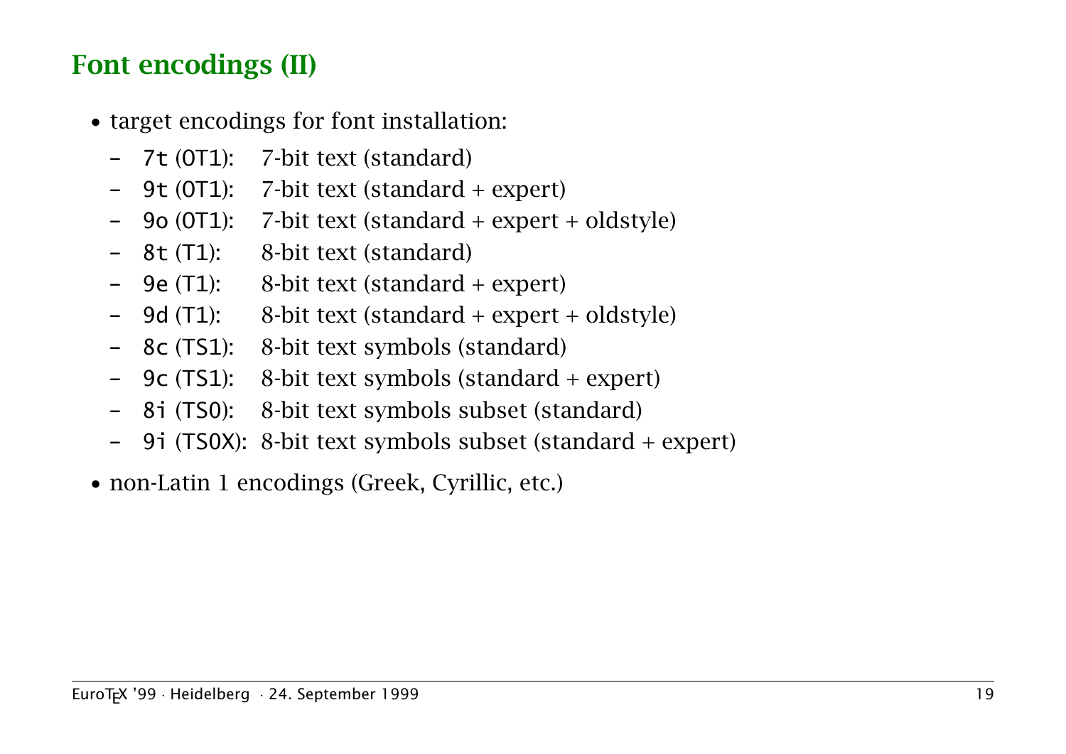## Font encodings (II)

- target encodings for font installation:
  - `7t` (OT1): 7-bit text (standard)
  - `9t` (OT1): 7-bit text (standard + expert)
  - `9o` (OT1): 7-bit text (standard + expert + oldstyle)
  - `8t` (T1): 8-bit text (standard)
  - `9e` (T1): 8-bit text (standard + expert)
  - `9d` (T1): 8-bit text (standard + expert + oldstyle)
  - `8c` (TS1): 8-bit text symbols (standard)
  - `9c` (TS1): 8-bit text symbols (standard + expert)
  - `8i` (TS0): 8-bit text symbols subset (standard)
  - `9i` (TS0X): 8-bit text symbols subset (standard + expert)
- non-Latin 1 encodings (Greek, Cyrillic, etc.)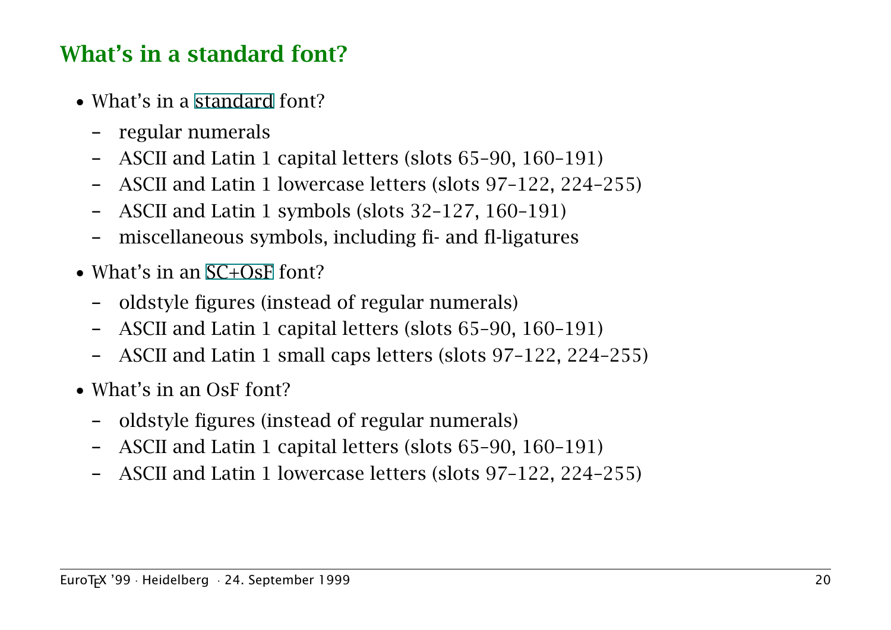## What's in a standard font?

- What's in a standard font?
  - regular numerals
  - ASCII and Latin 1 capital letters (slots 65–90, 160–191)
  - ASCII and Latin 1 lowercase letters (slots 97–122, 224–255)
  - ASCII and Latin 1 symbols (slots 32–127, 160–191)
  - miscellaneous symbols, including fi- and fl-ligatures
- What's in an SC+OsF font?
  - oldstyle figures (instead of regular numerals)
  - ASCII and Latin 1 capital letters (slots 65–90, 160–191)
  - ASCII and Latin 1 small caps letters (slots 97–122, 224–255)
- What's in an OsF font?
  - oldstyle figures (instead of regular numerals)
  - ASCII and Latin 1 capital letters (slots 65–90, 160–191)
  - ASCII and Latin 1 lowercase letters (slots 97–122, 224–255)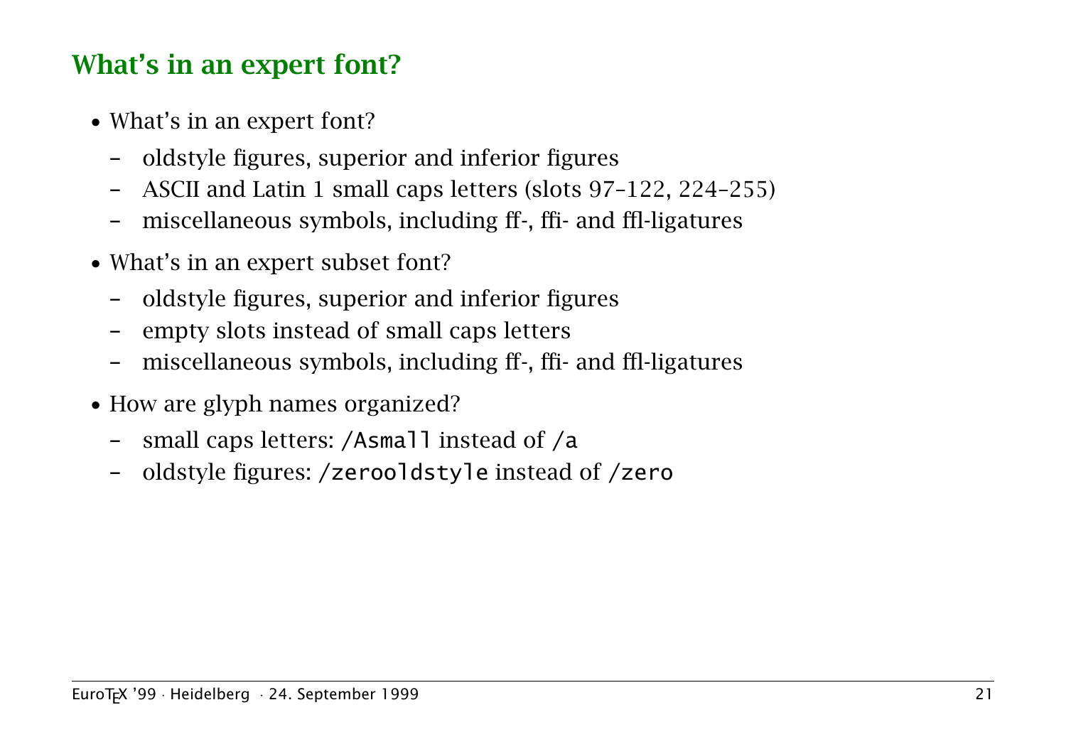## What's in an expert font?

- What's in an expert font?
  - oldstyle figures, superior and inferior figures
  - ASCII and Latin 1 small caps letters (slots 97–122, 224–255)
  - miscellaneous symbols, including ff-, ffi- and ffl-ligatures
- What's in an expert subset font?
  - oldstyle figures, superior and inferior figures
  - empty slots instead of small caps letters
  - miscellaneous symbols, including ff-, ffi- and ffl-ligatures
- How are glyph names organized?
  - small caps letters: `/Asmall` instead of `/a`
  - oldstyle figures: `/zerooldstyle` instead of `/zero`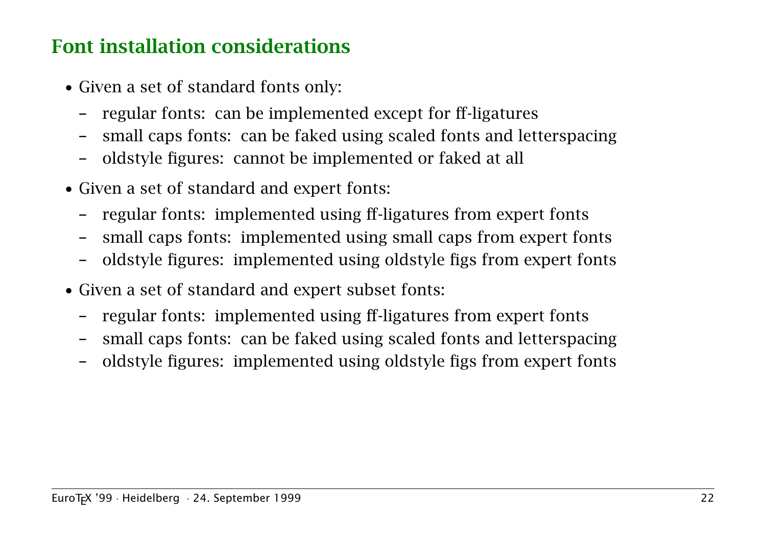## Font installation considerations

- Given a set of standard fonts only:
  - regular fonts: can be implemented except for ff-ligatures
  - small caps fonts: can be faked using scaled fonts and letterspacing
  - oldstyle figures: cannot be implemented or faked at all
- Given a set of standard and expert fonts:
  - regular fonts: implemented using ff-ligatures from expert fonts
  - small caps fonts: implemented using small caps from expert fonts
  - oldstyle figures: implemented using oldstyle figs from expert fonts
- Given a set of standard and expert subset fonts:
  - regular fonts: implemented using ff-ligatures from expert fonts
  - small caps fonts: can be faked using scaled fonts and letterspacing
  - oldstyle figures: implemented using oldstyle figs from expert fonts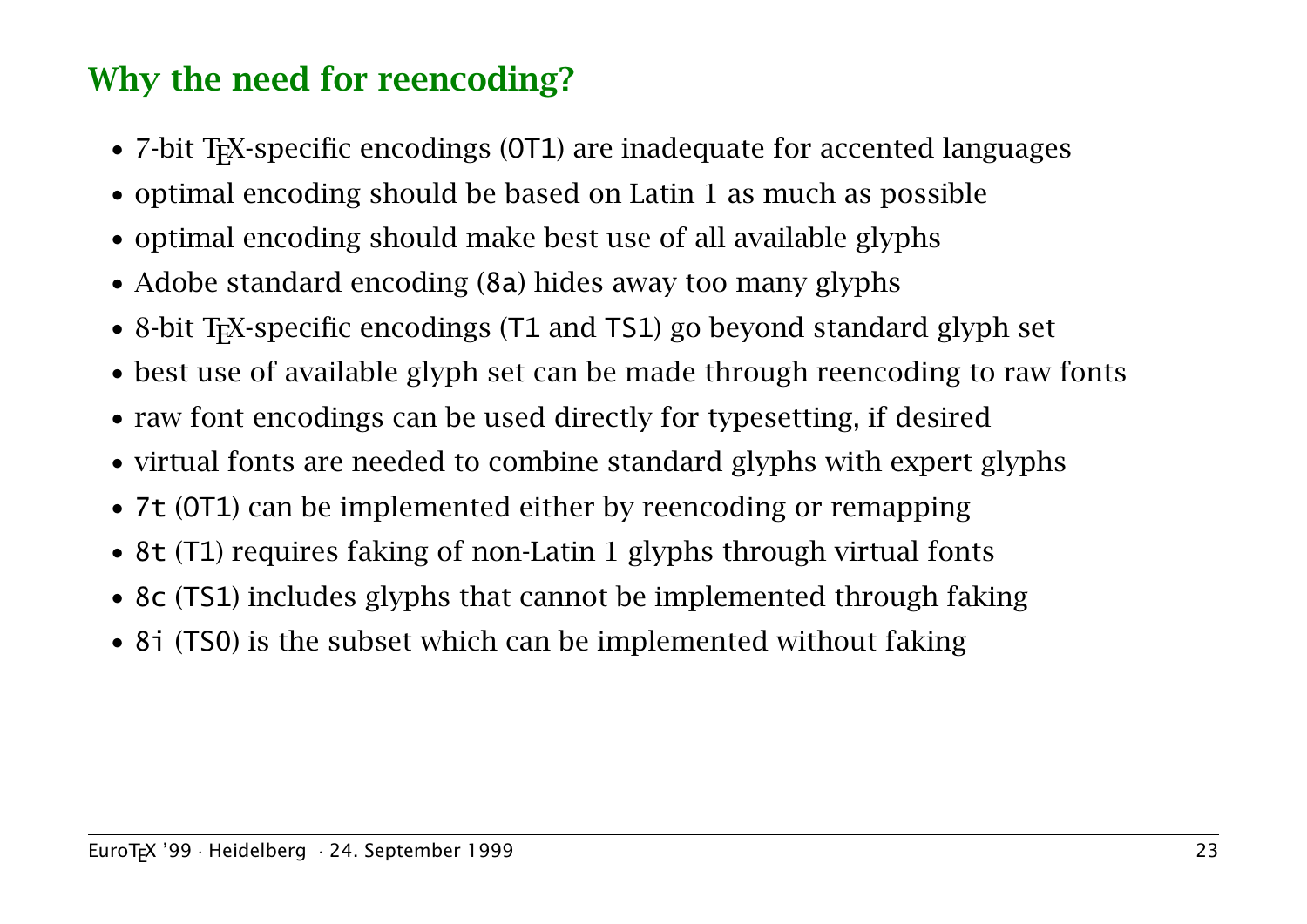## Why the need for reencoding?

- 7-bit TEX-specific encodings (`OT1`) are inadequate for accented languages
- optimal encoding should be based on Latin 1 as much as possible
- optimal encoding should make best use of all available glyphs
- Adobe standard encoding (`8a`) hides away too many glyphs
- 8-bit TEX-specific encodings (`T1` and `TS1`) go beyond standard glyph set
- best use of available glyph set can be made through reencoding to raw fonts
- raw font encodings can be used directly for typesetting, if desired
- virtual fonts are needed to combine standard glyphs with expert glyphs
- `7t` (`OT1`) can be implemented either by reencoding or remapping
- `8t` (`T1`) requires faking of non-Latin 1 glyphs through virtual fonts
- `8c` (`TS1`) includes glyphs that cannot be implemented through faking
- `8i` (`TS0`) is the subset which can be implemented without faking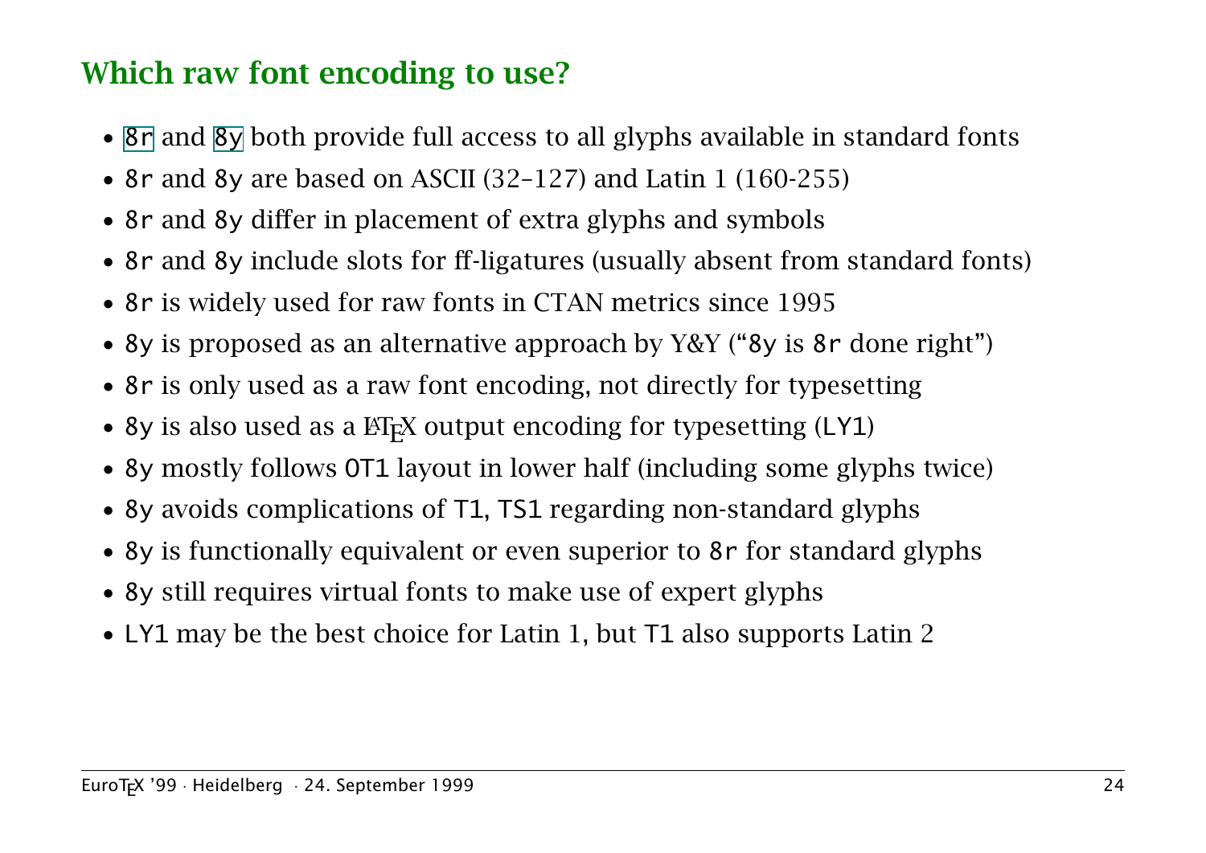## Which raw font encoding to use?

- `8r` and `8y` both provide full access to all glyphs available in standard fonts
- `8r` and `8y` are based on ASCII (32–127) and Latin 1 (160-255)
- `8r` and `8y` differ in placement of extra glyphs and symbols
- `8r` and `8y` include slots for ff-ligatures (usually absent from standard fonts)
- `8r` is widely used for raw fonts in CTAN metrics since 1995
- `8y` is proposed as an alternative approach by Y&Y ("`8y` is `8r` done right")
- `8r` is only used as a raw font encoding, not directly for typesetting
- `8y` is also used as a LaTeX output encoding for typesetting (`LY1`)
- `8y` mostly follows `OT1` layout in lower half (including some glyphs twice)
- `8y` avoids complications of `T1`, `TS1` regarding non-standard glyphs
- `8y` is functionally equivalent or even superior to `8r` for standard glyphs
- `8y` still requires virtual fonts to make use of expert glyphs
- `LY1` may be the best choice for Latin 1, but `T1` also supports Latin 2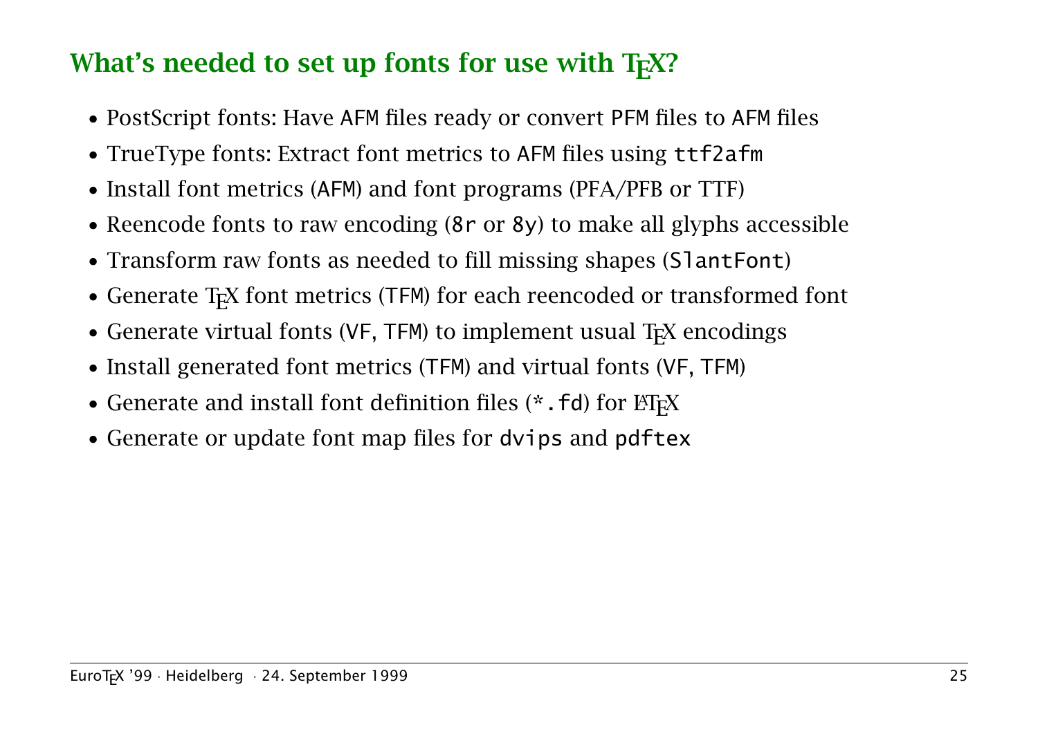## What's needed to set up fonts for use with TeX?

- PostScript fonts: Have `AFM` files ready or convert `PFM` files to `AFM` files
- TrueType fonts: Extract font metrics to `AFM` files using `ttf2afm`
- Install font metrics (`AFM`) and font programs (PFA/PFB or TTF)
- Reencode fonts to raw encoding (`8r` or `8y`) to make all glyphs accessible
- Transform raw fonts as needed to fill missing shapes (`SlantFont`)
- Generate TeX font metrics (`TFM`) for each reencoded or transformed font
- Generate virtual fonts (`VF`, `TFM`) to implement usual TeX encodings
- Install generated font metrics (`TFM`) and virtual fonts (`VF`, `TFM`)
- Generate and install font definition files (`*.fd`) for LaTeX
- Generate or update font map files for `dvips` and `pdftex`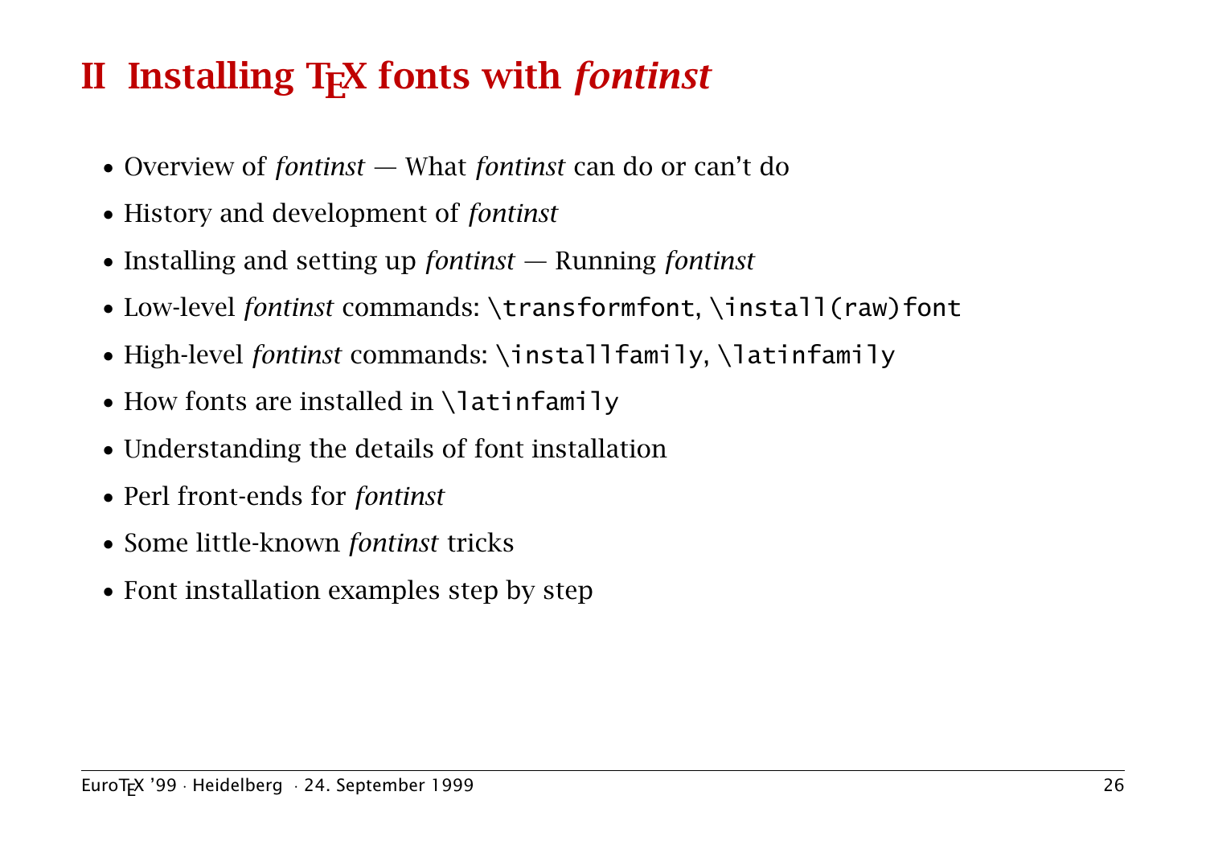# II Installing TEX fonts with *fontinst*

- Overview of *fontinst* — What *fontinst* can do or can't do
- History and development of *fontinst*
- Installing and setting up *fontinst* — Running *fontinst*
- Low-level *fontinst* commands: `\transformfont`, `\install(raw)font`
- High-level *fontinst* commands: `\installfamily`, `\latinfamily`
- How fonts are installed in `\latinfamily`
- Understanding the details of font installation
- Perl front-ends for *fontinst*
- Some little-known *fontinst* tricks
- Font installation examples step by step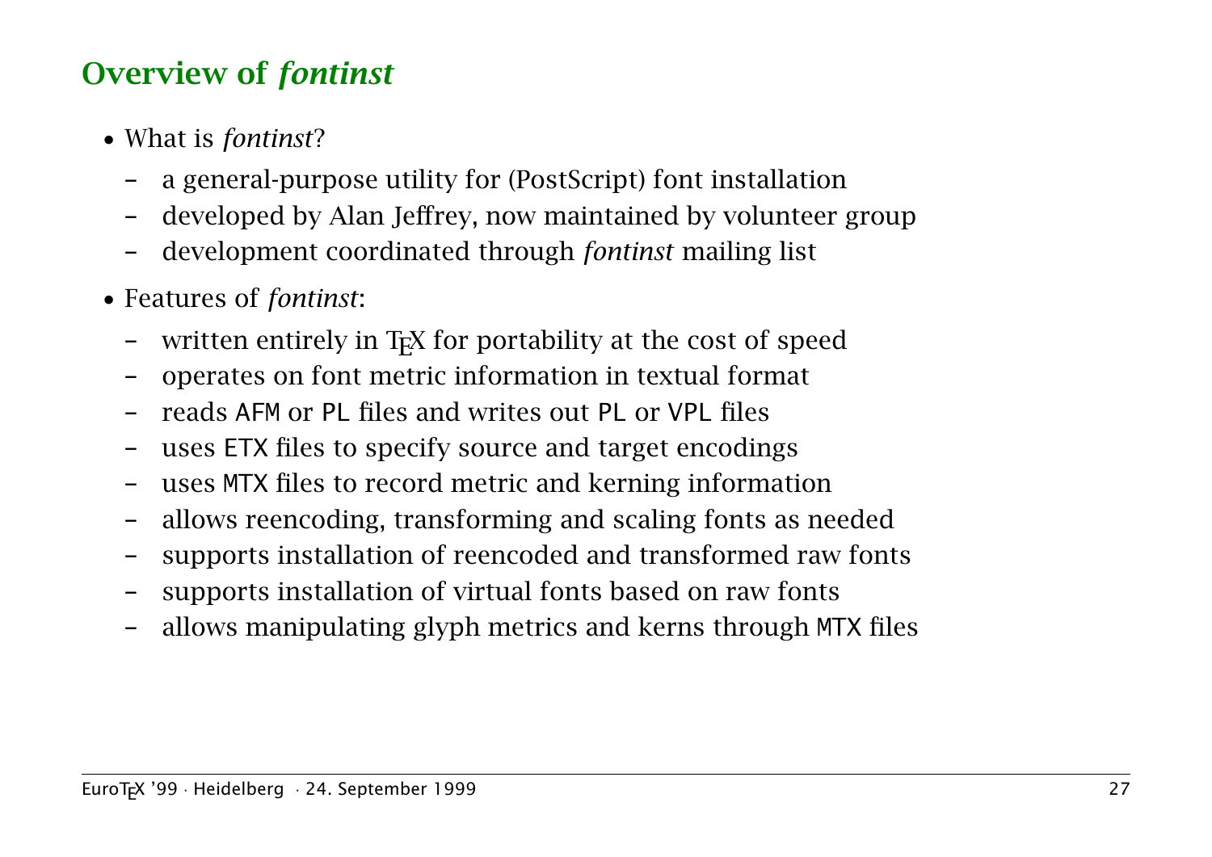## Overview of *fontinst*

- What is *fontinst*?
  - a general-purpose utility for (PostScript) font installation
  - developed by Alan Jeffrey, now maintained by volunteer group
  - development coordinated through *fontinst* mailing list
- Features of *fontinst*:
  - written entirely in TeX for portability at the cost of speed
  - operates on font metric information in textual format
  - reads `AFM` or `PL` files and writes out `PL` or `VPL` files
  - uses `ETX` files to specify source and target encodings
  - uses `MTX` files to record metric and kerning information
  - allows reencoding, transforming and scaling fonts as needed
  - supports installation of reencoded and transformed raw fonts
  - supports installation of virtual fonts based on raw fonts
  - allows manipulating glyph metrics and kerns through `MTX` files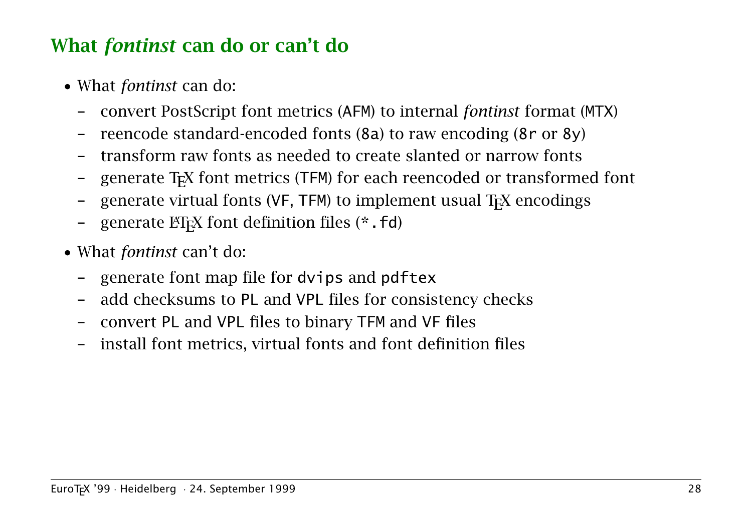## What *fontinst* can do or can't do

- What *fontinst* can do:
  - convert PostScript font metrics (AFM) to internal *fontinst* format (MTX)
  - reencode standard-encoded fonts (8a) to raw encoding (8r or 8y)
  - transform raw fonts as needed to create slanted or narrow fonts
  - generate TeX font metrics (TFM) for each reencoded or transformed font
  - generate virtual fonts (VF, TFM) to implement usual TeX encodings
  - generate LaTeX font definition files (`*.fd`)
- What *fontinst* can't do:
  - generate font map file for `dvips` and `pdftex`
  - add checksums to PL and VPL files for consistency checks
  - convert PL and VPL files to binary TFM and VF files
  - install font metrics, virtual fonts and font definition files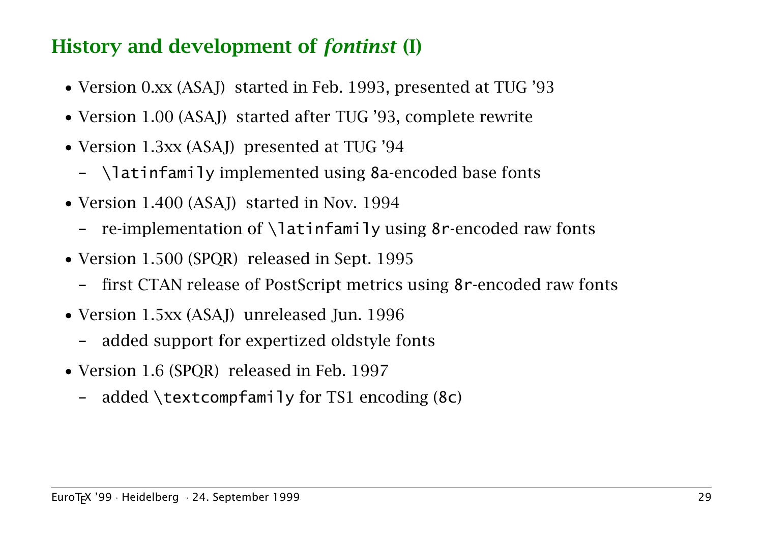## History and development of *fontinst* (I)

- Version 0.xx (ASAJ) started in Feb. 1993, presented at TUG '93
- Version 1.00 (ASAJ) started after TUG '93, complete rewrite
- Version 1.3xx (ASAJ) presented at TUG '94
  - `\latinfamily` implemented using `8a`-encoded base fonts
- Version 1.400 (ASAJ) started in Nov. 1994
  - re-implementation of `\latinfamily` using `8r`-encoded raw fonts
- Version 1.500 (SPQR) released in Sept. 1995
  - first CTAN release of PostScript metrics using `8r`-encoded raw fonts
- Version 1.5xx (ASAJ) unreleased Jun. 1996
  - added support for expertized oldstyle fonts
- Version 1.6 (SPQR) released in Feb. 1997
  - added `\textcompfamily` for TS1 encoding (`8c`)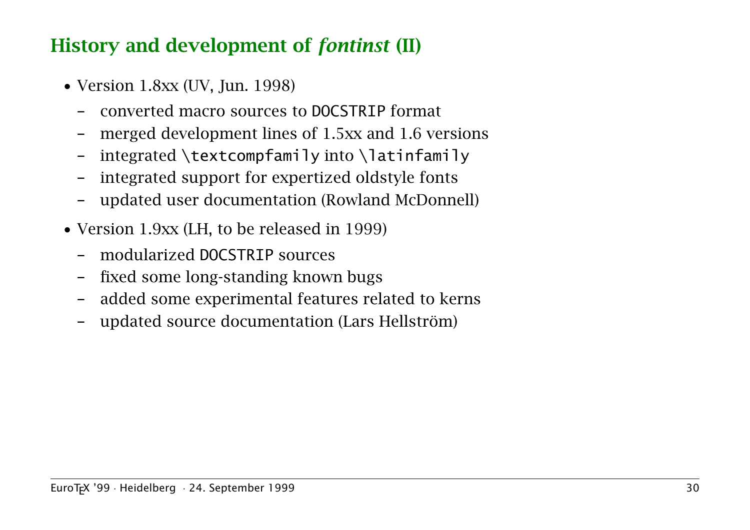## History and development of *fontinst* (II)

- Version 1.8xx (UV, Jun. 1998)
  - converted macro sources to `DOCSTRIP` format
  - merged development lines of 1.5xx and 1.6 versions
  - integrated `\textcompfamily` into `\latinfamily`
  - integrated support for expertized oldstyle fonts
  - updated user documentation (Rowland McDonnell)
- Version 1.9xx (LH, to be released in 1999)
  - modularized `DOCSTRIP` sources
  - fixed some long-standing known bugs
  - added some experimental features related to kerns
  - updated source documentation (Lars Hellström)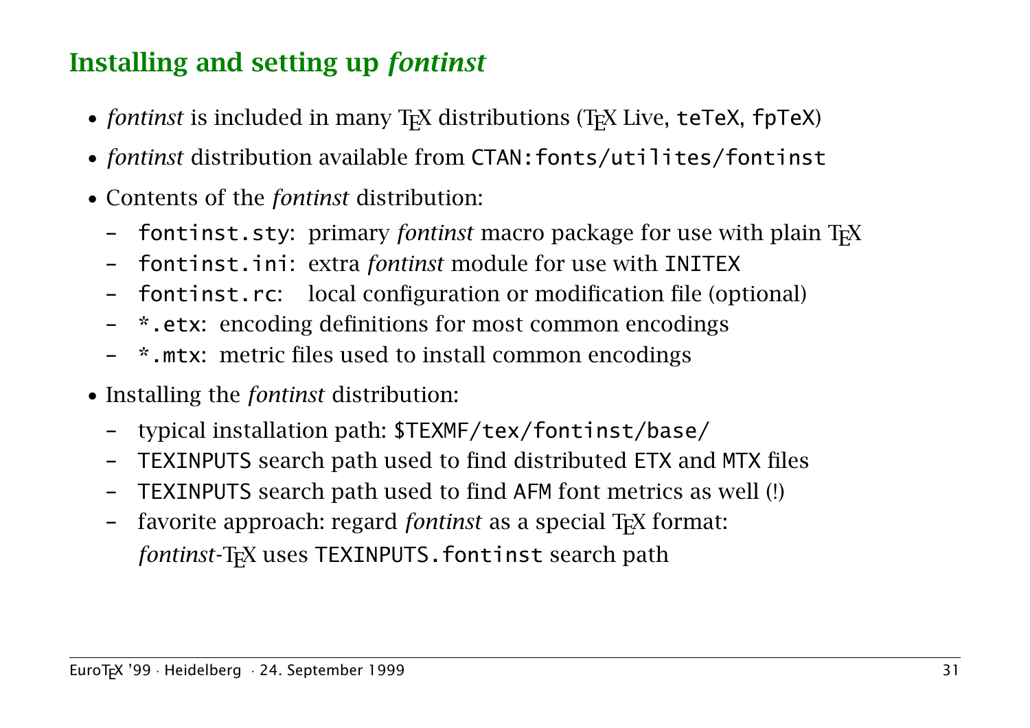## Installing and setting up *fontinst*

- *fontinst* is included in many TEX distributions (TEX Live, `teTeX`, `fpTeX`)
- *fontinst* distribution available from `CTAN:fonts/utilites/fontinst`
- Contents of the *fontinst* distribution:
  - `fontinst.sty`: primary *fontinst* macro package for use with plain TEX
  - `fontinst.ini`: extra *fontinst* module for use with `INITEX`
  - `fontinst.rc`: local configuration or modification file (optional)
  - `*.etx`: encoding definitions for most common encodings
  - `*.mtx`: metric files used to install common encodings
- Installing the *fontinst* distribution:
  - typical installation path: `$TEXMF/tex/fontinst/base/`
  - `TEXINPUTS` search path used to find distributed `ETX` and `MTX` files
  - `TEXINPUTS` search path used to find `AFM` font metrics as well (!)
  - favorite approach: regard *fontinst* as a special TEX format: *fontinst*-TEX uses `TEXINPUTS.fontinst` search path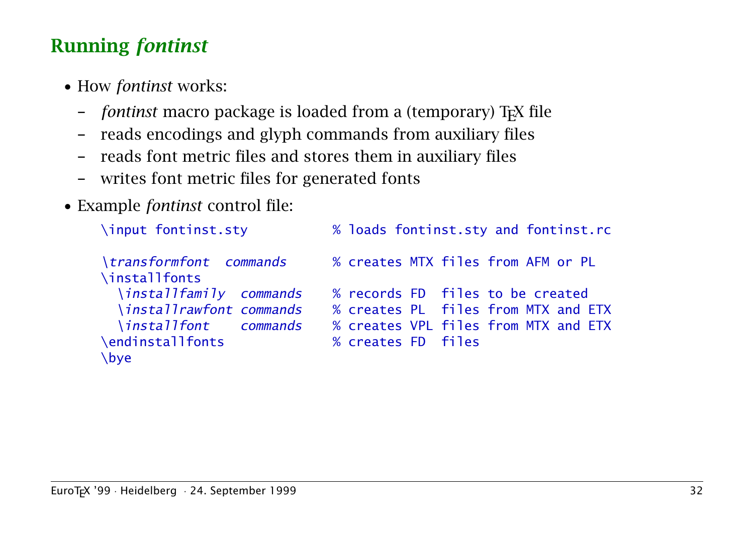## Running *fontinst*

- How *fontinst* works:
  - *fontinst* macro package is loaded from a (temporary) TeX file
  - reads encodings and glyph commands from auxiliary files
  - reads font metric files and stores them in auxiliary files
  - writes font metric files for generated fonts
- Example *fontinst* control file:

```
\input fontinst.sty          % loads fontinst.sty and fontinst.rc

\transformfont  commands     % creates MTX files from AFM or PL
\installfonts
  \installfamily  commands   % records FD  files to be created
  \installrawfont commands   % creates PL  files from MTX and ETX
  \installfont    commands   % creates VPL files from MTX and ETX
\endinstallfonts             % creates FD  files
\bye
```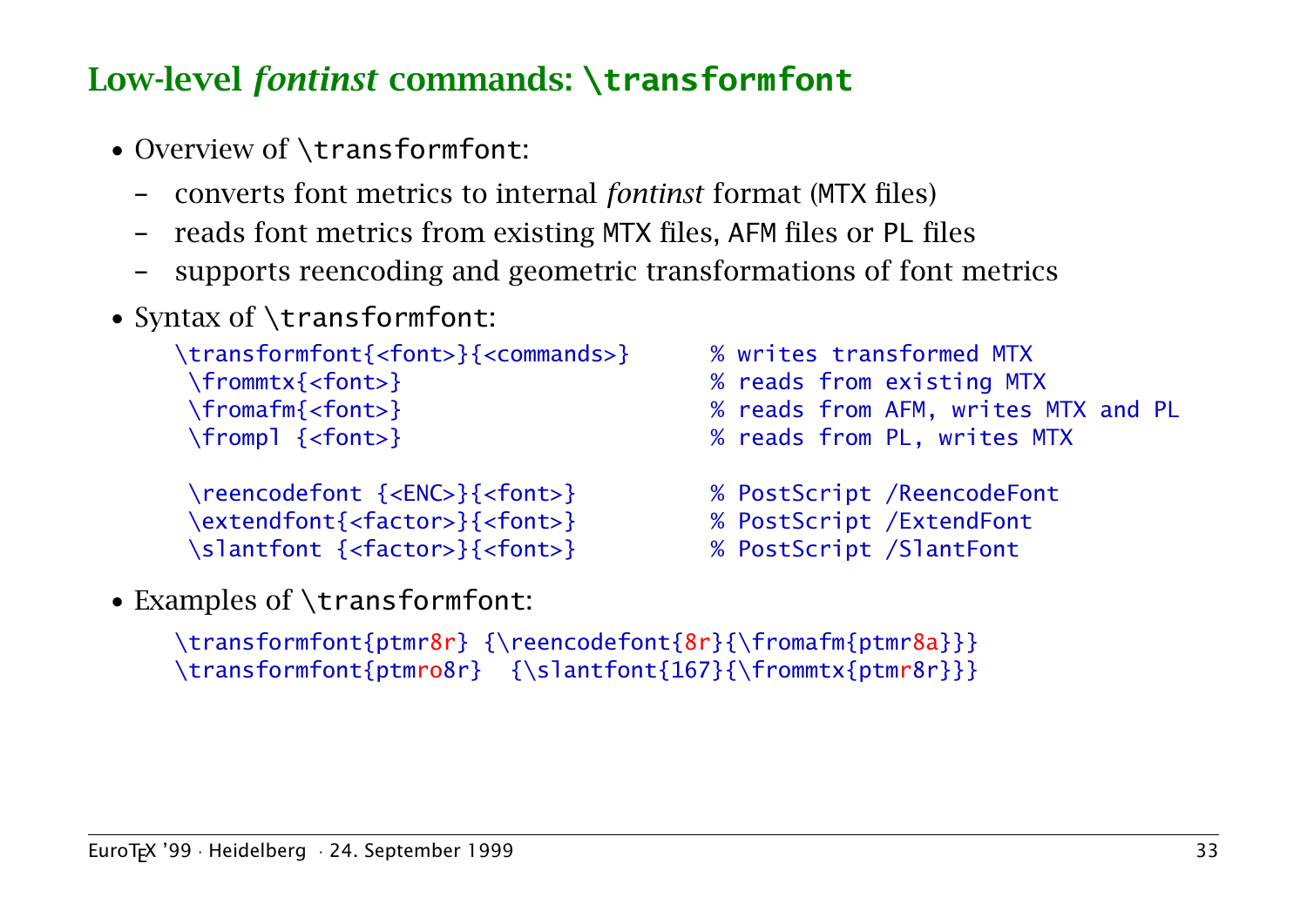## Low-level *fontinst* commands: `\transformfont`

- Overview of `\transformfont`:
  - converts font metrics to internal *fontinst* format (MTX files)
  - reads font metrics from existing MTX files, AFM files or PL files
  - supports reencoding and geometric transformations of font metrics
- Syntax of `\transformfont`:

```
\transformfont{<font>}{<commands>}      % writes transformed MTX
 \frommtx{<font>}                       % reads from existing MTX
 \fromafm{<font>}                       % reads from AFM, writes MTX and PL
 \frompl {<font>}                       % reads from PL, writes MTX

 \reencodefont {<ENC>}{<font>}          % PostScript /ReencodeFont
 \extendfont{<factor>}{<font>}          % PostScript /ExtendFont
 \slantfont {<factor>}{<font>}          % PostScript /SlantFont
```

- Examples of `\transformfont`:

```
\transformfont{ptmr8r} {\reencodefont{8r}{\fromafm{ptmr8a}}}
\transformfont{ptmro8r}  {\slantfont{167}{\frommtx{ptmr8r}}}
```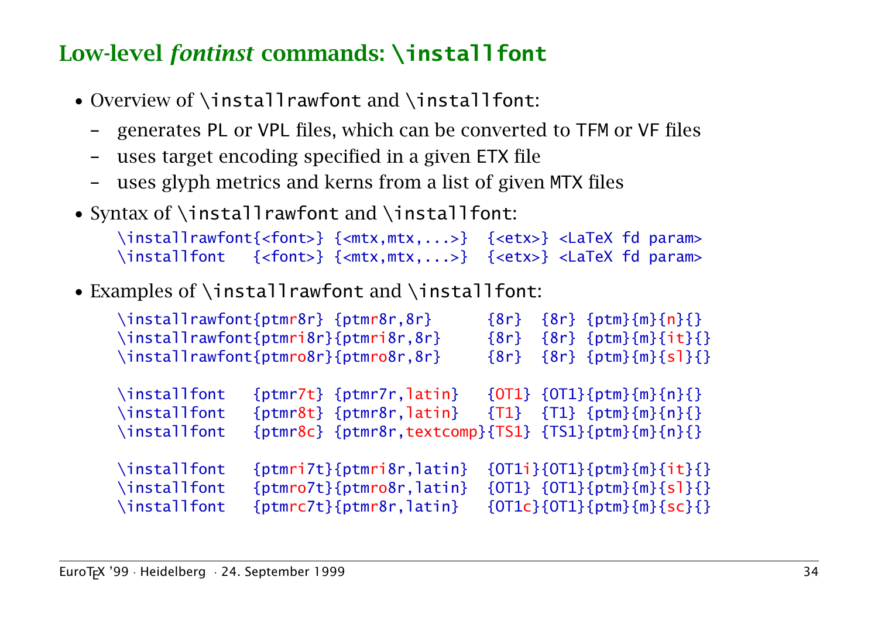## Low-level *fontinst* commands: `\installfont`

- Overview of `\installrawfont` and `\installfont`:
  - generates PL or VPL files, which can be converted to TFM or VF files
  - uses target encoding specified in a given ETX file
  - uses glyph metrics and kerns from a list of given MTX files
- Syntax of `\installrawfont` and `\installfont`:

```
\installrawfont{<font>} {<mtx,mtx,...>}  {<etx>} <LaTeX fd param>
\installfont   {<font>} {<mtx,mtx,...>}  {<etx>} <LaTeX fd param>
```

- Examples of `\installrawfont` and `\installfont`:

```
\installrawfont{ptmr8r} {ptmr8r,8r}      {8r}  {8r} {ptm}{m}{n}{}
\installrawfont{ptmri8r}{ptmri8r,8r}     {8r}  {8r} {ptm}{m}{it}{}
\installrawfont{ptmro8r}{ptmro8r,8r}     {8r}  {8r} {ptm}{m}{sl}{}

\installfont   {ptmr7t} {ptmr7r,latin}   {OT1} {OT1}{ptm}{m}{n}{}
\installfont   {ptmr8t} {ptmr8r,latin}   {T1}  {T1} {ptm}{m}{n}{}
\installfont   {ptmr8c} {ptmr8r,textcomp}{TS1} {TS1}{ptm}{m}{n}{}

\installfont   {ptmri7t}{ptmri8r,latin}  {OT1i}{OT1}{ptm}{m}{it}{}
\installfont   {ptmro7t}{ptmro8r,latin}  {OT1} {OT1}{ptm}{m}{sl}{}
\installfont   {ptmrc7t}{ptmr8r,latin}   {OT1c}{OT1}{ptm}{m}{sc}{}
```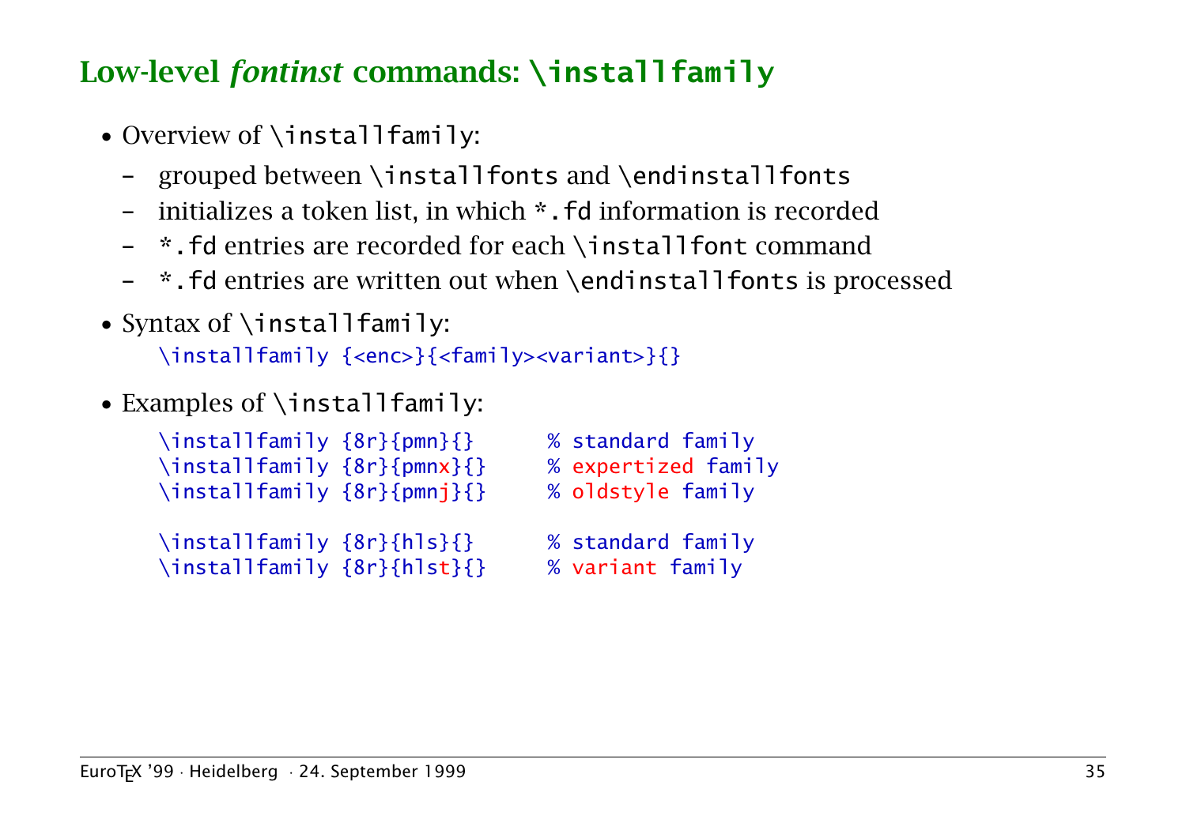## Low-level *fontinst* commands: `\installfamily`

- Overview of `\installfamily`:
  - grouped between `\installfonts` and `\endinstallfonts`
  - initializes a token list, in which `*.fd` information is recorded
  - `*.fd` entries are recorded for each `\installfont` command
  - `*.fd` entries are written out when `\endinstallfonts` is processed
- Syntax of `\installfamily`:

```
\installfamily {<enc>}{<family><variant>}{}
```

- Examples of `\installfamily`:

```
\installfamily {8r}{pmn}{}      % standard family
\installfamily {8r}{pmnx}{}     % expertized family
\installfamily {8r}{pmnj}{}     % oldstyle family

\installfamily {8r}{hls}{}      % standard family
\installfamily {8r}{hlst}{}     % variant family
```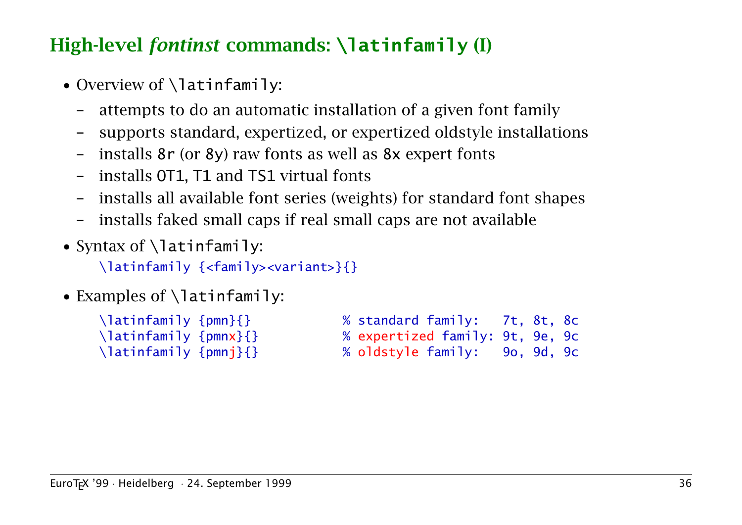## High-level *fontinst* commands: `\latinfamily` (I)

- Overview of `\latinfamily`:
  - attempts to do an automatic installation of a given font family
  - supports standard, expertized, or expertized oldstyle installations
  - installs `8r` (or `8y`) raw fonts as well as `8x` expert fonts
  - installs `OT1`, `T1` and `TS1` virtual fonts
  - installs all available font series (weights) for standard font shapes
  - installs faked small caps if real small caps are not available
- Syntax of `\latinfamily`:

```
\latinfamily {<family><variant>}{}
```

- Examples of `\latinfamily`:

```
\latinfamily {pmn}{}          % standard family:   7t, 8t, 8c
\latinfamily {pmnx}{}         % expertized family: 9t, 9e, 9c
\latinfamily {pmnj}{}         % oldstyle family:   9o, 9d, 9c
```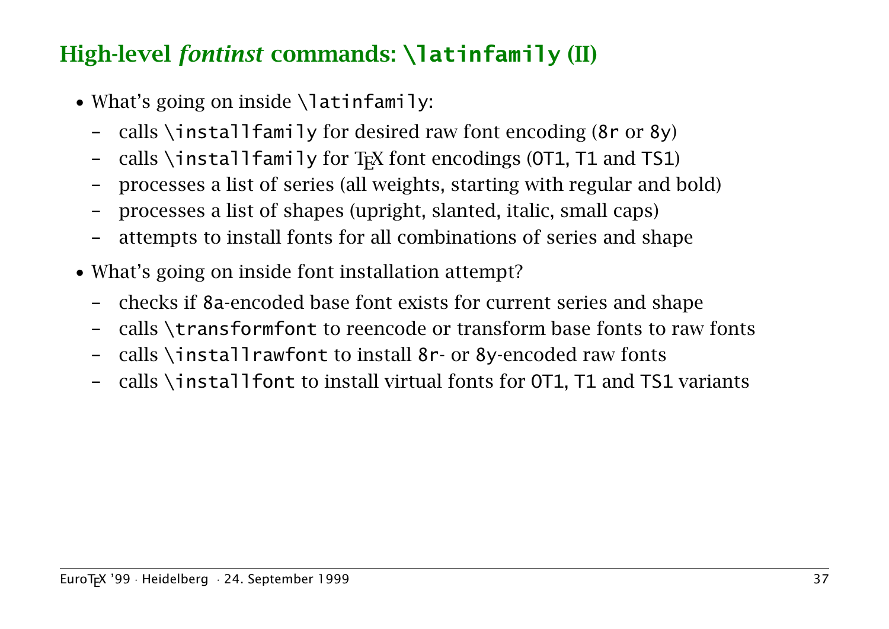## High-level *fontinst* commands: `\latinfamily` (II)

- What's going on inside `\latinfamily`:
  - calls `\installfamily` for desired raw font encoding (`8r` or `8y`)
  - calls `\installfamily` for TEX font encodings (`OT1`, `T1` and `TS1`)
  - processes a list of series (all weights, starting with regular and bold)
  - processes a list of shapes (upright, slanted, italic, small caps)
  - attempts to install fonts for all combinations of series and shape
- What's going on inside font installation attempt?
  - checks if `8a`-encoded base font exists for current series and shape
  - calls `\transformfont` to reencode or transform base fonts to raw fonts
  - calls `\installrawfont` to install `8r`- or `8y`-encoded raw fonts
  - calls `\installfont` to install virtual fonts for `OT1`, `T1` and `TS1` variants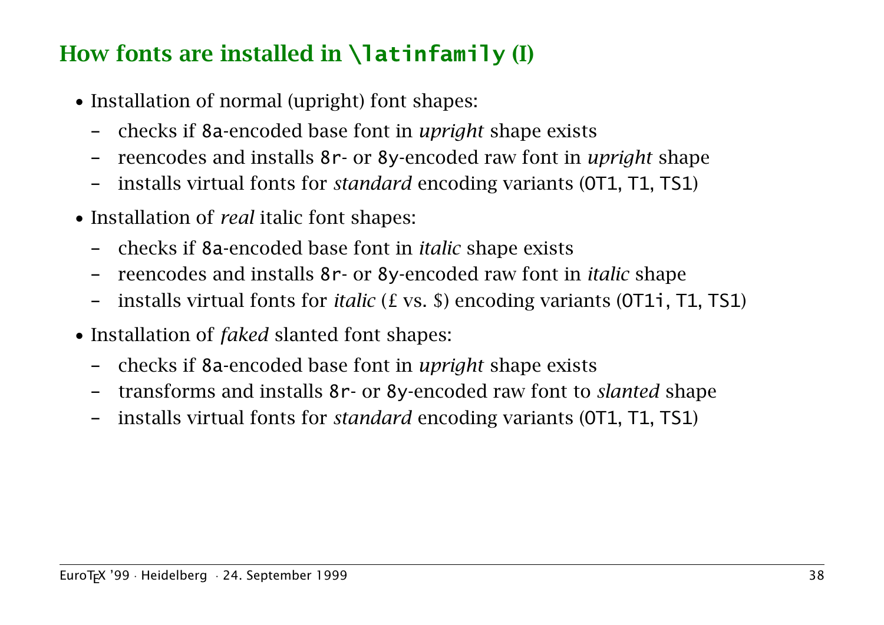## How fonts are installed in `\latinfamily` (I)

- Installation of normal (upright) font shapes:
  - checks if `8a`-encoded base font in *upright* shape exists
  - reencodes and installs `8r`- or `8y`-encoded raw font in *upright* shape
  - installs virtual fonts for *standard* encoding variants (`OT1`, `T1`, `TS1`)
- Installation of *real* italic font shapes:
  - checks if `8a`-encoded base font in *italic* shape exists
  - reencodes and installs `8r`- or `8y`-encoded raw font in *italic* shape
  - installs virtual fonts for *italic* (£ vs. $) encoding variants (`OT1i`, `T1`, `TS1`)
- Installation of *faked* slanted font shapes:
  - checks if `8a`-encoded base font in *upright* shape exists
  - transforms and installs `8r`- or `8y`-encoded raw font to *slanted* shape
  - installs virtual fonts for *standard* encoding variants (`OT1`, `T1`, `TS1`)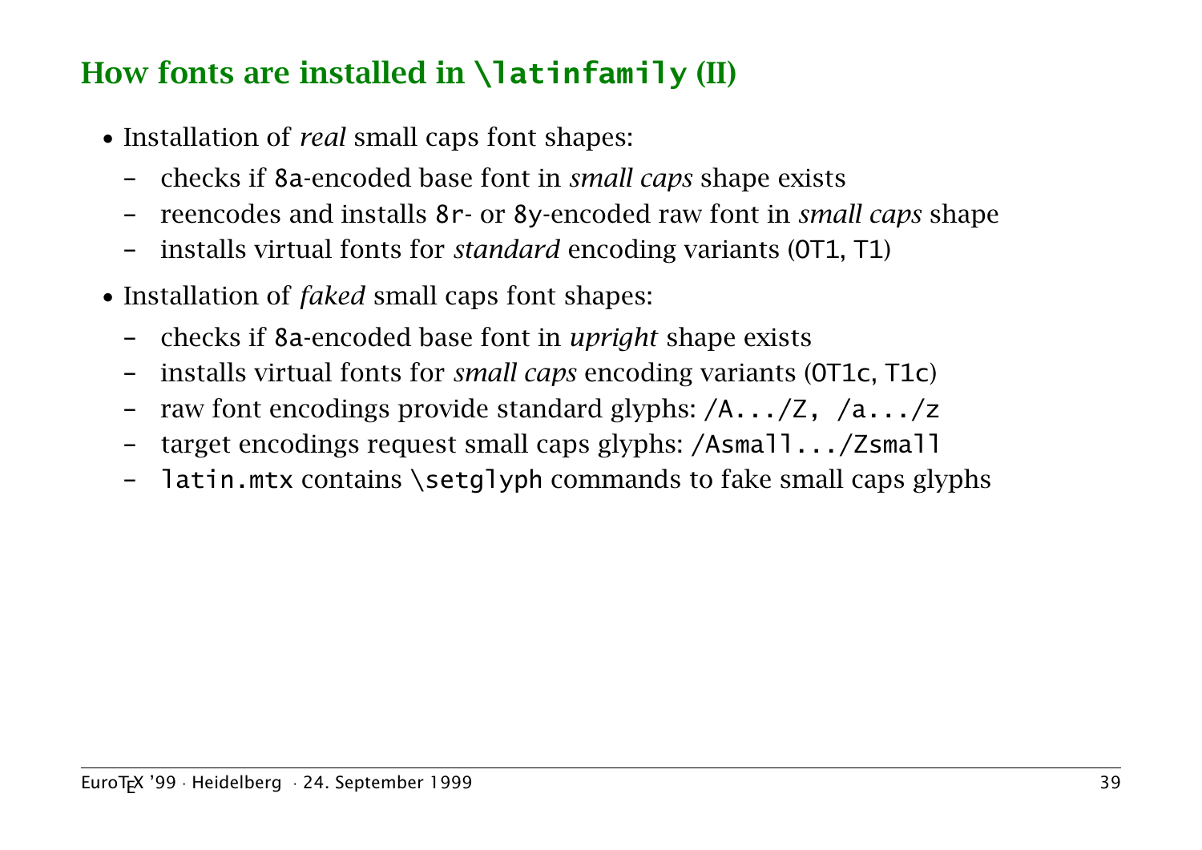## How fonts are installed in `\latinfamily` (II)

- Installation of *real* small caps font shapes:
  - checks if `8a`-encoded base font in *small caps* shape exists
  - reencodes and installs `8r`- or `8y`-encoded raw font in *small caps* shape
  - installs virtual fonts for *standard* encoding variants (`OT1`, `T1`)
- Installation of *faked* small caps font shapes:
  - checks if `8a`-encoded base font in *upright* shape exists
  - installs virtual fonts for *small caps* encoding variants (`OT1c`, `T1c`)
  - raw font encodings provide standard glyphs: `/A.../Z, /a.../z`
  - target encodings request small caps glyphs: `/Asmall.../Zsmall`
  - `latin.mtx` contains `\setglyph` commands to fake small caps glyphs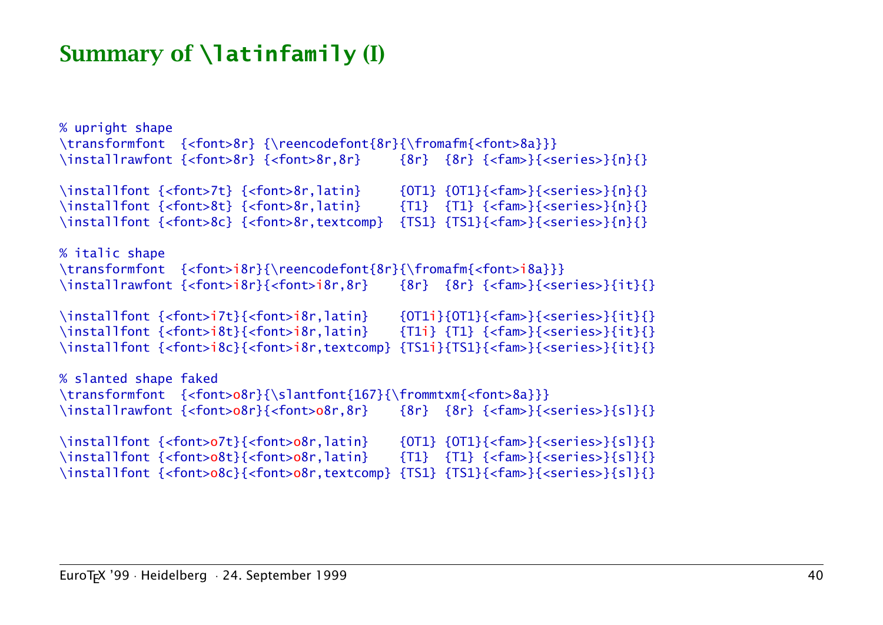# Summary of `\latinfamily` (I)

```
% upright shape
\transformfont  {<font>8r} {\reencodefont{8r}{\fromafm{<font>8a}}}
\installrawfont {<font>8r} {<font>8r,8r}      {8r}  {8r} {<fam>}{<series>}{n}{}

\installfont {<font>7t} {<font>8r,latin}      {OT1} {OT1}{<fam>}{<series>}{n}{}
\installfont {<font>8t} {<font>8r,latin}      {T1}  {T1} {<fam>}{<series>}{n}{}
\installfont {<font>8c} {<font>8r,textcomp}   {TS1} {TS1}{<fam>}{<series>}{n}{}

% italic shape
\transformfont  {<font>i8r}{\reencodefont{8r}{\fromafm{<font>i8a}}}
\installrawfont {<font>i8r}{<font>i8r,8r}     {8r}  {8r} {<fam>}{<series>}{it}{}

\installfont {<font>i7t}{<font>i8r,latin}     {OT1i}{OT1}{<fam>}{<series>}{it}{}
\installfont {<font>i8t}{<font>i8r,latin}     {T1i} {T1} {<fam>}{<series>}{it}{}
\installfont {<font>i8c}{<font>i8r,textcomp} {TS1i}{TS1}{<fam>}{<series>}{it}{}

% slanted shape faked
\transformfont  {<font>o8r}{\slantfont{167}{\frommtxm{<font>8a}}}
\installrawfont {<font>o8r}{<font>o8r,8r}     {8r}  {8r} {<fam>}{<series>}{sl}{}

\installfont {<font>o7t}{<font>o8r,latin}     {OT1} {OT1}{<fam>}{<series>}{sl}{}
\installfont {<font>o8t}{<font>o8r,latin}     {T1}  {T1} {<fam>}{<series>}{sl}{}
\installfont {<font>o8c}{<font>o8r,textcomp} {TS1} {TS1}{<fam>}{<series>}{sl}{}
```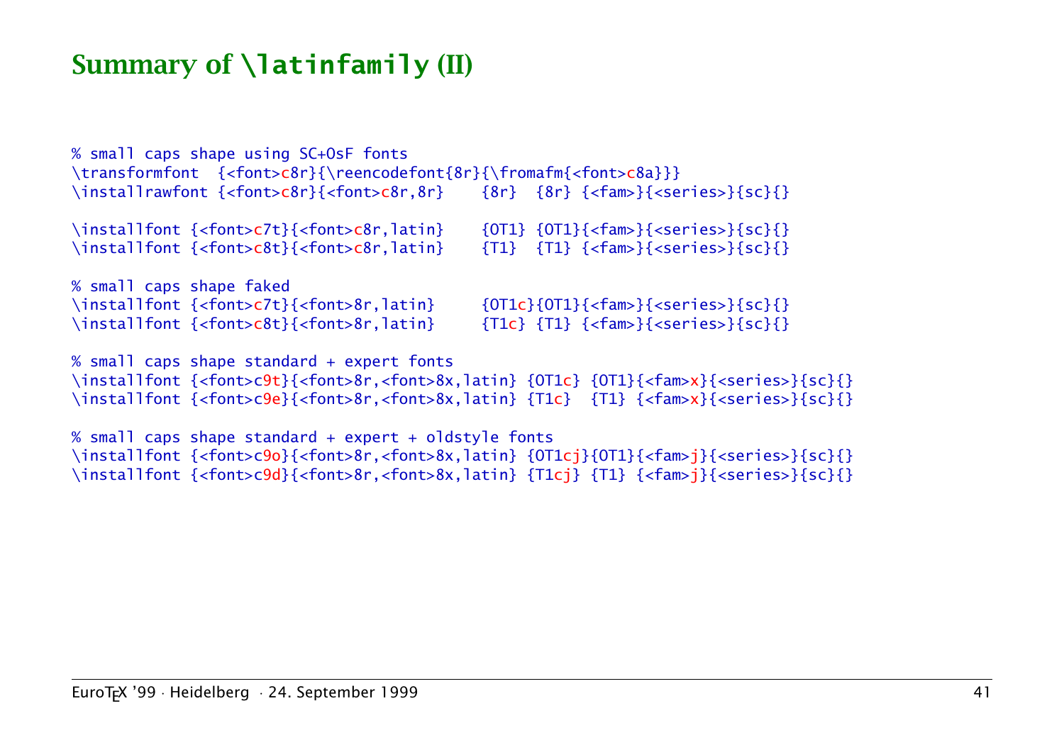# Summary of `\latinfamily` (II)

```
% small caps shape using SC+OsF fonts
\transformfont  {<font>c8r}{\reencodefont{8r}{\fromafm{<font>c8a}}}
\installrawfont {<font>c8r}{<font>c8r,8r}    {8r}  {8r} {<fam>}{<series>}{sc}{}

\installfont {<font>c7t}{<font>c8r,latin}    {OT1} {OT1}{<fam>}{<series>}{sc}{}
\installfont {<font>c8t}{<font>c8r,latin}    {T1}  {T1} {<fam>}{<series>}{sc}{}

% small caps shape faked
\installfont {<font>c7t}{<font>8r,latin}     {OT1c}{OT1}{<fam>}{<series>}{sc}{}
\installfont {<font>c8t}{<font>8r,latin}     {T1c} {T1} {<fam>}{<series>}{sc}{}

% small caps shape standard + expert fonts
\installfont {<font>c9t}{<font>8r,<font>8x,latin} {OT1c} {OT1}{<fam>x}{<series>}{sc}{}
\installfont {<font>c9e}{<font>8r,<font>8x,latin} {T1c}  {T1} {<fam>x}{<series>}{sc}{}

% small caps shape standard + expert + oldstyle fonts
\installfont {<font>c9o}{<font>8r,<font>8x,latin} {OT1cj}{OT1}{<fam>j}{<series>}{sc}{}
\installfont {<font>c9d}{<font>8r,<font>8x,latin} {T1cj} {T1} {<fam>j}{<series>}{sc}{}
```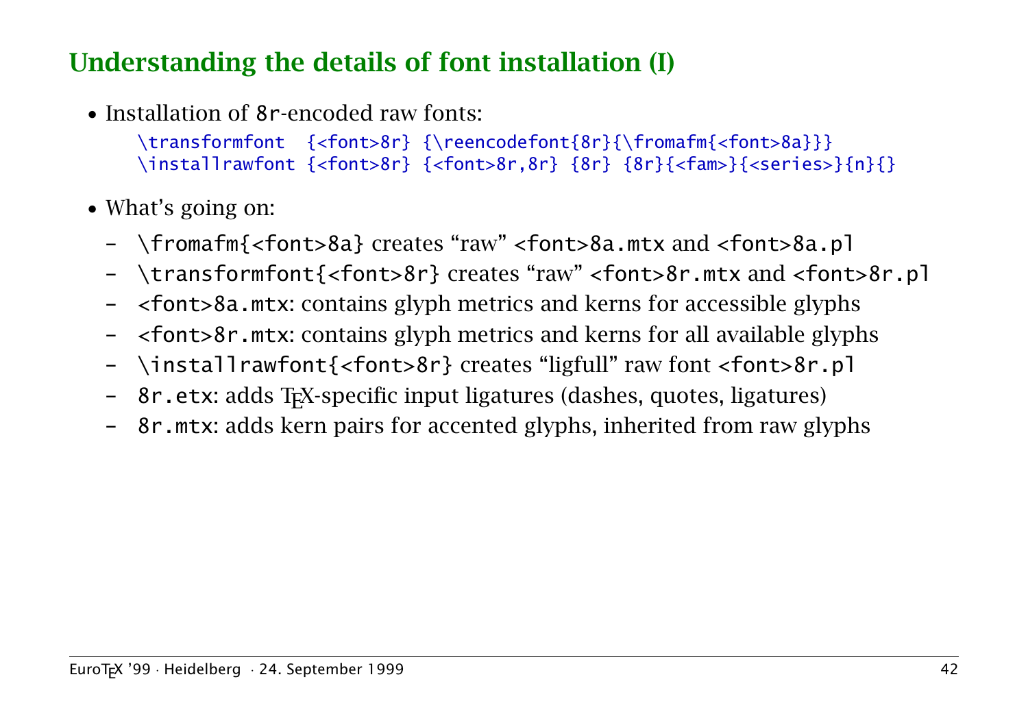## Understanding the details of font installation (I)

- Installation of `8r`-encoded raw fonts:

```
\transformfont  {<font>8r} {\reencodefont{8r}{\fromafm{<font>8a}}}
\installrawfont {<font>8r} {<font>8r,8r} {8r} {8r}{<fam>}{<series>}{n}{}
```

- What's going on:
  - `\fromafm{<font>8a}` creates "raw" `<font>8a.mtx` and `<font>8a.pl`
  - `\transformfont{<font>8r}` creates "raw" `<font>8r.mtx` and `<font>8r.pl`
  - `<font>8a.mtx`: contains glyph metrics and kerns for accessible glyphs
  - `<font>8r.mtx`: contains glyph metrics and kerns for all available glyphs
  - `\installrawfont{<font>8r}` creates "ligfull" raw font `<font>8r.pl`
  - `8r.etx`: adds TeX-specific input ligatures (dashes, quotes, ligatures)
  - `8r.mtx`: adds kern pairs for accented glyphs, inherited from raw glyphs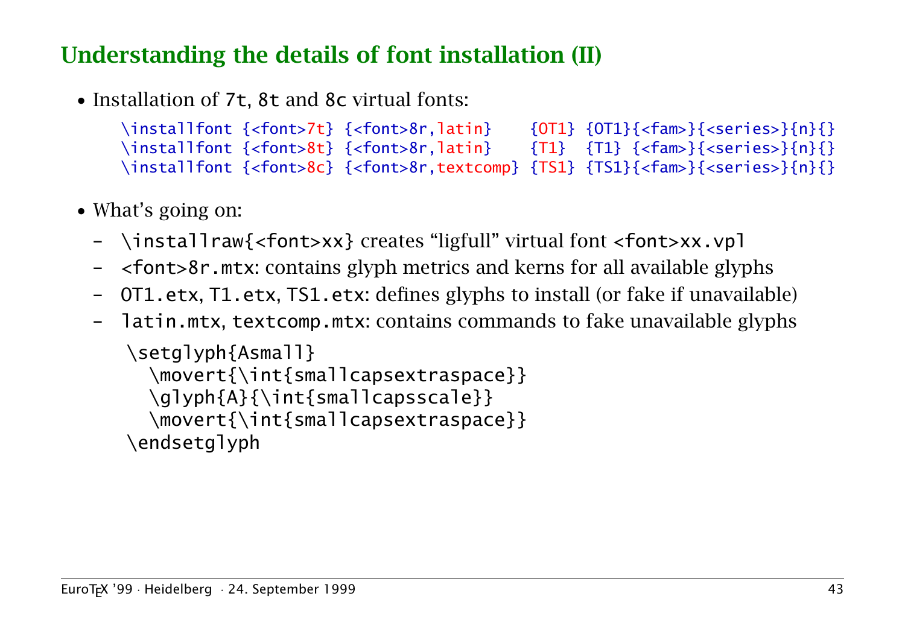## Understanding the details of font installation (II)

- Installation of `7t`, `8t` and `8c` virtual fonts:

```
\installfont {<font>7t} {<font>8r,latin}    {OT1} {OT1}{<fam>}{<series>}{n}{}
\installfont {<font>8t} {<font>8r,latin}    {T1}  {T1} {<fam>}{<series>}{n}{}
\installfont {<font>8c} {<font>8r,textcomp} {TS1} {TS1}{<fam>}{<series>}{n}{}
```

- What's going on:
  - `\installraw{<font>xx}` creates "ligfull" virtual font `<font>xx.vpl`
  - `<font>8r.mtx`: contains glyph metrics and kerns for all available glyphs
  - `OT1.etx`, `T1.etx`, `TS1.etx`: defines glyphs to install (or fake if unavailable)
  - `latin.mtx`, `textcomp.mtx`: contains commands to fake unavailable glyphs

```
\setglyph{Asmall}
  \movert{\int{smallcapsextraspace}}
  \glyph{A}{\int{smallcapsscale}}
  \movert{\int{smallcapsextraspace}}
\endsetglyph
```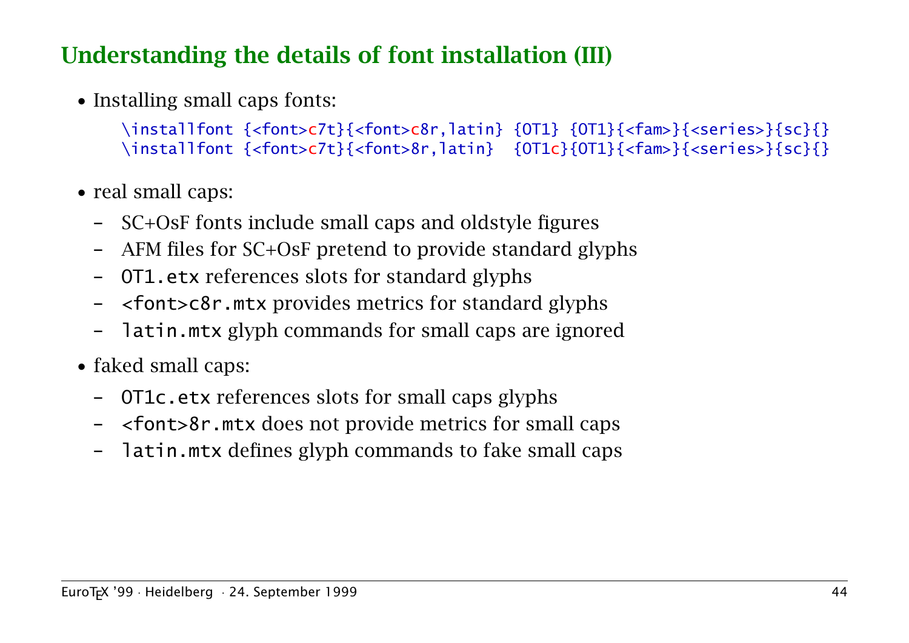## Understanding the details of font installation (III)

- Installing small caps fonts:

```
\installfont {<font>c7t}{<font>c8r,latin} {OT1} {OT1}{<fam>}{<series>}{sc}{}
\installfont {<font>c7t}{<font>8r,latin}  {OT1c}{OT1}{<fam>}{<series>}{sc}{}
```

- real small caps:
  - SC+OsF fonts include small caps and oldstyle figures
  - AFM files for SC+OsF pretend to provide standard glyphs
  - `OT1.etx` references slots for standard glyphs
  - `<font>c8r.mtx` provides metrics for standard glyphs
  - `latin.mtx` glyph commands for small caps are ignored
- faked small caps:
  - `OT1c.etx` references slots for small caps glyphs
  - `<font>8r.mtx` does not provide metrics for small caps
  - `latin.mtx` defines glyph commands to fake small caps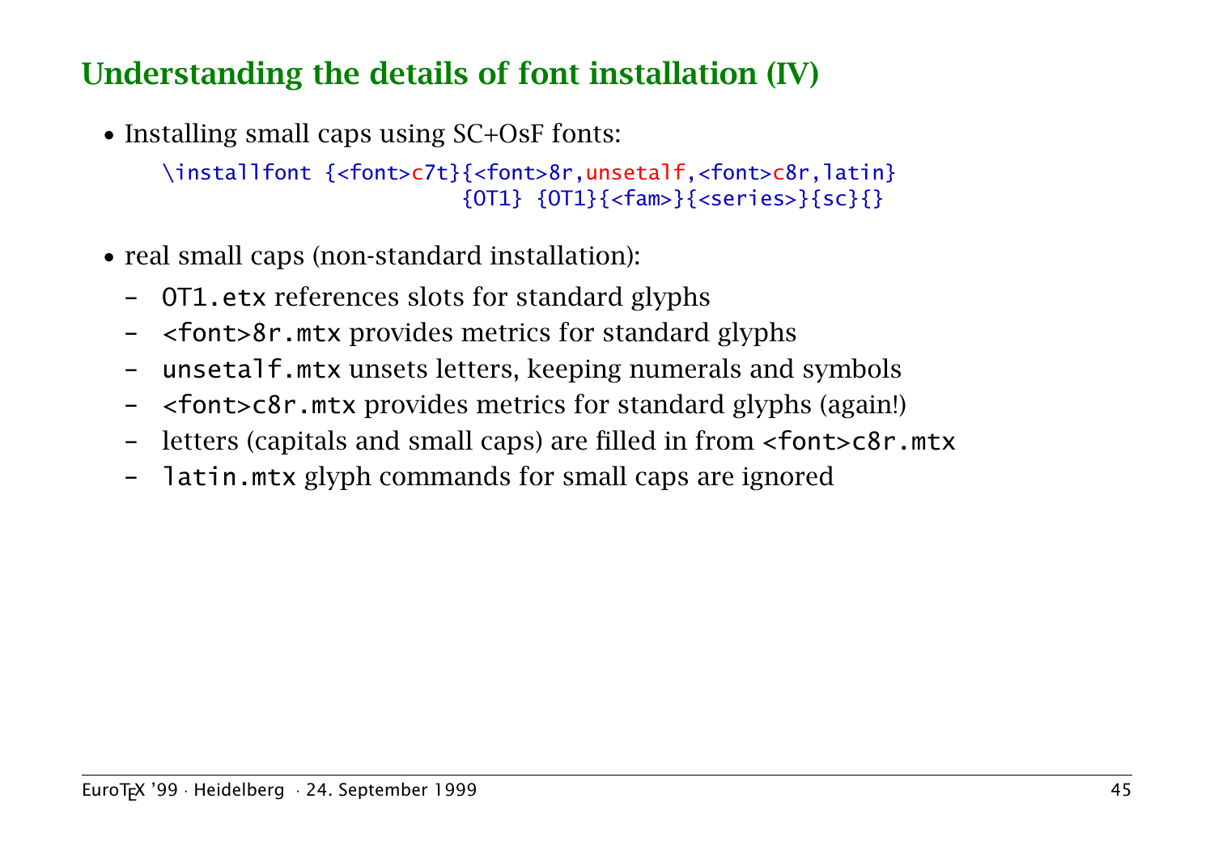## Understanding the details of font installation (IV)

- Installing small caps using SC+OsF fonts:

```
\installfont {<font>c7t}{<font>8r,unsetalf,<font>c8r,latin}
                        {OT1} {OT1}{<fam>}{<series>}{sc}{}
```

- real small caps (non-standard installation):
  - `OT1.etx` references slots for standard glyphs
  - `<font>8r.mtx` provides metrics for standard glyphs
  - `unsetalf.mtx` unsets letters, keeping numerals and symbols
  - `<font>c8r.mtx` provides metrics for standard glyphs (again!)
  - letters (capitals and small caps) are filled in from `<font>c8r.mtx`
  - `latin.mtx` glyph commands for small caps are ignored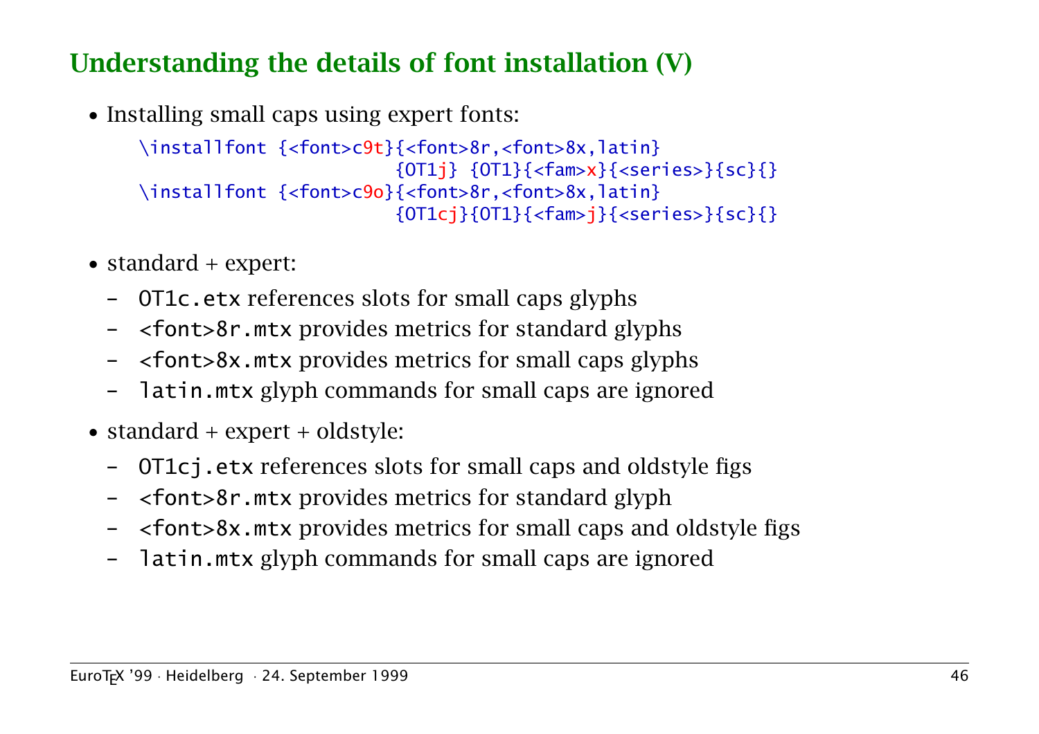## Understanding the details of font installation (V)

- Installing small caps using expert fonts:

```
\installfont {<font>c9t}{<font>8r,<font>8x,latin}
                        {OT1j} {OT1}{<fam>x}{<series>}{sc}{}
\installfont {<font>c9o}{<font>8r,<font>8x,latin}
                        {OT1cj}{OT1}{<fam>j}{<series>}{sc}{}
```

- standard + expert:
  - `OT1c.etx` references slots for small caps glyphs
  - `<font>8r.mtx` provides metrics for standard glyphs
  - `<font>8x.mtx` provides metrics for small caps glyphs
  - `latin.mtx` glyph commands for small caps are ignored
- standard + expert + oldstyle:
  - `OT1cj.etx` references slots for small caps and oldstyle figs
  - `<font>8r.mtx` provides metrics for standard glyph
  - `<font>8x.mtx` provides metrics for small caps and oldstyle figs
  - `latin.mtx` glyph commands for small caps are ignored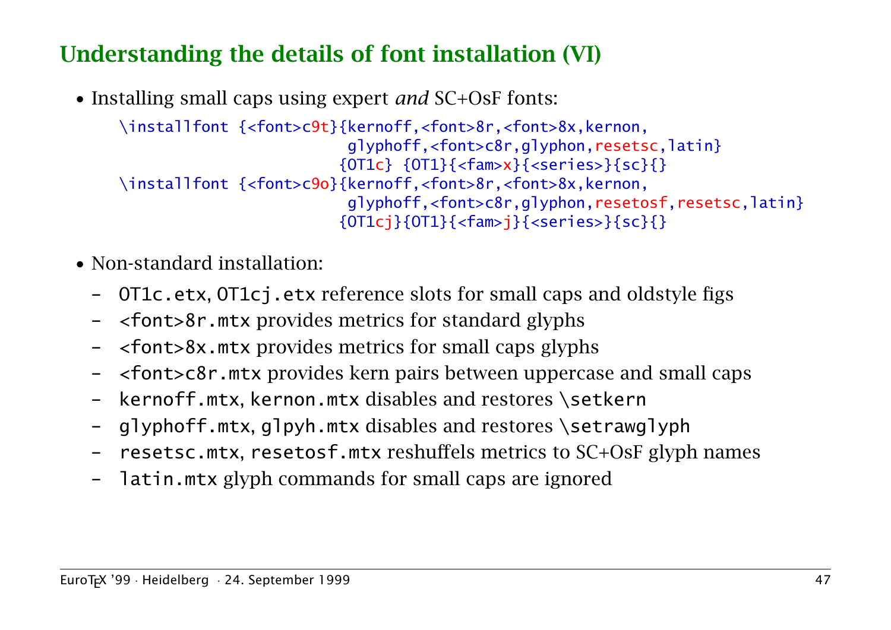## Understanding the details of font installation (VI)

- Installing small caps using expert *and* SC+OsF fonts:

```
\installfont {<font>c9t}{kernoff,<font>8r,<font>8x,kernon,
                         glyphoff,<font>c8r,glyphon,resetsc,latin}
                        {OT1c} {OT1}{<fam>x}{<series>}{sc}{}
\installfont {<font>c9o}{kernoff,<font>8r,<font>8x,kernon,
                         glyphoff,<font>c8r,glyphon,resetosf,resetsc,latin}
                        {OT1cj}{OT1}{<fam>j}{<series>}{sc}{}
```

- Non-standard installation:
  - `OT1c.etx`, `OT1cj.etx` reference slots for small caps and oldstyle figs
  - `<font>8r.mtx` provides metrics for standard glyphs
  - `<font>8x.mtx` provides metrics for small caps glyphs
  - `<font>c8r.mtx` provides kern pairs between uppercase and small caps
  - `kernoff.mtx`, `kernon.mtx` disables and restores `\setkern`
  - `glyphoff.mtx`, `glpyh.mtx` disables and restores `\setrawglyph`
  - `resetsc.mtx`, `resetosf.mtx` reshuffels metrics to SC+OsF glyph names
  - `latin.mtx` glyph commands for small caps are ignored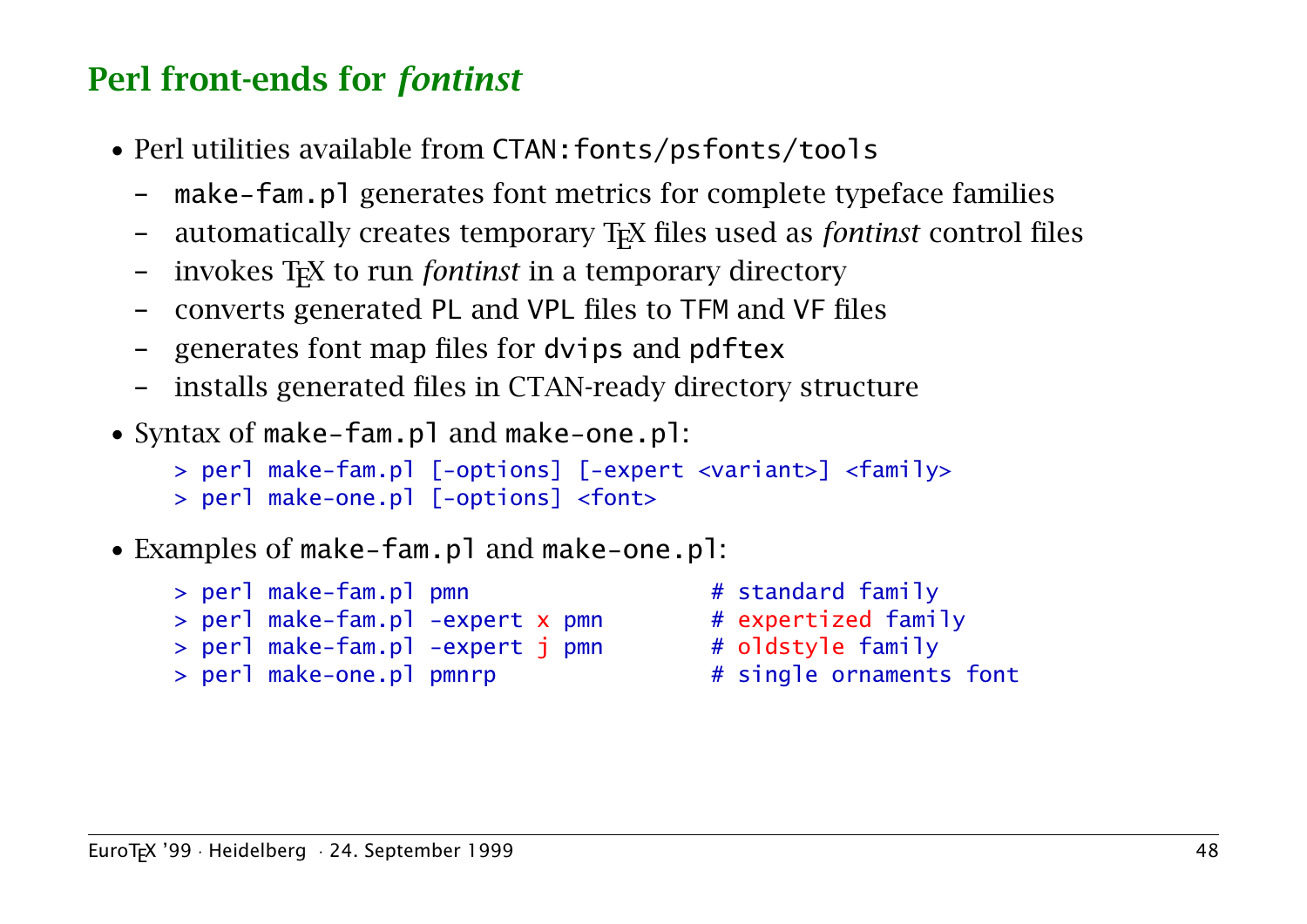## Perl front-ends for *fontinst*

- Perl utilities available from `CTAN:fonts/psfonts/tools`
  - `make-fam.pl` generates font metrics for complete typeface families
  - automatically creates temporary TEX files used as *fontinst* control files
  - invokes TEX to run *fontinst* in a temporary directory
  - converts generated `PL` and `VPL` files to `TFM` and `VF` files
  - generates font map files for `dvips` and `pdftex`
  - installs generated files in CTAN-ready directory structure
- Syntax of `make-fam.pl` and `make-one.pl`:

```
> perl make-fam.pl [-options] [-expert <variant>] <family>
> perl make-one.pl [-options] <font>
```

- Examples of `make-fam.pl` and `make-one.pl`:

```
> perl make-fam.pl pmn                    # standard family
> perl make-fam.pl -expert x pmn          # expertized family
> perl make-fam.pl -expert j pmn          # oldstyle family
> perl make-one.pl pmnrp                  # single ornaments font
```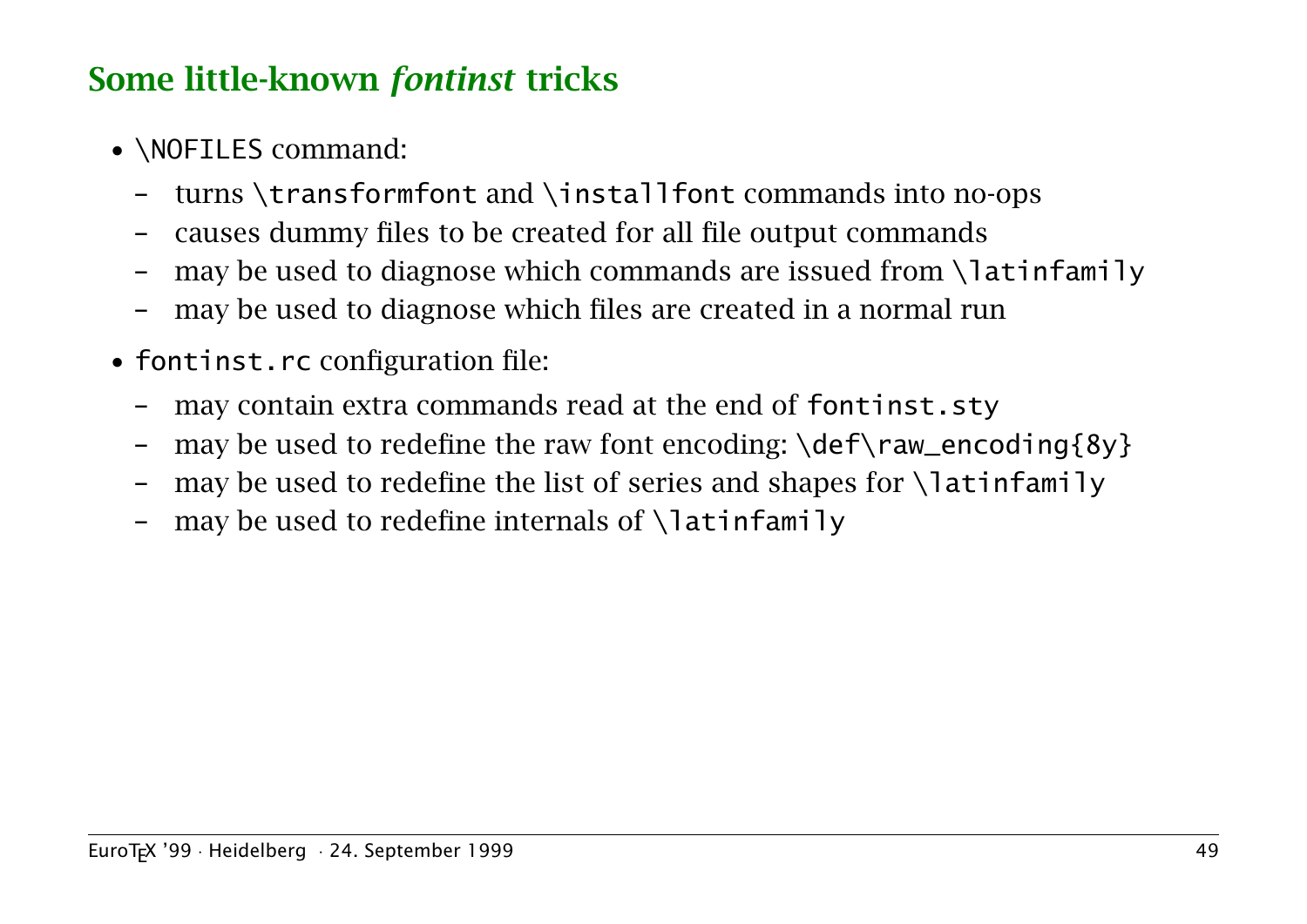## Some little-known *fontinst* tricks

- `\NOFILES` command:
  - turns `\transformfont` and `\installfont` commands into no-ops
  - causes dummy files to be created for all file output commands
  - may be used to diagnose which commands are issued from `\latinfamily`
  - may be used to diagnose which files are created in a normal run
- `fontinst.rc` configuration file:
  - may contain extra commands read at the end of `fontinst.sty`
  - may be used to redefine the raw font encoding: `\def\raw_encoding{8y}`
  - may be used to redefine the list of series and shapes for `\latinfamily`
  - may be used to redefine internals of `\latinfamily`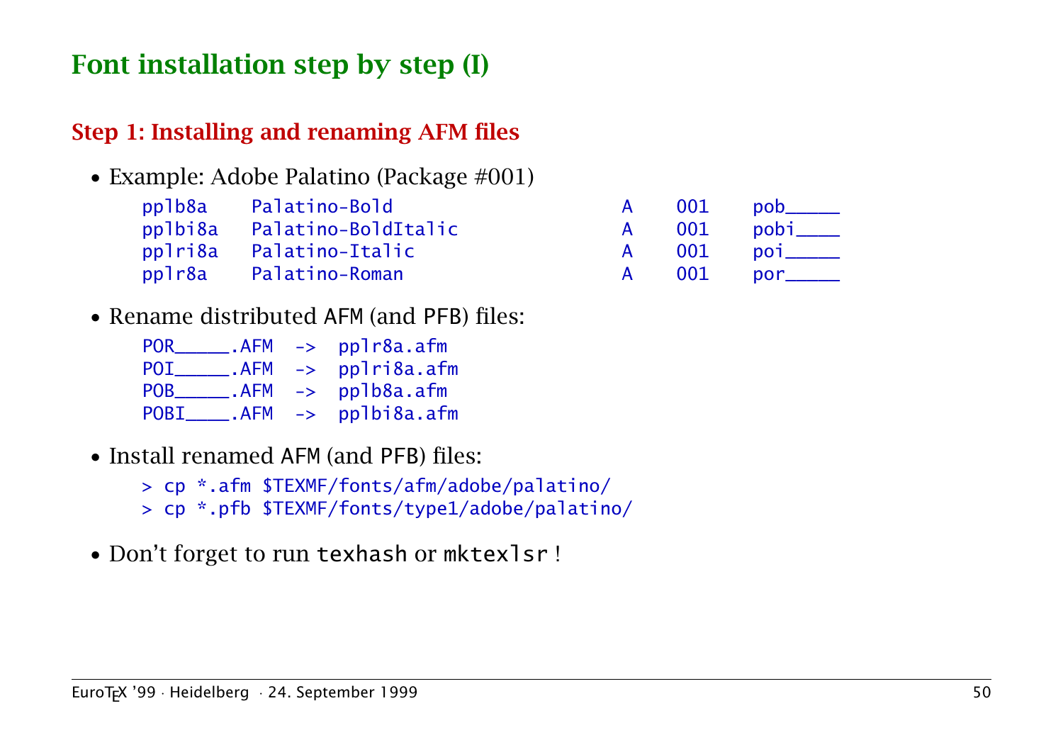# Font installation step by step (I)

## Step 1: Installing and renaming AFM files

- Example: Adobe Palatino (Package #001)

```
pplb8a    Palatino-Bold                        A    001    pob_____
pplbi8a   Palatino-BoldItalic                  A    001    pobi____
pplri8a   Palatino-Italic                      A    001    poi_____
pplr8a    Palatino-Roman                       A    001    por_____
```

- Rename distributed AFM (and PFB) files:

```
POR_____.AFM  ->  pplr8a.afm
POI_____.AFM  ->  pplri8a.afm
POB_____.AFM  ->  pplb8a.afm
POBI____.AFM  ->  pplbi8a.afm
```

- Install renamed AFM (and PFB) files:

```
> cp *.afm $TEXMF/fonts/afm/adobe/palatino/
> cp *.pfb $TEXMF/fonts/type1/adobe/palatino/
```

- Don't forget to run `texhash` or `mktexlsr` !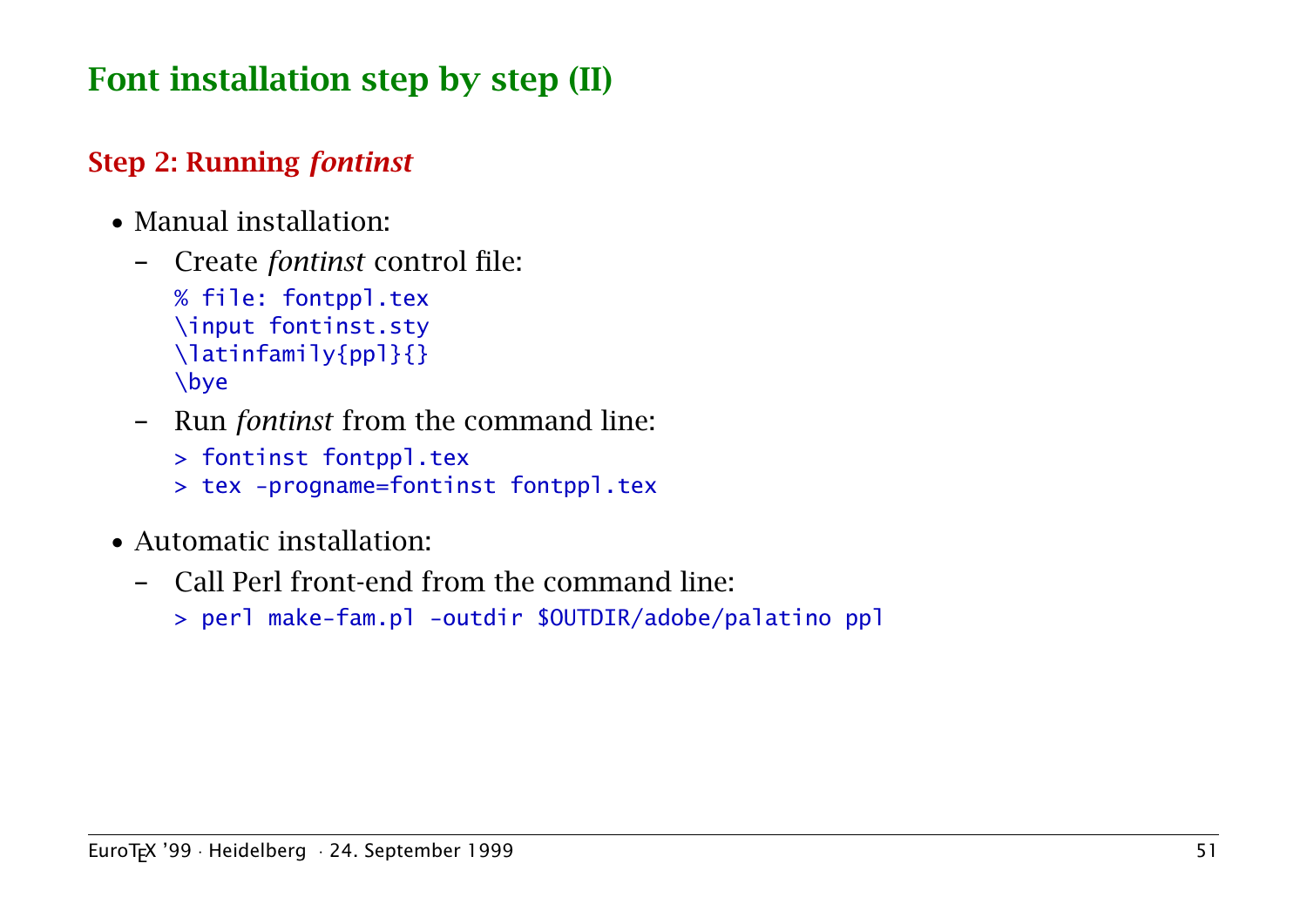# Font installation step by step (II)

## Step 2: Running *fontinst*

- Manual installation:
  - Create *fontinst* control file:

    ```
    % file: fontppl.tex
    \input fontinst.sty
    \latinfamily{ppl}{}
    \bye
    ```

  - Run *fontinst* from the command line:

    ```
    > fontinst fontppl.tex
    > tex -progname=fontinst fontppl.tex
    ```

- Automatic installation:
  - Call Perl front-end from the command line:

    ```
    > perl make-fam.pl -outdir $OUTDIR/adobe/palatino ppl
    ```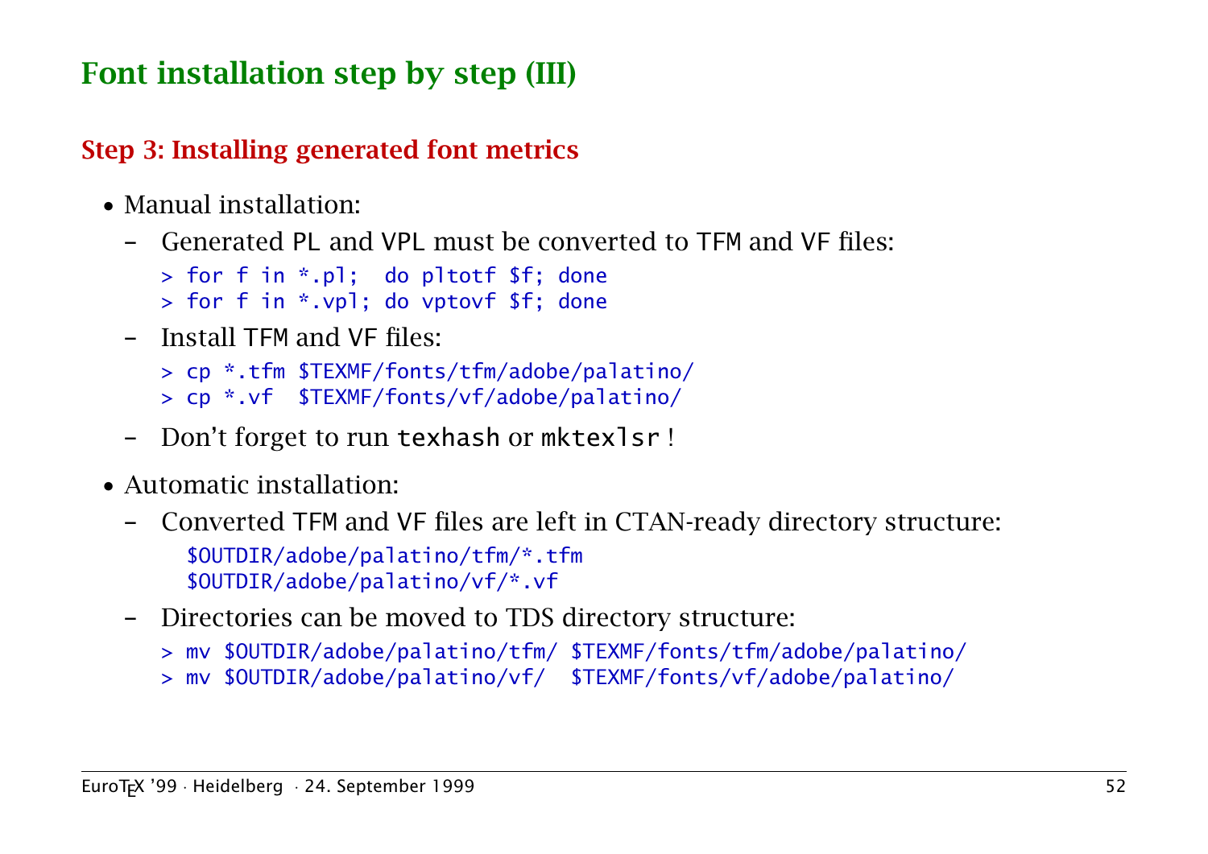# Font installation step by step (III)

## Step 3: Installing generated font metrics

- Manual installation:
  - Generated PL and VPL must be converted to TFM and VF files:

    ```
    > for f in *.pl;  do pltotf $f; done
    > for f in *.vpl; do vptovf $f; done
    ```

  - Install TFM and VF files:

    ```
    > cp *.tfm $TEXMF/fonts/tfm/adobe/palatino/
    > cp *.vf  $TEXMF/fonts/vf/adobe/palatino/
    ```

  - Don't forget to run `texhash` or `mktexlsr` !

- Automatic installation:
  - Converted TFM and VF files are left in CTAN-ready directory structure:

    ```
    $OUTDIR/adobe/palatino/tfm/*.tfm
    $OUTDIR/adobe/palatino/vf/*.vf
    ```

  - Directories can be moved to TDS directory structure:

    ```
    > mv $OUTDIR/adobe/palatino/tfm/ $TEXMF/fonts/tfm/adobe/palatino/
    > mv $OUTDIR/adobe/palatino/vf/  $TEXMF/fonts/vf/adobe/palatino/
    ```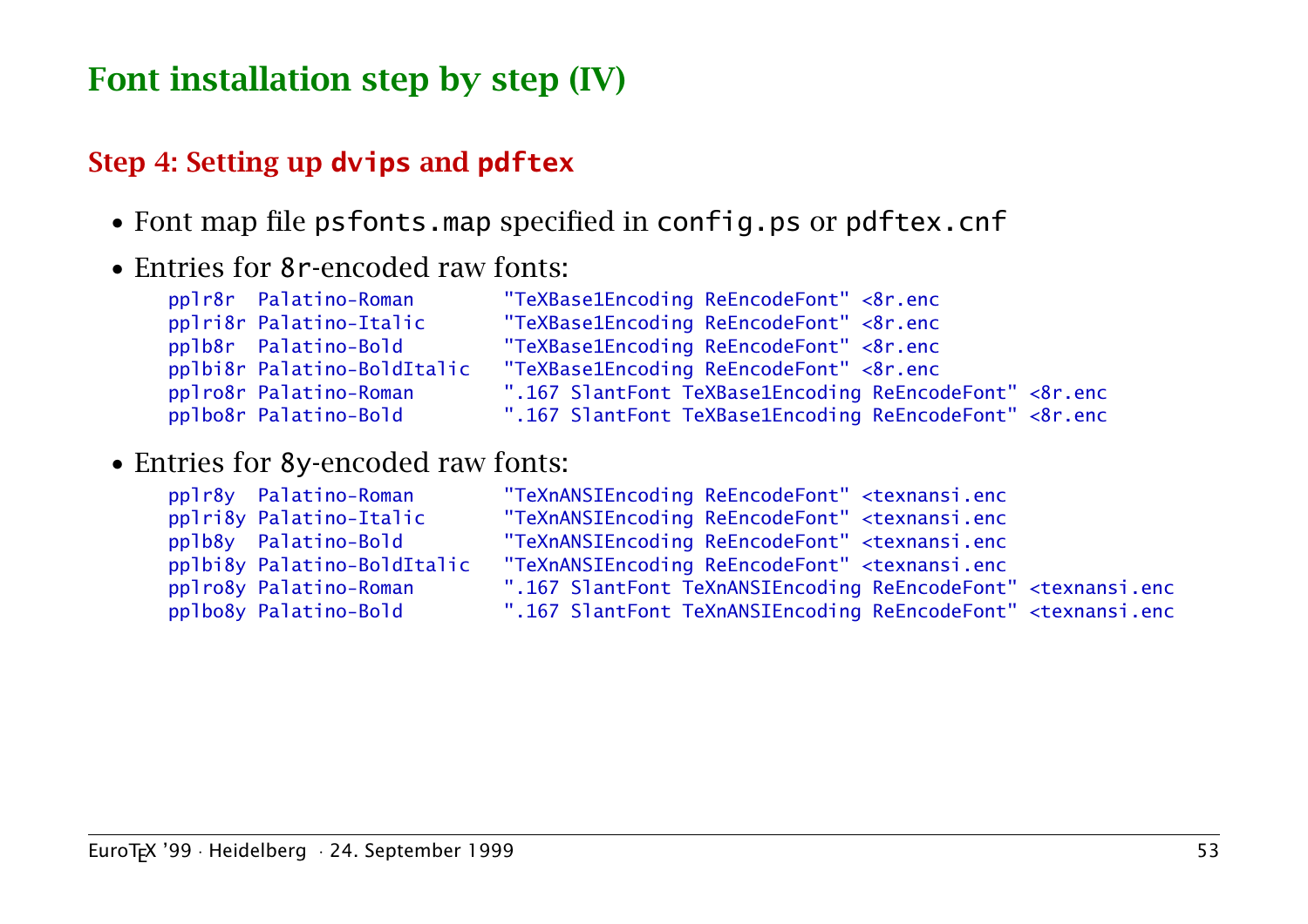# Font installation step by step (IV)

## Step 4: Setting up `dvips` and `pdftex`

- Font map file `psfonts.map` specified in `config.ps` or `pdftex.cnf`
- Entries for `8r`-encoded raw fonts:

```
pplr8r  Palatino-Roman       "TeXBase1Encoding ReEncodeFont" <8r.enc
pplri8r Palatino-Italic      "TeXBase1Encoding ReEncodeFont" <8r.enc
pplb8r  Palatino-Bold        "TeXBase1Encoding ReEncodeFont" <8r.enc
pplbi8r Palatino-BoldItalic  "TeXBase1Encoding ReEncodeFont" <8r.enc
pplro8r Palatino-Roman       ".167 SlantFont TeXBase1Encoding ReEncodeFont" <8r.enc
pplbo8r Palatino-Bold        ".167 SlantFont TeXBase1Encoding ReEncodeFont" <8r.enc
```

- Entries for `8y`-encoded raw fonts:

```
pplr8y  Palatino-Roman       "TeXnANSIEncoding ReEncodeFont" <texnansi.enc
pplri8y Palatino-Italic      "TeXnANSIEncoding ReEncodeFont" <texnansi.enc
pplb8y  Palatino-Bold        "TeXnANSIEncoding ReEncodeFont" <texnansi.enc
pplbi8y Palatino-BoldItalic  "TeXnANSIEncoding ReEncodeFont" <texnansi.enc
pplro8y Palatino-Roman       ".167 SlantFont TeXnANSIEncoding ReEncodeFont" <texnansi.enc
pplbo8y Palatino-Bold        ".167 SlantFont TeXnANSIEncoding ReEncodeFont" <texnansi.enc
```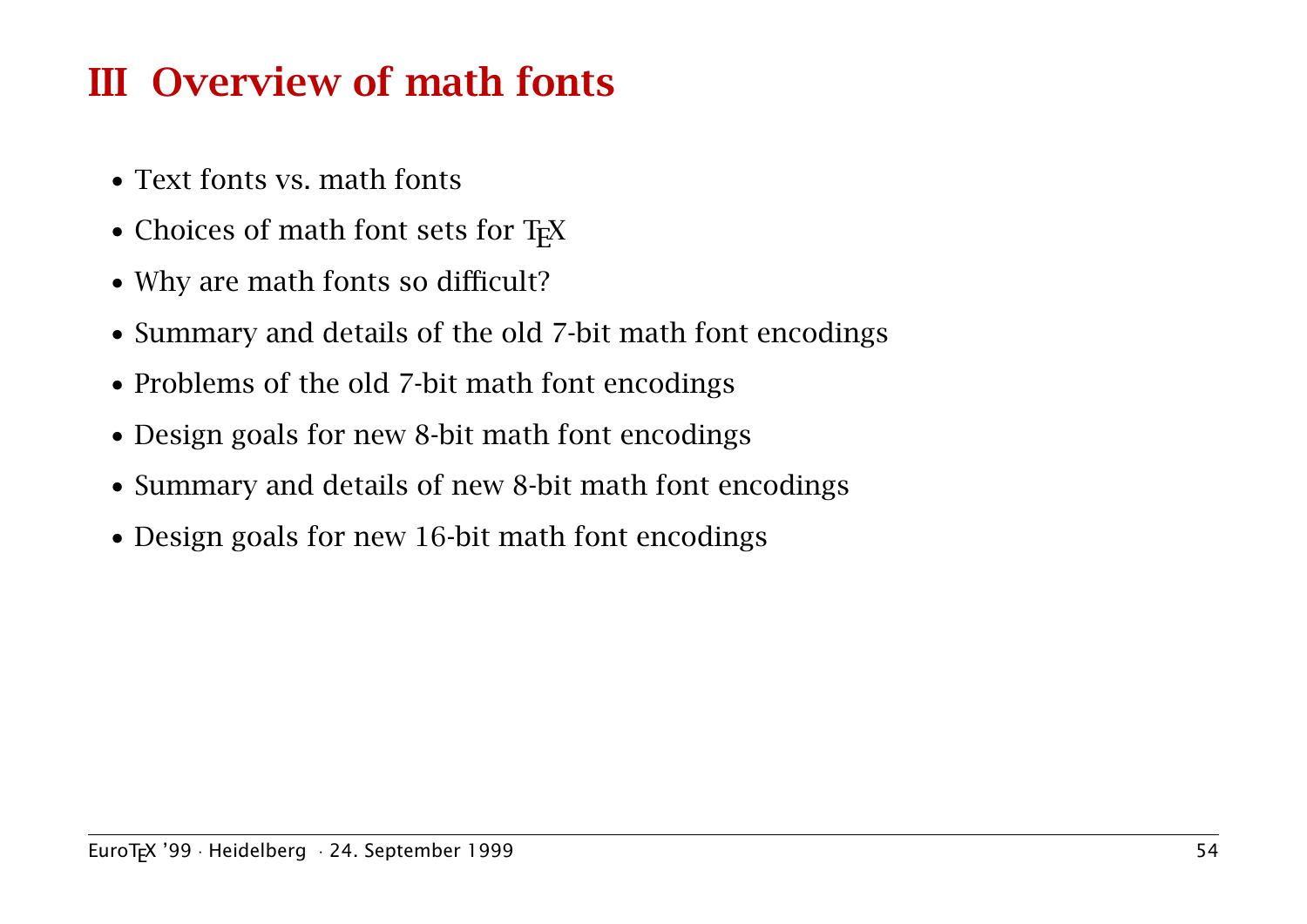# III Overview of math fonts

- Text fonts vs. math fonts
- Choices of math font sets for TEX
- Why are math fonts so difficult?
- Summary and details of the old 7-bit math font encodings
- Problems of the old 7-bit math font encodings
- Design goals for new 8-bit math font encodings
- Summary and details of new 8-bit math font encodings
- Design goals for new 16-bit math font encodings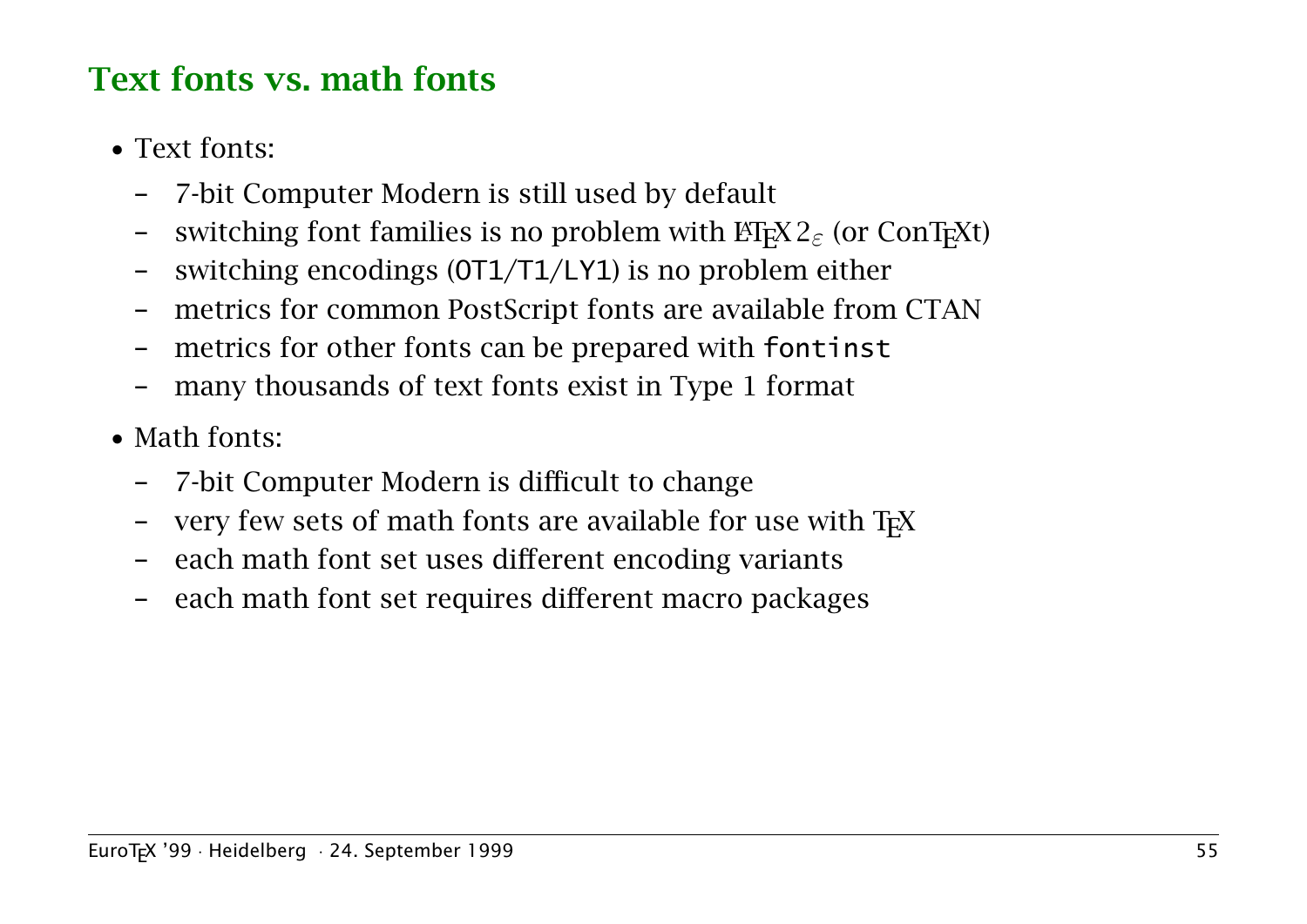## Text fonts vs. math fonts

- Text fonts:
  - 7-bit Computer Modern is still used by default
  - switching font families is no problem with LaTeX $2_\varepsilon$ (or ConTeXt)
  - switching encodings (`OT1`/`T1`/`LY1`) is no problem either
  - metrics for common PostScript fonts are available from CTAN
  - metrics for other fonts can be prepared with `fontinst`
  - many thousands of text fonts exist in Type 1 format
- Math fonts:
  - 7-bit Computer Modern is difficult to change
  - very few sets of math fonts are available for use with TeX
  - each math font set uses different encoding variants
  - each math font set requires different macro packages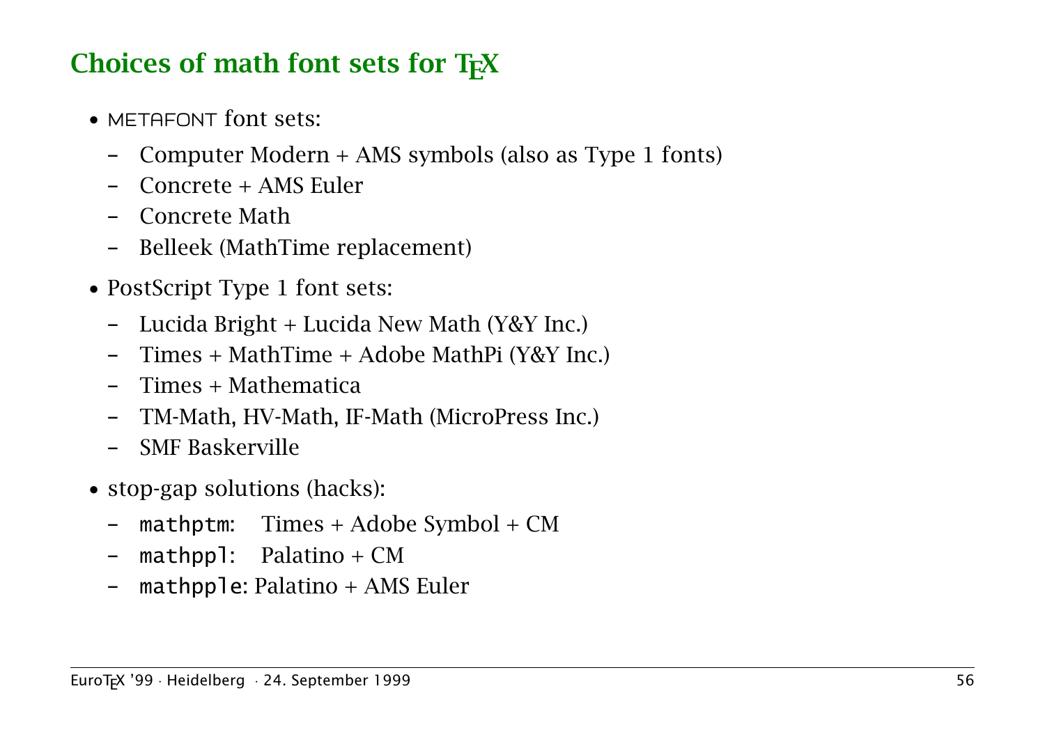## Choices of math font sets for TEX

- METAFONT font sets:
  - Computer Modern + AMS symbols (also as Type 1 fonts)
  - Concrete + AMS Euler
  - Concrete Math
  - Belleek (MathTime replacement)
- PostScript Type 1 font sets:
  - Lucida Bright + Lucida New Math (Y&Y Inc.)
  - Times + MathTime + Adobe MathPi (Y&Y Inc.)
  - Times + Mathematica
  - TM-Math, HV-Math, IF-Math (MicroPress Inc.)
  - SMF Baskerville
- stop-gap solutions (hacks):
  - `mathptm`: Times + Adobe Symbol + CM
  - `mathppl`: Palatino + CM
  - `mathpple`: Palatino + AMS Euler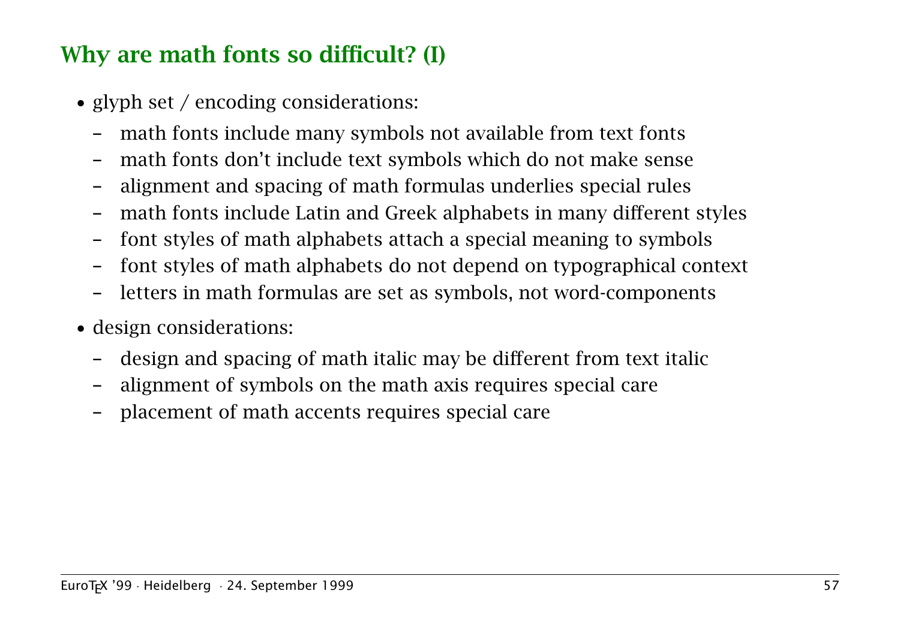## Why are math fonts so difficult? (I)

- glyph set / encoding considerations:
  - math fonts include many symbols not available from text fonts
  - math fonts don't include text symbols which do not make sense
  - alignment and spacing of math formulas underlies special rules
  - math fonts include Latin and Greek alphabets in many different styles
  - font styles of math alphabets attach a special meaning to symbols
  - font styles of math alphabets do not depend on typographical context
  - letters in math formulas are set as symbols, not word-components
- design considerations:
  - design and spacing of math italic may be different from text italic
  - alignment of symbols on the math axis requires special care
  - placement of math accents requires special care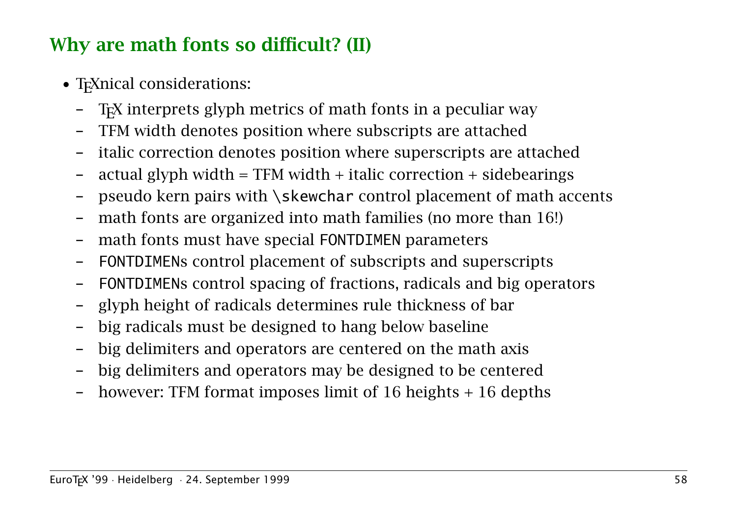## Why are math fonts so difficult? (II)

- TEXnical considerations:
  - TEX interprets glyph metrics of math fonts in a peculiar way
  - TFM width denotes position where subscripts are attached
  - italic correction denotes position where superscripts are attached
  - actual glyph width = TFM width + italic correction + sidebearings
  - pseudo kern pairs with `\skewchar` control placement of math accents
  - math fonts are organized into math families (no more than 16!)
  - math fonts must have special `FONTDIMEN` parameters
  - `FONTDIMEN`s control placement of subscripts and superscripts
  - `FONTDIMEN`s control spacing of fractions, radicals and big operators
  - glyph height of radicals determines rule thickness of bar
  - big radicals must be designed to hang below baseline
  - big delimiters and operators are centered on the math axis
  - big delimiters and operators may be designed to be centered
  - however: TFM format imposes limit of 16 heights + 16 depths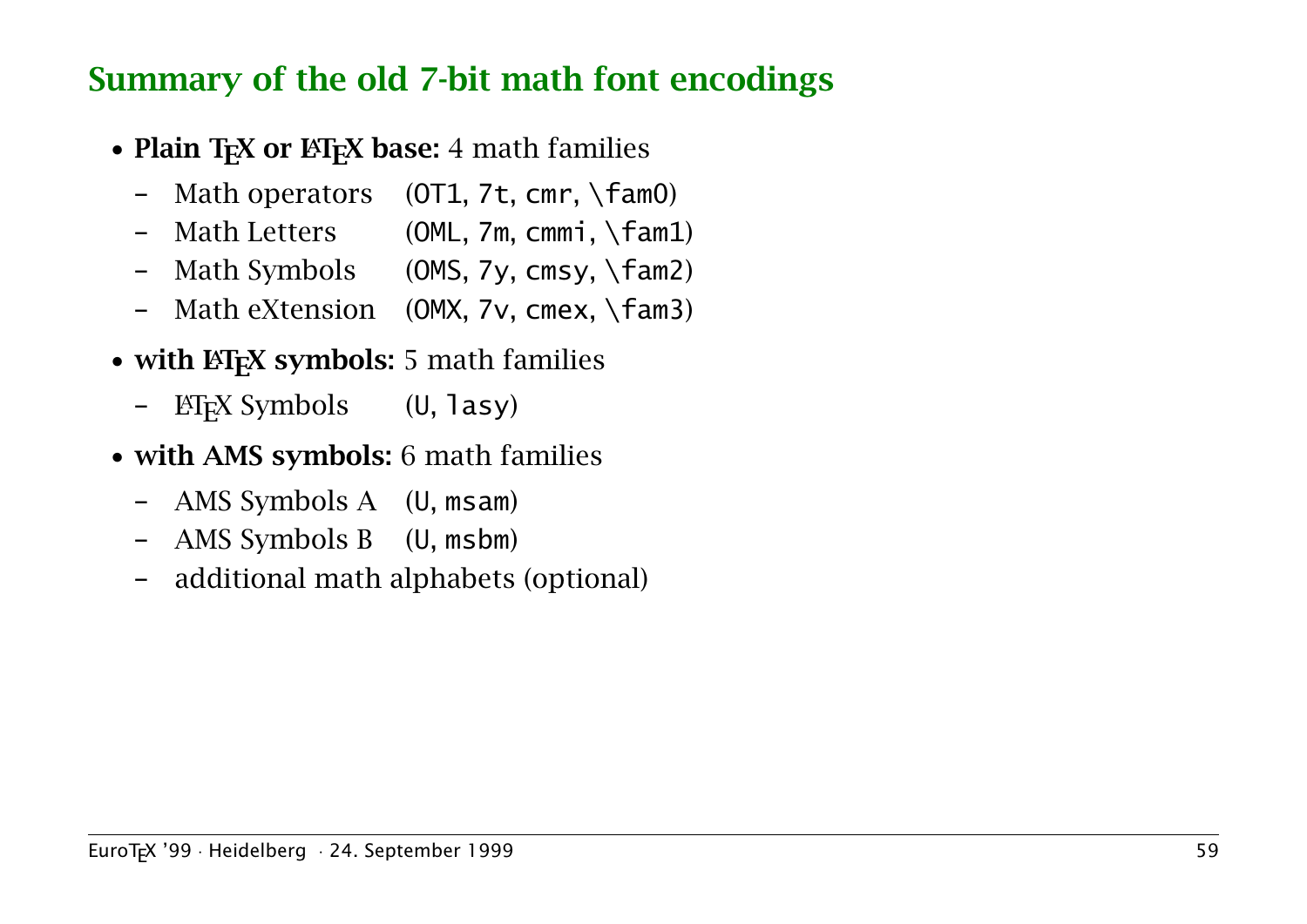## Summary of the old 7-bit math font encodings

- **Plain TeX or LaTeX base:** 4 math families
  - Math operators (`OT1`, `7t`, `cmr`, `\fam0`)
  - Math Letters (`OML`, `7m`, `cmmi`, `\fam1`)
  - Math Symbols (`OMS`, `7y`, `cmsy`, `\fam2`)
  - Math eXtension (`OMX`, `7v`, `cmex`, `\fam3`)
- **with LaTeX symbols:** 5 math families
  - LaTeX Symbols (`U`, `lasy`)
- **with AMS symbols:** 6 math families
  - AMS Symbols A (`U`, `msam`)
  - AMS Symbols B (`U`, `msbm`)
  - additional math alphabets (optional)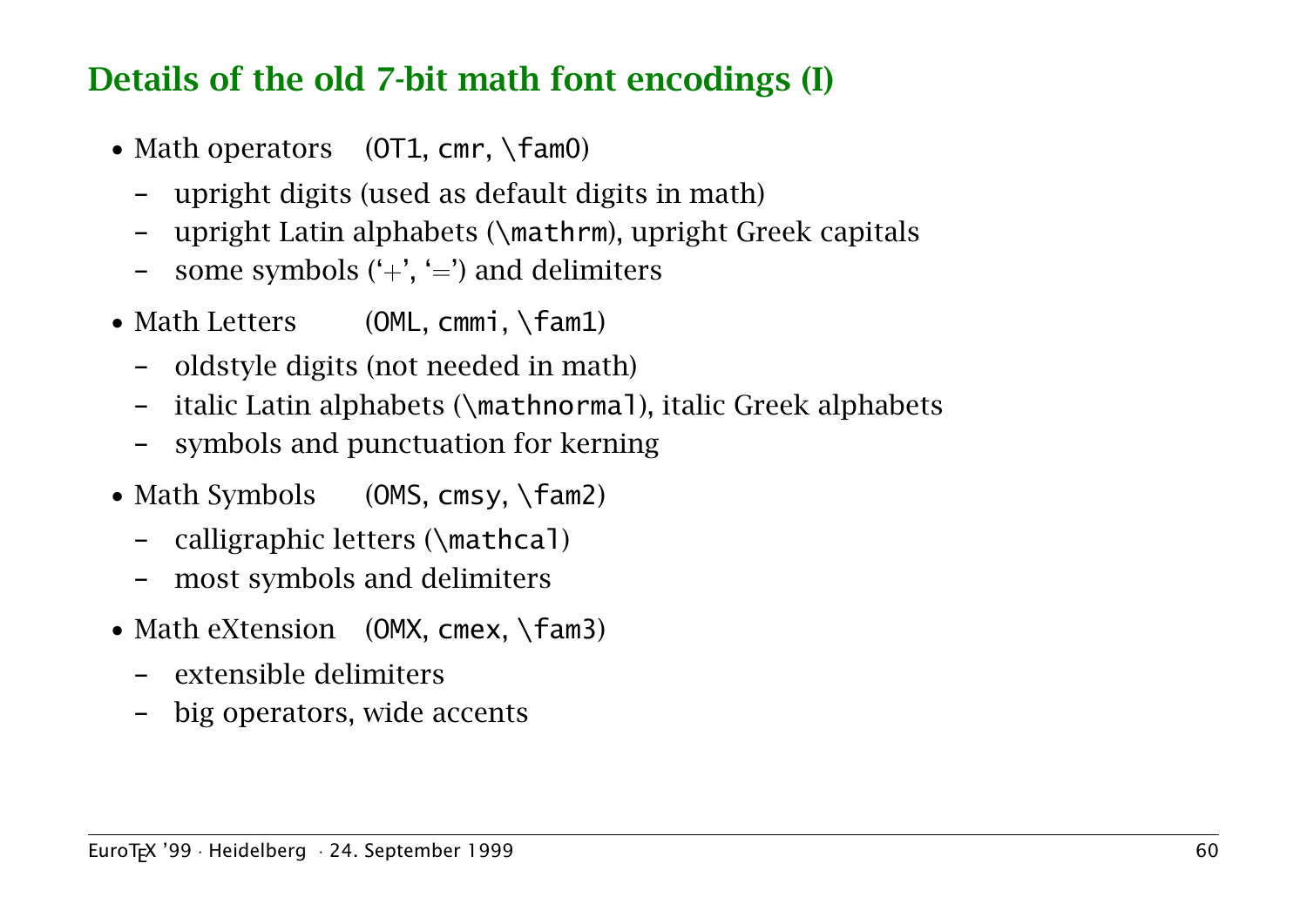# Details of the old 7-bit math font encodings (I)

- Math operators (`OT1`, `cmr`, `\fam0`)
  - upright digits (used as default digits in math)
  - upright Latin alphabets (`\mathrm`), upright Greek capitals
  - some symbols ('$+$', '$=$') and delimiters
- Math Letters (`OML`, `cmmi`, `\fam1`)
  - oldstyle digits (not needed in math)
  - italic Latin alphabets (`\mathnormal`), italic Greek alphabets
  - symbols and punctuation for kerning
- Math Symbols (`OMS`, `cmsy`, `\fam2`)
  - calligraphic letters (`\mathcal`)
  - most symbols and delimiters
- Math eXtension (`OMX`, `cmex`, `\fam3`)
  - extensible delimiters
  - big operators, wide accents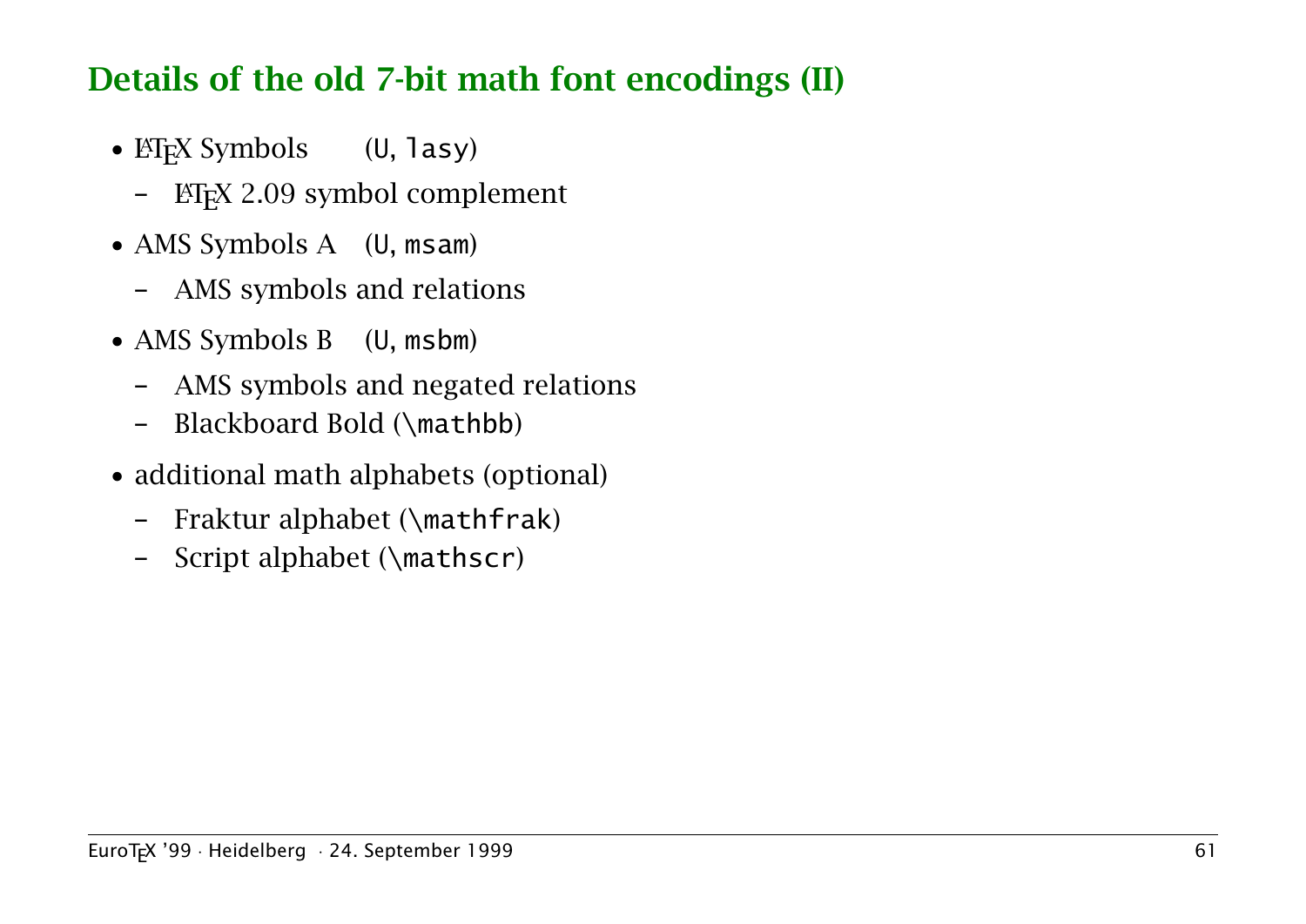## Details of the old 7-bit math font encodings (II)

- LaTeX Symbols (U, lasy)
  - LaTeX 2.09 symbol complement
- AMS Symbols A (U, msam)
  - AMS symbols and relations
- AMS Symbols B (U, msbm)
  - AMS symbols and negated relations
  - Blackboard Bold (\mathbb)
- additional math alphabets (optional)
  - Fraktur alphabet (\mathfrak)
  - Script alphabet (\mathscr)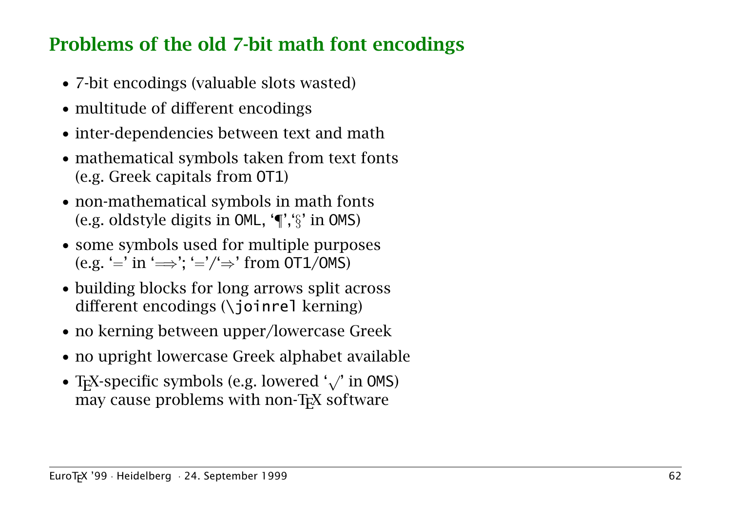## Problems of the old 7-bit math font encodings

- 7-bit encodings (valuable slots wasted)
- multitude of different encodings
- inter-dependencies between text and math
- mathematical symbols taken from text fonts (e.g. Greek capitals from `OT1`)
- non-mathematical symbols in math fonts (e.g. oldstyle digits in `OML`, '¶','§' in `OMS`)
- some symbols used for multiple purposes (e.g. '=' in '$\Longrightarrow$'; '='/'$\Rightarrow$' from `OT1`/`OMS`)
- building blocks for long arrows split across different encodings (`\joinrel` kerning)
- no kerning between upper/lowercase Greek
- no upright lowercase Greek alphabet available
- TEX-specific symbols (e.g. lowered '$\surd$' in `OMS`) may cause problems with non-TEX software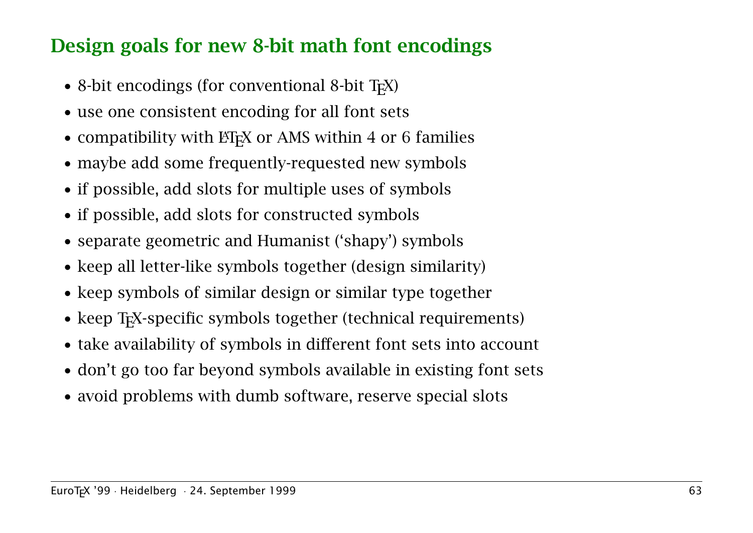## Design goals for new 8-bit math font encodings

- 8-bit encodings (for conventional 8-bit TEX)
- use one consistent encoding for all font sets
- compatibility with LATEX or AMS within 4 or 6 families
- maybe add some frequently-requested new symbols
- if possible, add slots for multiple uses of symbols
- if possible, add slots for constructed symbols
- separate geometric and Humanist ('shapy') symbols
- keep all letter-like symbols together (design similarity)
- keep symbols of similar design or similar type together
- keep TEX-specific symbols together (technical requirements)
- take availability of symbols in different font sets into account
- don't go too far beyond symbols available in existing font sets
- avoid problems with dumb software, reserve special slots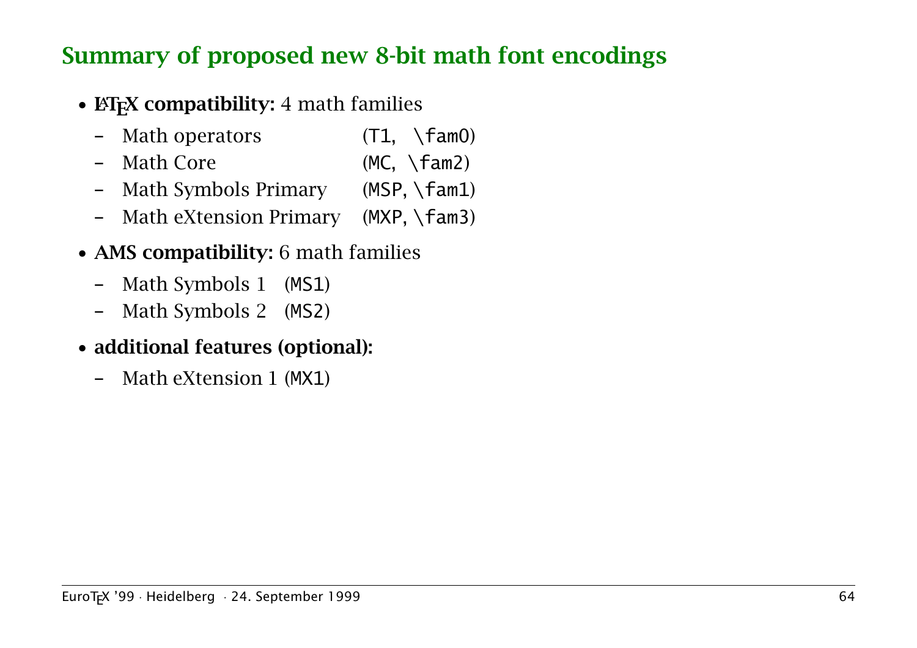# Summary of proposed new 8-bit math font encodings

- **LaTeX compatibility:** 4 math families
  - Math operators (`T1`, `\fam0`)
  - Math Core (`MC`, `\fam2`)
  - Math Symbols Primary (`MSP`, `\fam1`)
  - Math eXtension Primary (`MXP`, `\fam3`)
- **AMS compatibility:** 6 math families
  - Math Symbols 1 (`MS1`)
  - Math Symbols 2 (`MS2`)
- **additional features (optional):**
  - Math eXtension 1 (`MX1`)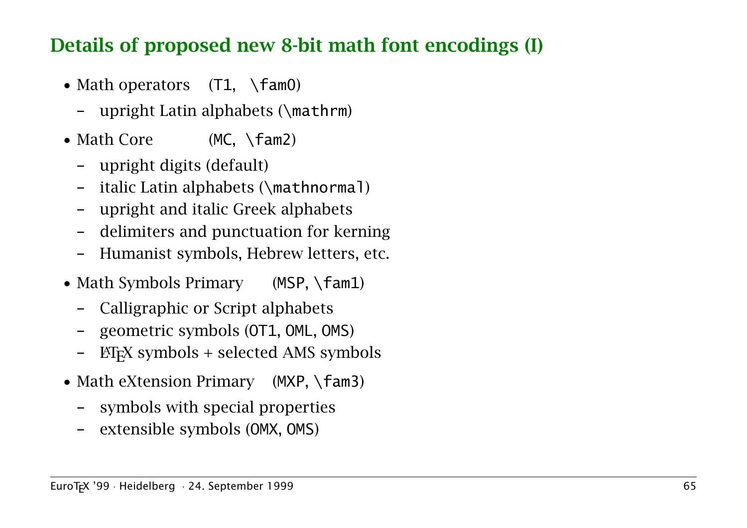## Details of proposed new 8-bit math font encodings (I)

- Math operators (`T1`, `\fam0`)
  - upright Latin alphabets (`\mathrm`)
- Math Core (`MC`, `\fam2`)
  - upright digits (default)
  - italic Latin alphabets (`\mathnormal`)
  - upright and italic Greek alphabets
  - delimiters and punctuation for kerning
  - Humanist symbols, Hebrew letters, etc.
- Math Symbols Primary (`MSP`, `\fam1`)
  - Calligraphic or Script alphabets
  - geometric symbols (`OT1`, `OML`, `OMS`)
  - LaTeX symbols + selected AMS symbols
- Math eXtension Primary (`MXP`, `\fam3`)
  - symbols with special properties
  - extensible symbols (`OMX`, `OMS`)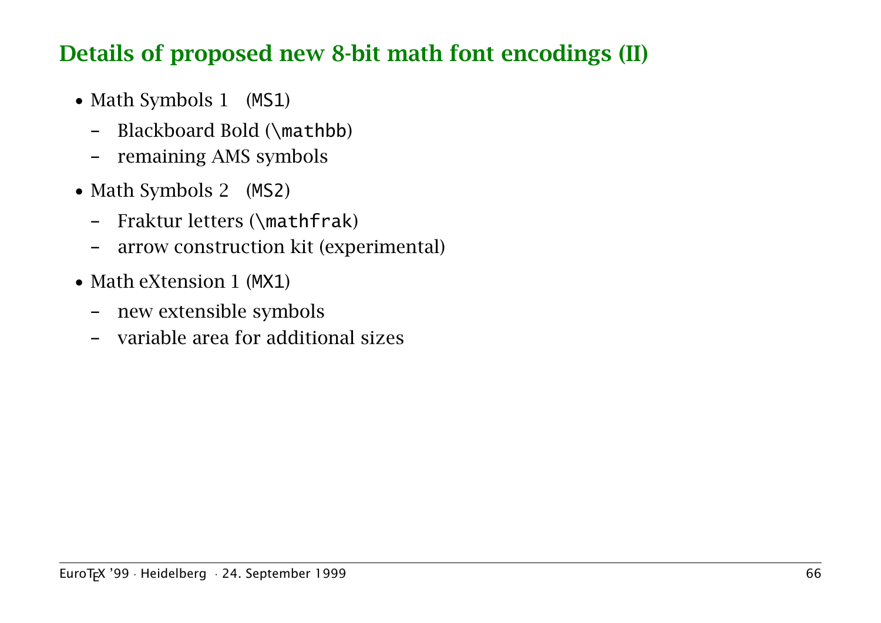## Details of proposed new 8-bit math font encodings (II)

- Math Symbols 1 (`MS1`)
  - Blackboard Bold (`\mathbb`)
  - remaining AMS symbols
- Math Symbols 2 (`MS2`)
  - Fraktur letters (`\mathfrak`)
  - arrow construction kit (experimental)
- Math eXtension 1 (`MX1`)
  - new extensible symbols
  - variable area for additional sizes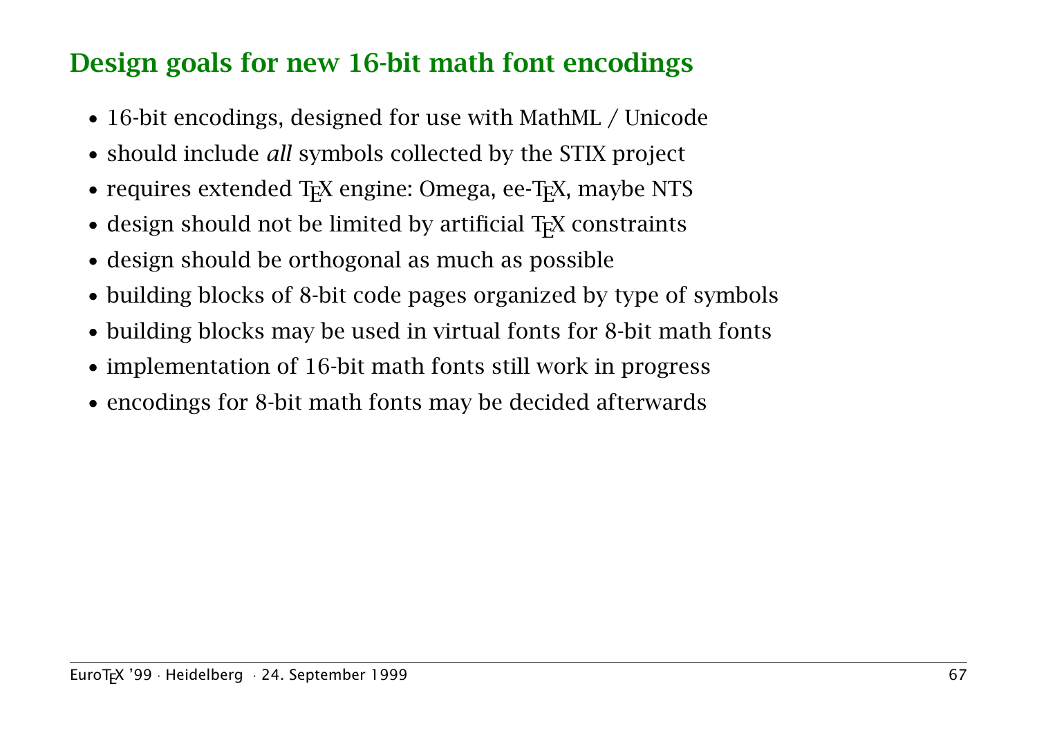## Design goals for new 16-bit math font encodings

- 16-bit encodings, designed for use with MathML / Unicode
- should include *all* symbols collected by the STIX project
- requires extended TEX engine: Omega, ee-TEX, maybe NTS
- design should not be limited by artificial TEX constraints
- design should be orthogonal as much as possible
- building blocks of 8-bit code pages organized by type of symbols
- building blocks may be used in virtual fonts for 8-bit math fonts
- implementation of 16-bit math fonts still work in progress
- encodings for 8-bit math fonts may be decided afterwards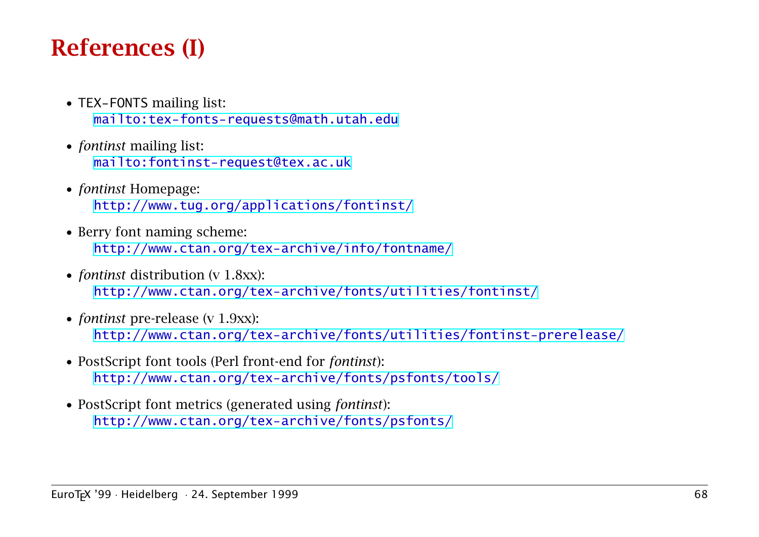# References (I)

- TEX-FONTS mailing list:
  mailto:tex-fonts-requests@math.utah.edu
- *fontinst* mailing list:
  mailto:fontinst-request@tex.ac.uk
- *fontinst* Homepage:
  http://www.tug.org/applications/fontinst/
- Berry font naming scheme:
  http://www.ctan.org/tex-archive/info/fontname/
- *fontinst* distribution (v 1.8xx):
  http://www.ctan.org/tex-archive/fonts/utilities/fontinst/
- *fontinst* pre-release (v 1.9xx):
  http://www.ctan.org/tex-archive/fonts/utilities/fontinst-prerelease/
- PostScript font tools (Perl front-end for *fontinst*):
  http://www.ctan.org/tex-archive/fonts/psfonts/tools/
- PostScript font metrics (generated using *fontinst*):
  http://www.ctan.org/tex-archive/fonts/psfonts/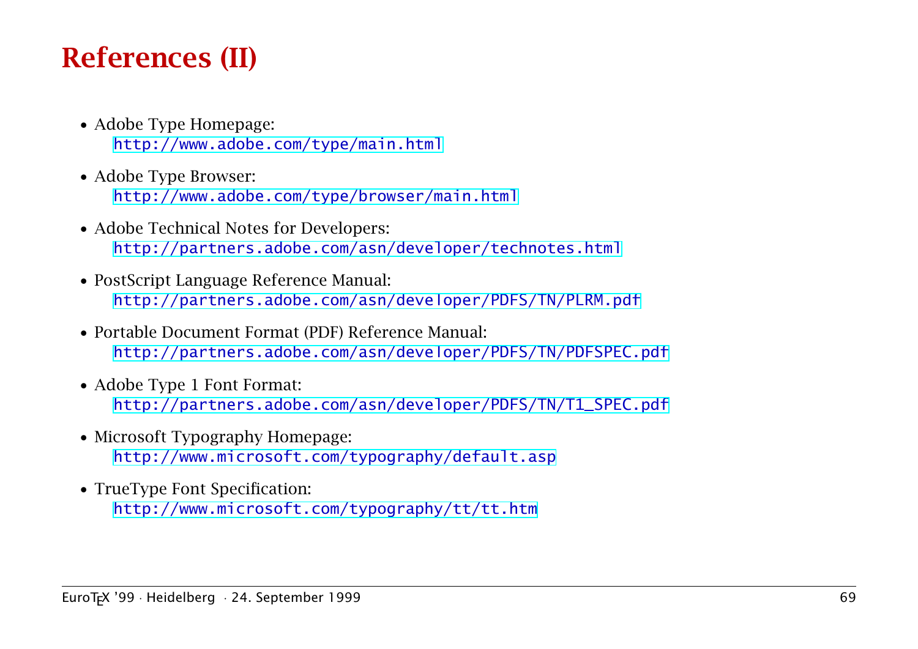# References (II)

- Adobe Type Homepage:
  http://www.adobe.com/type/main.html
- Adobe Type Browser:
  http://www.adobe.com/type/browser/main.html
- Adobe Technical Notes for Developers:
  http://partners.adobe.com/asn/developer/technotes.html
- PostScript Language Reference Manual:
  http://partners.adobe.com/asn/developer/PDFS/TN/PLRM.pdf
- Portable Document Format (PDF) Reference Manual:
  http://partners.adobe.com/asn/developer/PDFS/TN/PDFSPEC.pdf
- Adobe Type 1 Font Format:
  http://partners.adobe.com/asn/developer/PDFS/TN/T1_SPEC.pdf
- Microsoft Typography Homepage:
  http://www.microsoft.com/typography/default.asp
- TrueType Font Specification:
  http://www.microsoft.com/typography/tt/tt.htm